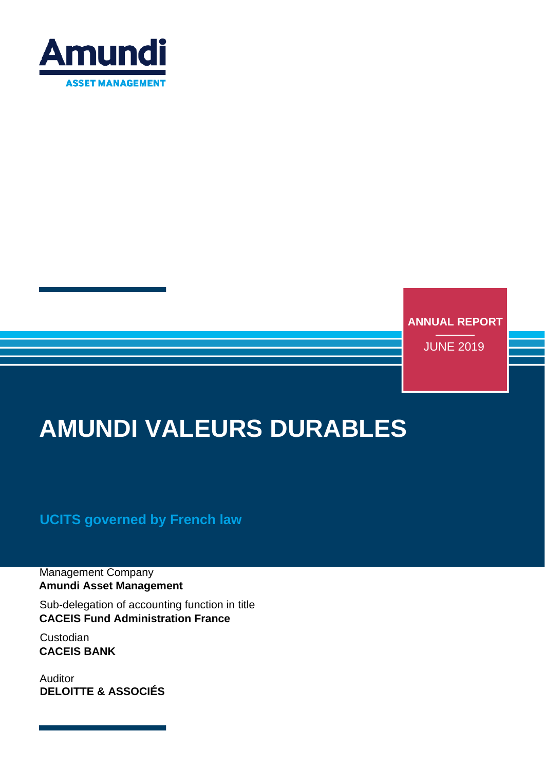Amundi
ASSET MANAGEMENT

**ANNUAL REPORT**

JUNE 2019

# AMUNDI VALEURS DURABLES

**UCITS governed by French law**

Management Company
**Amundi Asset Management**

Sub-delegation of accounting function in title
**CACEIS Fund Administration France**

Custodian
**CACEIS BANK**

Auditor
**DELOITTE & ASSOCIÉS**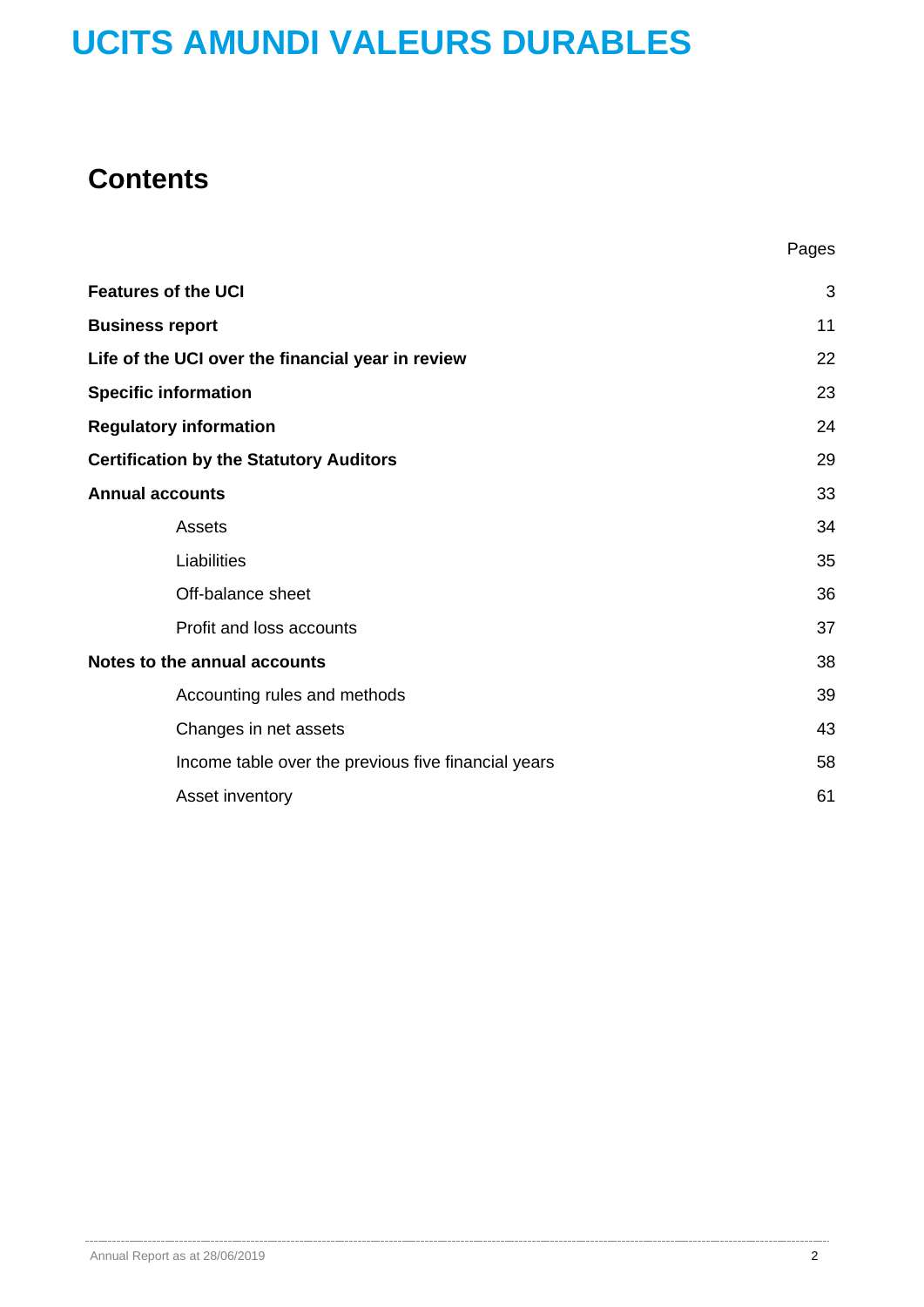# UCITS AMUNDI VALEURS DURABLES

## Contents

| | Pages |
|---|---|
| **Features of the UCI** | 3 |
| **Business report** | 11 |
| **Life of the UCI over the financial year in review** | 22 |
| **Specific information** | 23 |
| **Regulatory information** | 24 |
| **Certification by the Statutory Auditors** | 29 |
| **Annual accounts** | 33 |
| Assets | 34 |
| Liabilities | 35 |
| Off-balance sheet | 36 |
| Profit and loss accounts | 37 |
| **Notes to the annual accounts** | 38 |
| Accounting rules and methods | 39 |
| Changes in net assets | 43 |
| Income table over the previous five financial years | 58 |
| Asset inventory | 61 |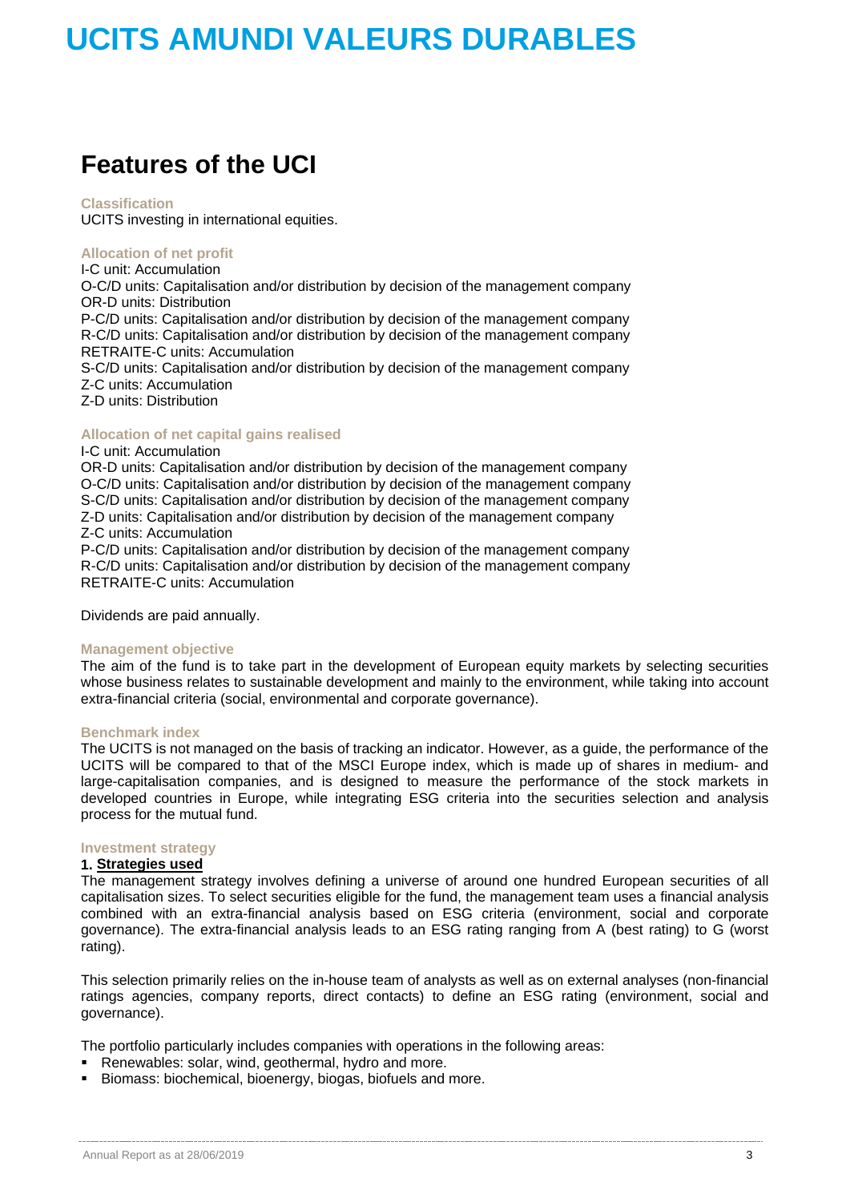# UCITS AMUNDI VALEURS DURABLES

## Features of the UCI

**Classification**

UCITS investing in international equities.

**Allocation of net profit**

I-C unit: Accumulation
O-C/D units: Capitalisation and/or distribution by decision of the management company
OR-D units: Distribution
P-C/D units: Capitalisation and/or distribution by decision of the management company
R-C/D units: Capitalisation and/or distribution by decision of the management company
RETRAITE-C units: Accumulation
S-C/D units: Capitalisation and/or distribution by decision of the management company
Z-C units: Accumulation
Z-D units: Distribution

**Allocation of net capital gains realised**

I-C unit: Accumulation
OR-D units: Capitalisation and/or distribution by decision of the management company
O-C/D units: Capitalisation and/or distribution by decision of the management company
S-C/D units: Capitalisation and/or distribution by decision of the management company
Z-D units: Capitalisation and/or distribution by decision of the management company
Z-C units: Accumulation
P-C/D units: Capitalisation and/or distribution by decision of the management company
R-C/D units: Capitalisation and/or distribution by decision of the management company
RETRAITE-C units: Accumulation

Dividends are paid annually.

**Management objective**

The aim of the fund is to take part in the development of European equity markets by selecting securities whose business relates to sustainable development and mainly to the environment, while taking into account extra-financial criteria (social, environmental and corporate governance).

**Benchmark index**

The UCITS is not managed on the basis of tracking an indicator. However, as a guide, the performance of the UCITS will be compared to that of the MSCI Europe index, which is made up of shares in medium- and large-capitalisation companies, and is designed to measure the performance of the stock markets in developed countries in Europe, while integrating ESG criteria into the securities selection and analysis process for the mutual fund.

**Investment strategy**

**1. Strategies used**

The management strategy involves defining a universe of around one hundred European securities of all capitalisation sizes. To select securities eligible for the fund, the management team uses a financial analysis combined with an extra-financial analysis based on ESG criteria (environment, social and corporate governance). The extra-financial analysis leads to an ESG rating ranging from A (best rating) to G (worst rating).

This selection primarily relies on the in-house team of analysts as well as on external analyses (non-financial ratings agencies, company reports, direct contacts) to define an ESG rating (environment, social and governance).

The portfolio particularly includes companies with operations in the following areas:

- Renewables: solar, wind, geothermal, hydro and more.
- Biomass: biochemical, bioenergy, biogas, biofuels and more.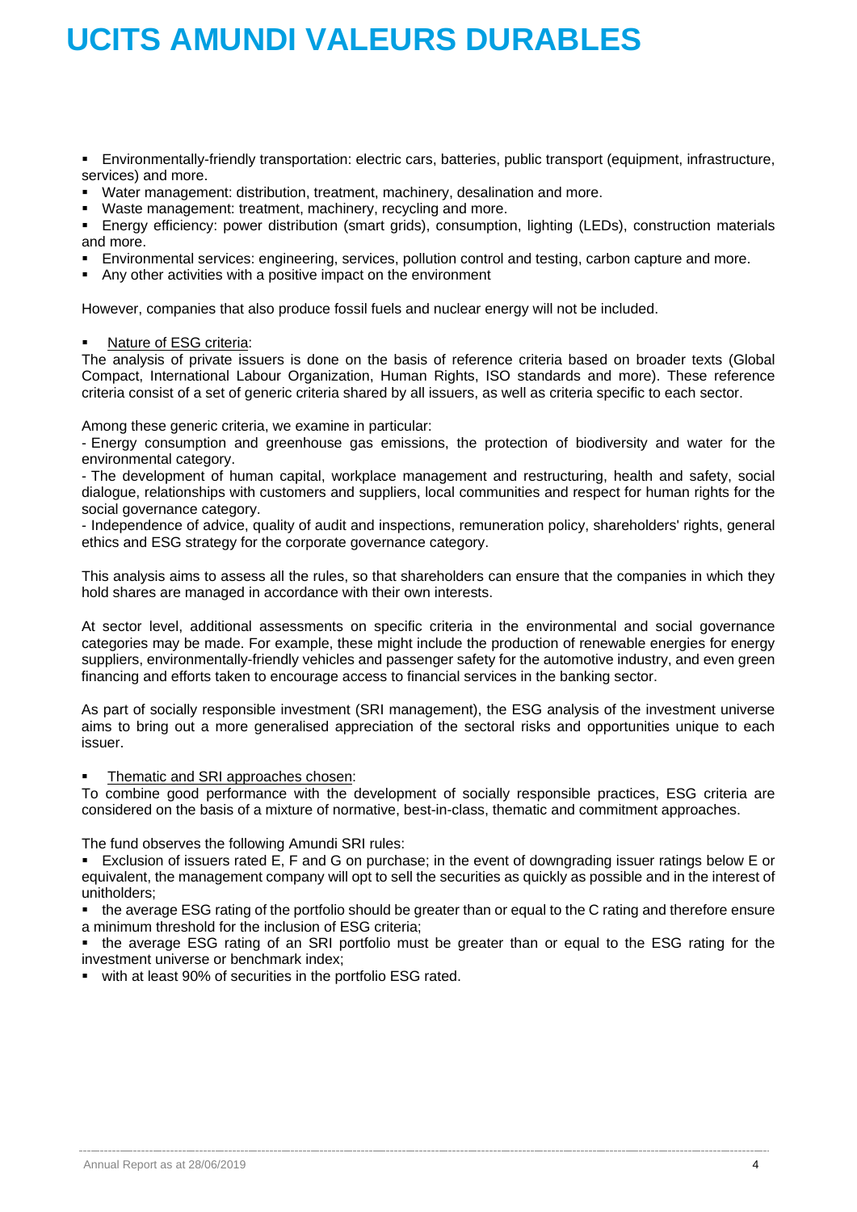- Environmentally-friendly transportation: electric cars, batteries, public transport (equipment, infrastructure, services) and more.
- Water management: distribution, treatment, machinery, desalination and more.
- Waste management: treatment, machinery, recycling and more.
- Energy efficiency: power distribution (smart grids), consumption, lighting (LEDs), construction materials and more.
- Environmental services: engineering, services, pollution control and testing, carbon capture and more.
- Any other activities with a positive impact on the environment

However, companies that also produce fossil fuels and nuclear energy will not be included.

- Nature of ESG criteria:

The analysis of private issuers is done on the basis of reference criteria based on broader texts (Global Compact, International Labour Organization, Human Rights, ISO standards and more). These reference criteria consist of a set of generic criteria shared by all issuers, as well as criteria specific to each sector.

Among these generic criteria, we examine in particular:

- Energy consumption and greenhouse gas emissions, the protection of biodiversity and water for the environmental category.
- The development of human capital, workplace management and restructuring, health and safety, social dialogue, relationships with customers and suppliers, local communities and respect for human rights for the social governance category.
- Independence of advice, quality of audit and inspections, remuneration policy, shareholders' rights, general ethics and ESG strategy for the corporate governance category.

This analysis aims to assess all the rules, so that shareholders can ensure that the companies in which they hold shares are managed in accordance with their own interests.

At sector level, additional assessments on specific criteria in the environmental and social governance categories may be made. For example, these might include the production of renewable energies for energy suppliers, environmentally-friendly vehicles and passenger safety for the automotive industry, and even green financing and efforts taken to encourage access to financial services in the banking sector.

As part of socially responsible investment (SRI management), the ESG analysis of the investment universe aims to bring out a more generalised appreciation of the sectoral risks and opportunities unique to each issuer.

- Thematic and SRI approaches chosen:

To combine good performance with the development of socially responsible practices, ESG criteria are considered on the basis of a mixture of normative, best-in-class, thematic and commitment approaches.

The fund observes the following Amundi SRI rules:

- Exclusion of issuers rated E, F and G on purchase; in the event of downgrading issuer ratings below E or equivalent, the management company will opt to sell the securities as quickly as possible and in the interest of unitholders;
- the average ESG rating of the portfolio should be greater than or equal to the C rating and therefore ensure a minimum threshold for the inclusion of ESG criteria;
- the average ESG rating of an SRI portfolio must be greater than or equal to the ESG rating for the investment universe or benchmark index;
- with at least 90% of securities in the portfolio ESG rated.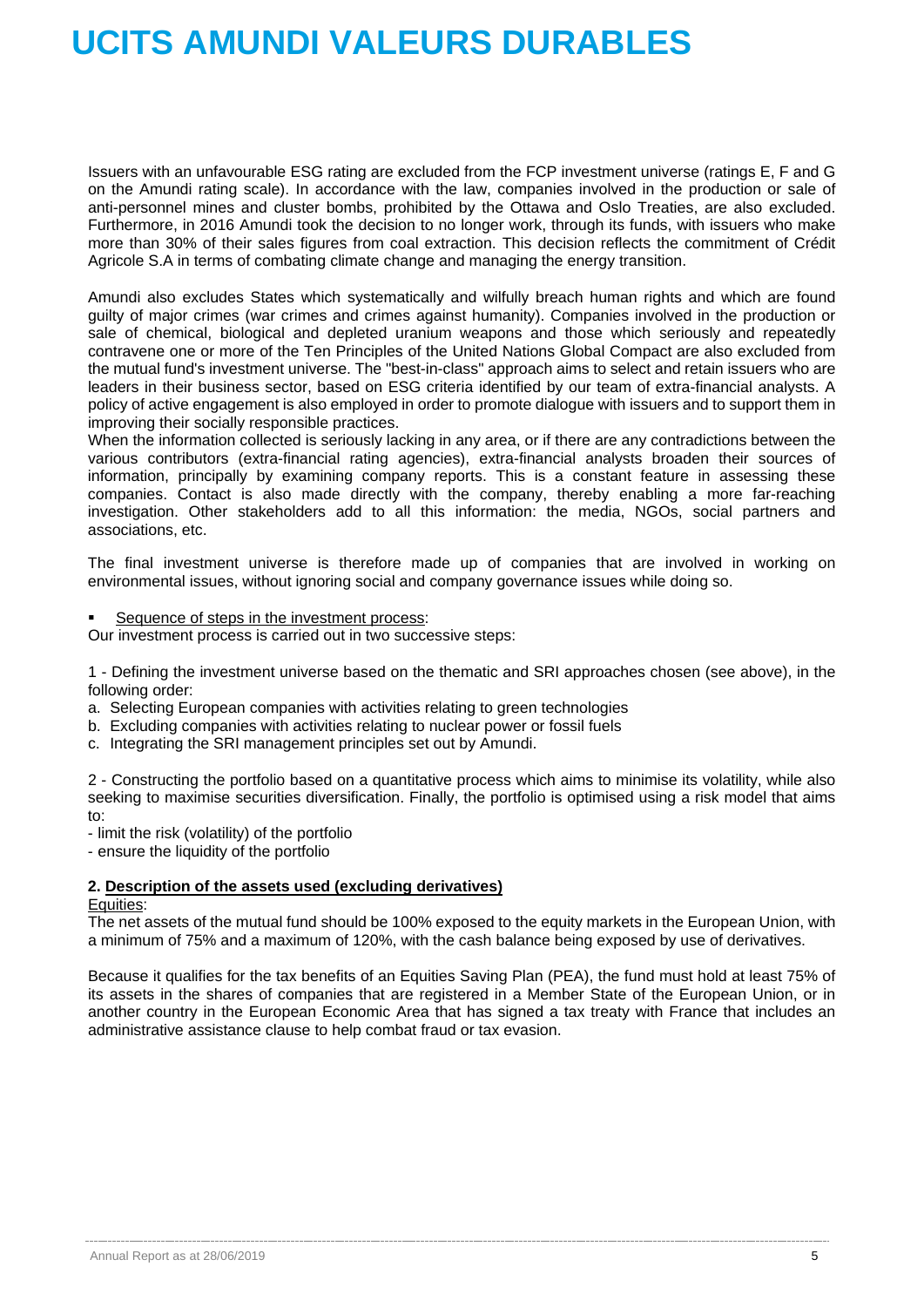Issuers with an unfavourable ESG rating are excluded from the FCP investment universe (ratings E, F and G on the Amundi rating scale). In accordance with the law, companies involved in the production or sale of anti-personnel mines and cluster bombs, prohibited by the Ottawa and Oslo Treaties, are also excluded. Furthermore, in 2016 Amundi took the decision to no longer work, through its funds, with issuers who make more than 30% of their sales figures from coal extraction. This decision reflects the commitment of Crédit Agricole S.A in terms of combating climate change and managing the energy transition.

Amundi also excludes States which systematically and wilfully breach human rights and which are found guilty of major crimes (war crimes and crimes against humanity). Companies involved in the production or sale of chemical, biological and depleted uranium weapons and those which seriously and repeatedly contravene one or more of the Ten Principles of the United Nations Global Compact are also excluded from the mutual fund's investment universe. The "best-in-class" approach aims to select and retain issuers who are leaders in their business sector, based on ESG criteria identified by our team of extra-financial analysts. A policy of active engagement is also employed in order to promote dialogue with issuers and to support them in improving their socially responsible practices.
When the information collected is seriously lacking in any area, or if there are any contradictions between the various contributors (extra-financial rating agencies), extra-financial analysts broaden their sources of information, principally by examining company reports. This is a constant feature in assessing these companies. Contact is also made directly with the company, thereby enabling a more far-reaching investigation. Other stakeholders add to all this information: the media, NGOs, social partners and associations, etc.

The final investment universe is therefore made up of companies that are involved in working on environmental issues, without ignoring social and company governance issues while doing so.

- Sequence of steps in the investment process:

Our investment process is carried out in two successive steps:

1 - Defining the investment universe based on the thematic and SRI approaches chosen (see above), in the following order:

a. Selecting European companies with activities relating to green technologies
b. Excluding companies with activities relating to nuclear power or fossil fuels
c. Integrating the SRI management principles set out by Amundi.

2 - Constructing the portfolio based on a quantitative process which aims to minimise its volatility, while also seeking to maximise securities diversification. Finally, the portfolio is optimised using a risk model that aims to:

- limit the risk (volatility) of the portfolio
- ensure the liquidity of the portfolio

**2. Description of the assets used (excluding derivatives)**

Equities:

The net assets of the mutual fund should be 100% exposed to the equity markets in the European Union, with a minimum of 75% and a maximum of 120%, with the cash balance being exposed by use of derivatives.

Because it qualifies for the tax benefits of an Equities Saving Plan (PEA), the fund must hold at least 75% of its assets in the shares of companies that are registered in a Member State of the European Union, or in another country in the European Economic Area that has signed a tax treaty with France that includes an administrative assistance clause to help combat fraud or tax evasion.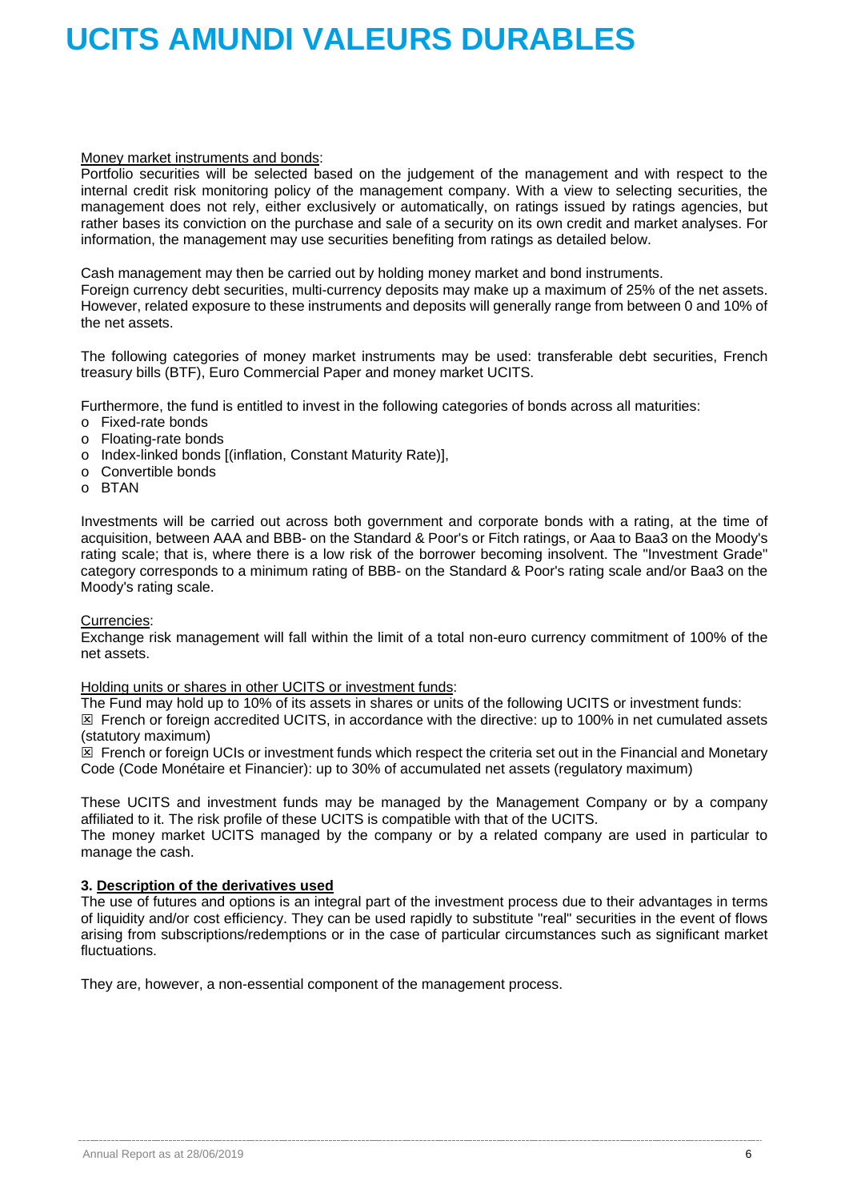# UCITS AMUNDI VALEURS DURABLES

Money market instruments and bonds:

Portfolio securities will be selected based on the judgement of the management and with respect to the internal credit risk monitoring policy of the management company. With a view to selecting securities, the management does not rely, either exclusively or automatically, on ratings issued by ratings agencies, but rather bases its conviction on the purchase and sale of a security on its own credit and market analyses. For information, the management may use securities benefiting from ratings as detailed below.

Cash management may then be carried out by holding money market and bond instruments.

Foreign currency debt securities, multi-currency deposits may make up a maximum of 25% of the net assets. However, related exposure to these instruments and deposits will generally range from between 0 and 10% of the net assets.

The following categories of money market instruments may be used: transferable debt securities, French treasury bills (BTF), Euro Commercial Paper and money market UCITS.

Furthermore, the fund is entitled to invest in the following categories of bonds across all maturities:

- o Fixed-rate bonds
- o Floating-rate bonds
- o Index-linked bonds [(inflation, Constant Maturity Rate)],
- o Convertible bonds
- o BTAN

Investments will be carried out across both government and corporate bonds with a rating, at the time of acquisition, between AAA and BBB- on the Standard & Poor's or Fitch ratings, or Aaa to Baa3 on the Moody's rating scale; that is, where there is a low risk of the borrower becoming insolvent. The "Investment Grade" category corresponds to a minimum rating of BBB- on the Standard & Poor's rating scale and/or Baa3 on the Moody's rating scale.

Currencies:

Exchange risk management will fall within the limit of a total non-euro currency commitment of 100% of the net assets.

Holding units or shares in other UCITS or investment funds:

The Fund may hold up to 10% of its assets in shares or units of the following UCITS or investment funds:

☒ French or foreign accredited UCITS, in accordance with the directive: up to 100% in net cumulated assets (statutory maximum)

☒ French or foreign UCIs or investment funds which respect the criteria set out in the Financial and Monetary Code (Code Monétaire et Financier): up to 30% of accumulated net assets (regulatory maximum)

These UCITS and investment funds may be managed by the Management Company or by a company affiliated to it. The risk profile of these UCITS is compatible with that of the UCITS.

The money market UCITS managed by the company or by a related company are used in particular to manage the cash.

**3. Description of the derivatives used**

The use of futures and options is an integral part of the investment process due to their advantages in terms of liquidity and/or cost efficiency. They can be used rapidly to substitute "real" securities in the event of flows arising from subscriptions/redemptions or in the case of particular circumstances such as significant market fluctuations.

They are, however, a non-essential component of the management process.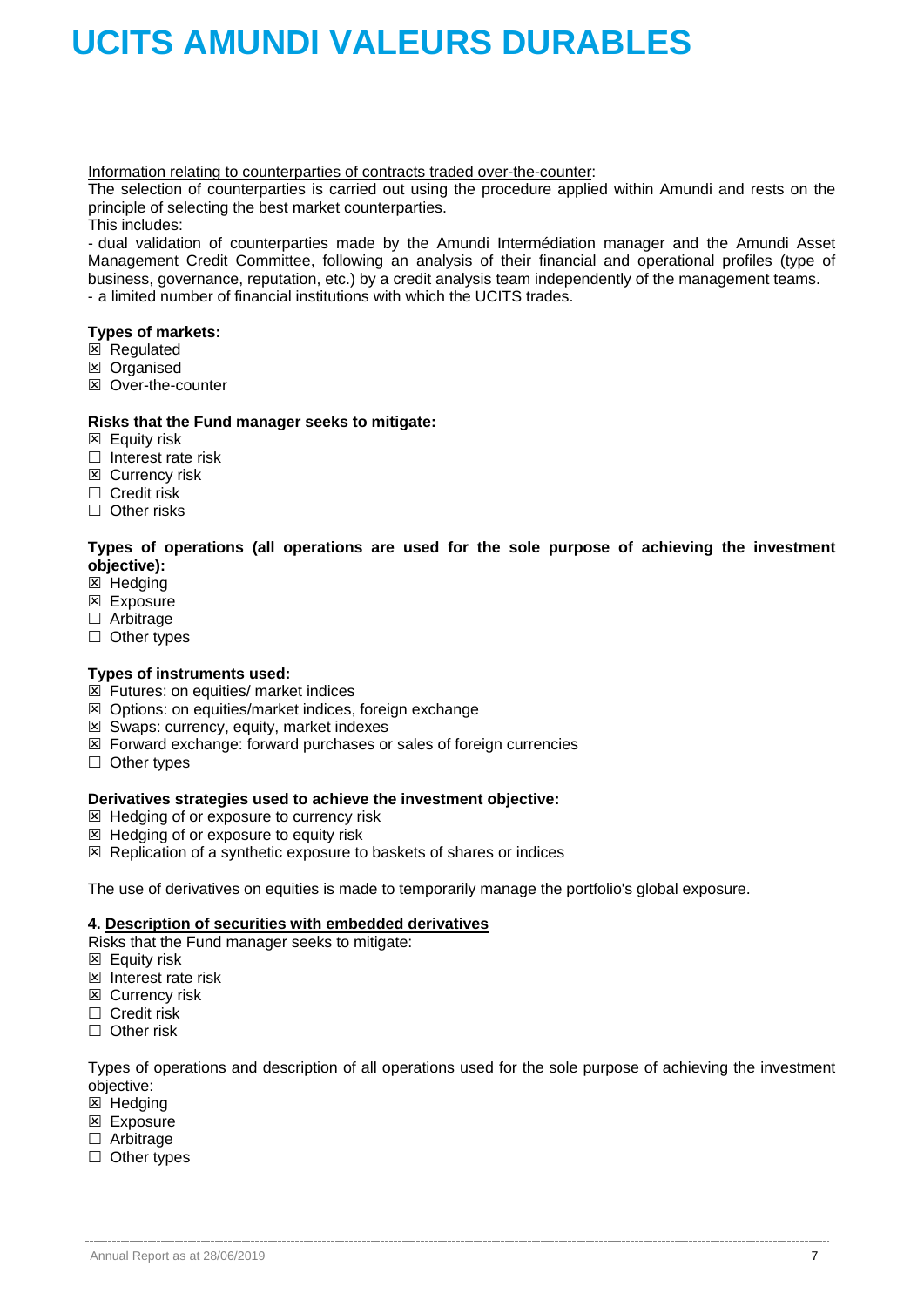Information relating to counterparties of contracts traded over-the-counter:

The selection of counterparties is carried out using the procedure applied within Amundi and rests on the principle of selecting the best market counterparties.

This includes:

- dual validation of counterparties made by the Amundi Intermédiation manager and the Amundi Asset Management Credit Committee, following an analysis of their financial and operational profiles (type of business, governance, reputation, etc.) by a credit analysis team independently of the management teams.
- a limited number of financial institutions with which the UCITS trades.

**Types of markets:**

☒ Regulated
☒ Organised
☒ Over-the-counter

**Risks that the Fund manager seeks to mitigate:**

☒ Equity risk
☐ Interest rate risk
☒ Currency risk
☐ Credit risk
☐ Other risks

**Types of operations (all operations are used for the sole purpose of achieving the investment objective):**

☒ Hedging
☒ Exposure
☐ Arbitrage
☐ Other types

**Types of instruments used:**

☒ Futures: on equities/ market indices
☒ Options: on equities/market indices, foreign exchange
☒ Swaps: currency, equity, market indexes
☒ Forward exchange: forward purchases or sales of foreign currencies
☐ Other types

**Derivatives strategies used to achieve the investment objective:**

☒ Hedging of or exposure to currency risk
☒ Hedging of or exposure to equity risk
☒ Replication of a synthetic exposure to baskets of shares or indices

The use of derivatives on equities is made to temporarily manage the portfolio's global exposure.

**4. Description of securities with embedded derivatives**

Risks that the Fund manager seeks to mitigate:

☒ Equity risk
☒ Interest rate risk
☒ Currency risk
☐ Credit risk
☐ Other risk

Types of operations and description of all operations used for the sole purpose of achieving the investment objective:

☒ Hedging
☒ Exposure
☐ Arbitrage
☐ Other types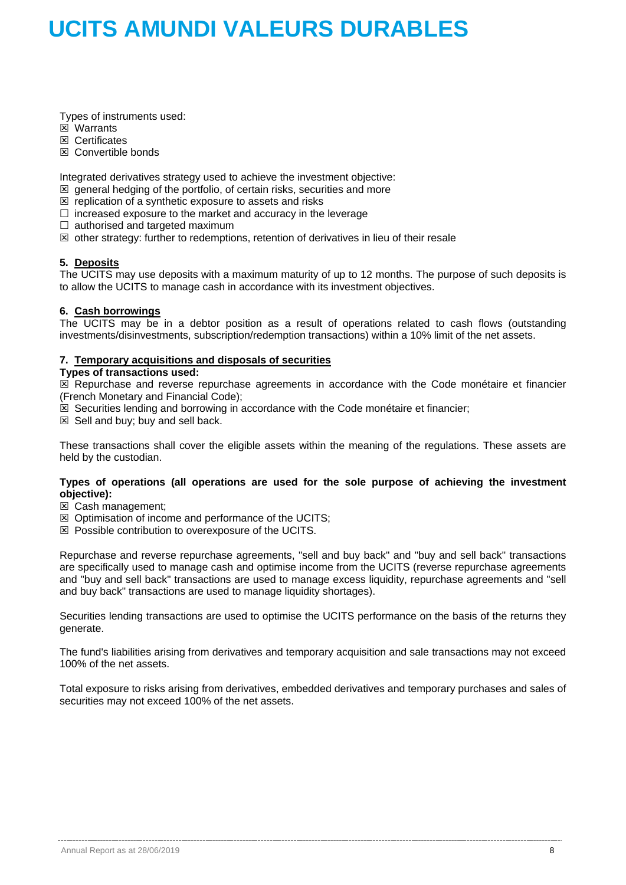Types of instruments used:
☒ Warrants
☒ Certificates
☒ Convertible bonds

Integrated derivatives strategy used to achieve the investment objective:
☒ general hedging of the portfolio, of certain risks, securities and more
☒ replication of a synthetic exposure to assets and risks
☐ increased exposure to the market and accuracy in the leverage
☐ authorised and targeted maximum
☒ other strategy: further to redemptions, retention of derivatives in lieu of their resale

**5. <u>Deposits</u>**
The UCITS may use deposits with a maximum maturity of up to 12 months. The purpose of such deposits is to allow the UCITS to manage cash in accordance with its investment objectives.

**6. <u>Cash borrowings</u>**
The UCITS may be in a debtor position as a result of operations related to cash flows (outstanding investments/disinvestments, subscription/redemption transactions) within a 10% limit of the net assets.

**7. <u>Temporary acquisitions and disposals of securities</u>**
**Types of transactions used:**
☒ Repurchase and reverse repurchase agreements in accordance with the Code monétaire et financier (French Monetary and Financial Code);
☒ Securities lending and borrowing in accordance with the Code monétaire et financier;
☒ Sell and buy; buy and sell back.

These transactions shall cover the eligible assets within the meaning of the regulations. These assets are held by the custodian.

**Types of operations (all operations are used for the sole purpose of achieving the investment objective):**
☒ Cash management;
☒ Optimisation of income and performance of the UCITS;
☒ Possible contribution to overexposure of the UCITS.

Repurchase and reverse repurchase agreements, "sell and buy back" and "buy and sell back" transactions are specifically used to manage cash and optimise income from the UCITS (reverse repurchase agreements and "buy and sell back" transactions are used to manage excess liquidity, repurchase agreements and "sell and buy back" transactions are used to manage liquidity shortages).

Securities lending transactions are used to optimise the UCITS performance on the basis of the returns they generate.

The fund's liabilities arising from derivatives and temporary acquisition and sale transactions may not exceed 100% of the net assets.

Total exposure to risks arising from derivatives, embedded derivatives and temporary purchases and sales of securities may not exceed 100% of the net assets.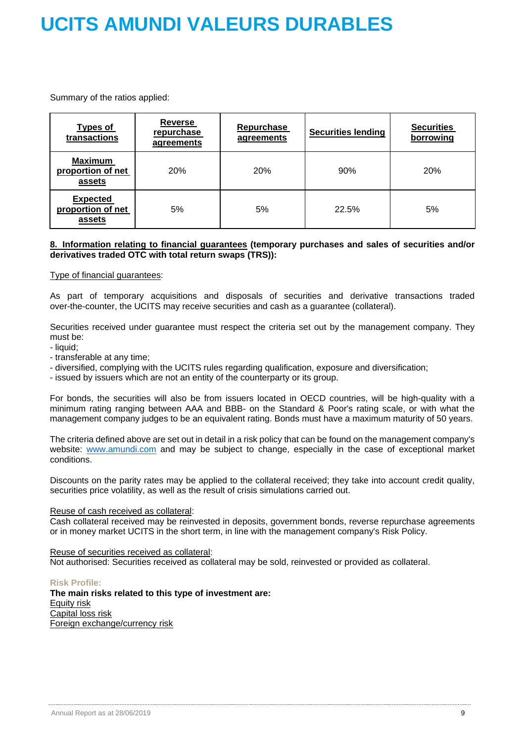Summary of the ratios applied:

| Types of transactions | Reverse repurchase agreements | Repurchase agreements | Securities lending | Securities borrowing |
|---|---|---|---|---|
| Maximum proportion of net assets | 20% | 20% | 90% | 20% |
| Expected proportion of net assets | 5% | 5% | 22.5% | 5% |

**8. Information relating to financial guarantees (temporary purchases and sales of securities and/or derivatives traded OTC with total return swaps (TRS)):**

Type of financial guarantees:

As part of temporary acquisitions and disposals of securities and derivative transactions traded over-the-counter, the UCITS may receive securities and cash as a guarantee (collateral).

Securities received under guarantee must respect the criteria set out by the management company. They must be:

- liquid;
- transferable at any time;
- diversified, complying with the UCITS rules regarding qualification, exposure and diversification;
- issued by issuers which are not an entity of the counterparty or its group.

For bonds, the securities will also be from issuers located in OECD countries, will be high-quality with a minimum rating ranging between AAA and BBB- on the Standard & Poor's rating scale, or with what the management company judges to be an equivalent rating. Bonds must have a maximum maturity of 50 years.

The criteria defined above are set out in detail in a risk policy that can be found on the management company's website: www.amundi.com and may be subject to change, especially in the case of exceptional market conditions.

Discounts on the parity rates may be applied to the collateral received; they take into account credit quality, securities price volatility, as well as the result of crisis simulations carried out.

Reuse of cash received as collateral:
Cash collateral received may be reinvested in deposits, government bonds, reverse repurchase agreements or in money market UCITS in the short term, in line with the management company's Risk Policy.

Reuse of securities received as collateral:
Not authorised: Securities received as collateral may be sold, reinvested or provided as collateral.

**Risk Profile:**

**The main risks related to this type of investment are:**
Equity risk
Capital loss risk
Foreign exchange/currency risk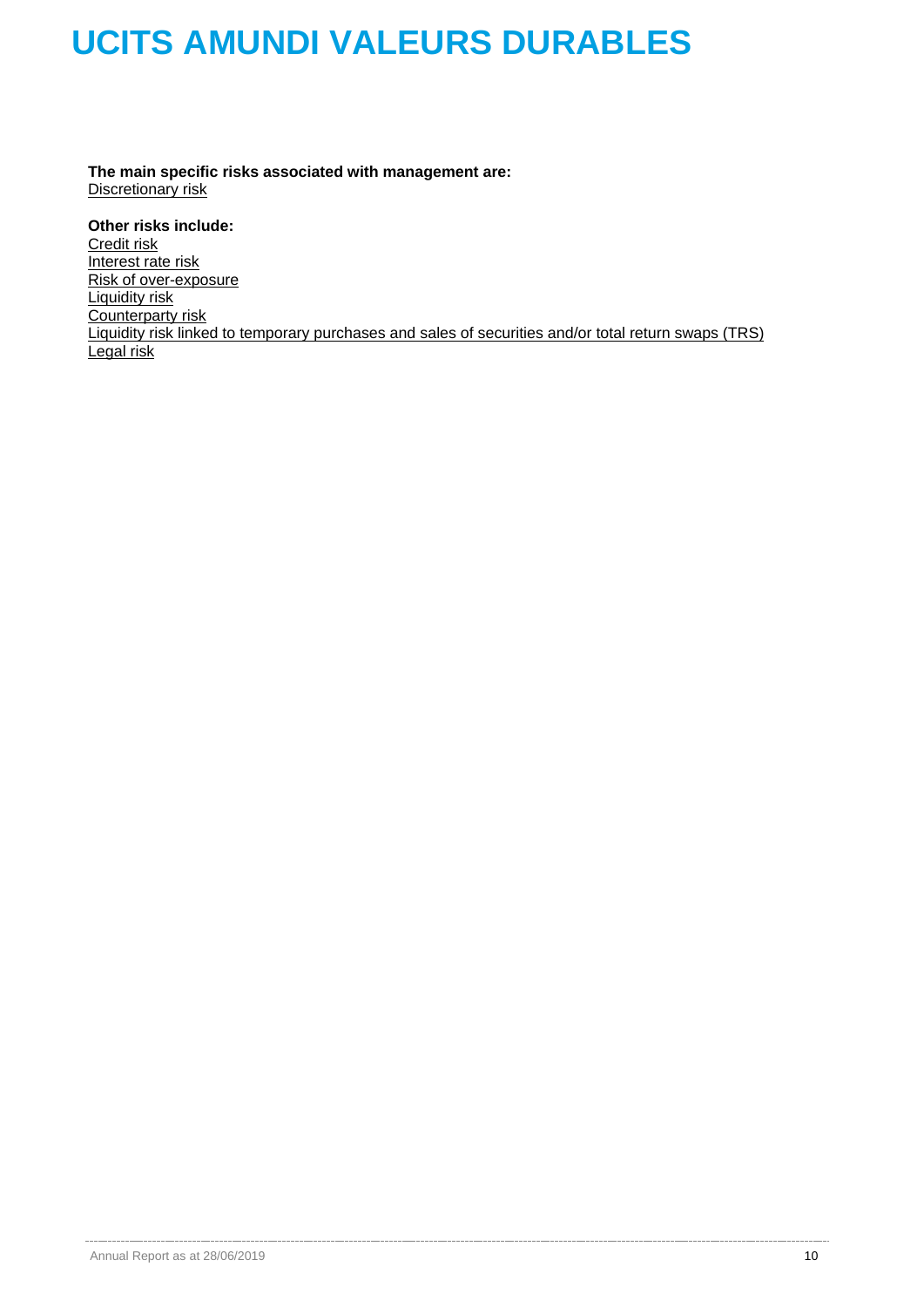# UCITS AMUNDI VALEURS DURABLES

**The main specific risks associated with management are:**
Discretionary risk

**Other risks include:**
Credit risk
Interest rate risk
Risk of over-exposure
Liquidity risk
Counterparty risk
Liquidity risk linked to temporary purchases and sales of securities and/or total return swaps (TRS)
Legal risk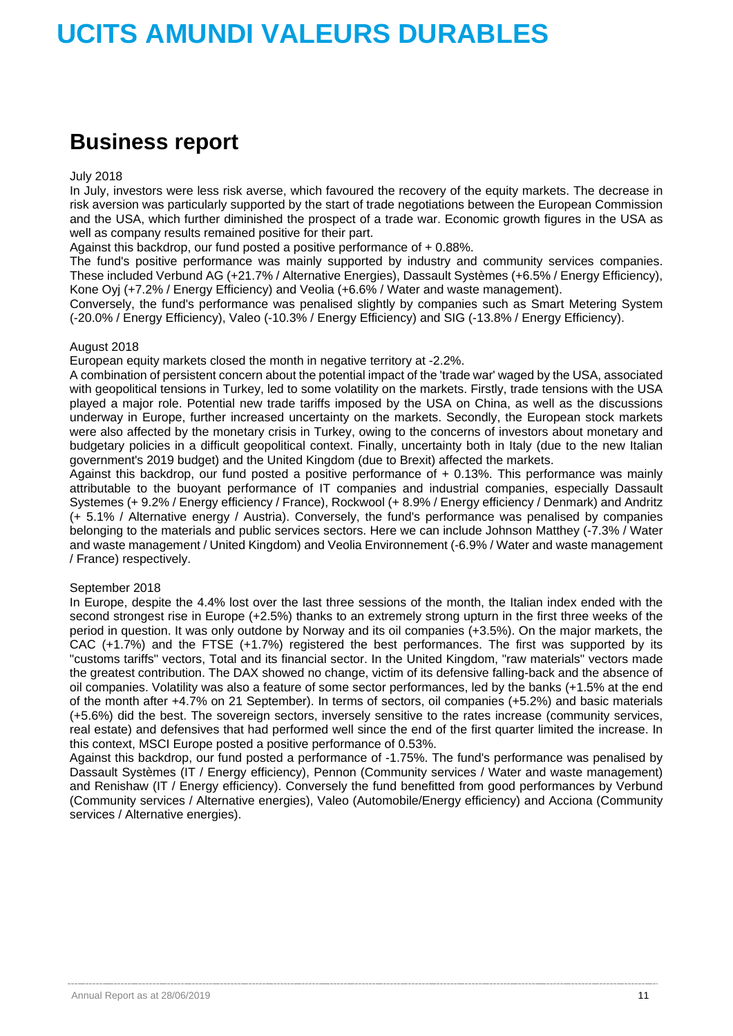# UCITS AMUNDI VALEURS DURABLES

## Business report

July 2018

In July, investors were less risk averse, which favoured the recovery of the equity markets. The decrease in risk aversion was particularly supported by the start of trade negotiations between the European Commission and the USA, which further diminished the prospect of a trade war. Economic growth figures in the USA as well as company results remained positive for their part.

Against this backdrop, our fund posted a positive performance of + 0.88%.

The fund's positive performance was mainly supported by industry and community services companies. These included Verbund AG (+21.7% / Alternative Energies), Dassault Systèmes (+6.5% / Energy Efficiency), Kone Oyj (+7.2% / Energy Efficiency) and Veolia (+6.6% / Water and waste management).

Conversely, the fund's performance was penalised slightly by companies such as Smart Metering System (-20.0% / Energy Efficiency), Valeo (-10.3% / Energy Efficiency) and SIG (-13.8% / Energy Efficiency).

August 2018

European equity markets closed the month in negative territory at -2.2%.

A combination of persistent concern about the potential impact of the 'trade war' waged by the USA, associated with geopolitical tensions in Turkey, led to some volatility on the markets. Firstly, trade tensions with the USA played a major role. Potential new trade tariffs imposed by the USA on China, as well as the discussions underway in Europe, further increased uncertainty on the markets. Secondly, the European stock markets were also affected by the monetary crisis in Turkey, owing to the concerns of investors about monetary and budgetary policies in a difficult geopolitical context. Finally, uncertainty both in Italy (due to the new Italian government's 2019 budget) and the United Kingdom (due to Brexit) affected the markets.

Against this backdrop, our fund posted a positive performance of + 0.13%. This performance was mainly attributable to the buoyant performance of IT companies and industrial companies, especially Dassault Systemes (+ 9.2% / Energy efficiency / France), Rockwool (+ 8.9% / Energy efficiency / Denmark) and Andritz (+ 5.1% / Alternative energy / Austria). Conversely, the fund's performance was penalised by companies belonging to the materials and public services sectors. Here we can include Johnson Matthey (-7.3% / Water and waste management / United Kingdom) and Veolia Environnement (-6.9% / Water and waste management / France) respectively.

September 2018

In Europe, despite the 4.4% lost over the last three sessions of the month, the Italian index ended with the second strongest rise in Europe (+2.5%) thanks to an extremely strong upturn in the first three weeks of the period in question. It was only outdone by Norway and its oil companies (+3.5%). On the major markets, the CAC (+1.7%) and the FTSE (+1.7%) registered the best performances. The first was supported by its "customs tariffs" vectors, Total and its financial sector. In the United Kingdom, "raw materials" vectors made the greatest contribution. The DAX showed no change, victim of its defensive falling-back and the absence of oil companies. Volatility was also a feature of some sector performances, led by the banks (+1.5% at the end of the month after +4.7% on 21 September). In terms of sectors, oil companies (+5.2%) and basic materials (+5.6%) did the best. The sovereign sectors, inversely sensitive to the rates increase (community services, real estate) and defensives that had performed well since the end of the first quarter limited the increase. In this context, MSCI Europe posted a positive performance of 0.53%.

Against this backdrop, our fund posted a performance of -1.75%. The fund's performance was penalised by Dassault Systèmes (IT / Energy efficiency), Pennon (Community services / Water and waste management) and Renishaw (IT / Energy efficiency). Conversely the fund benefitted from good performances by Verbund (Community services / Alternative energies), Valeo (Automobile/Energy efficiency) and Acciona (Community services / Alternative energies).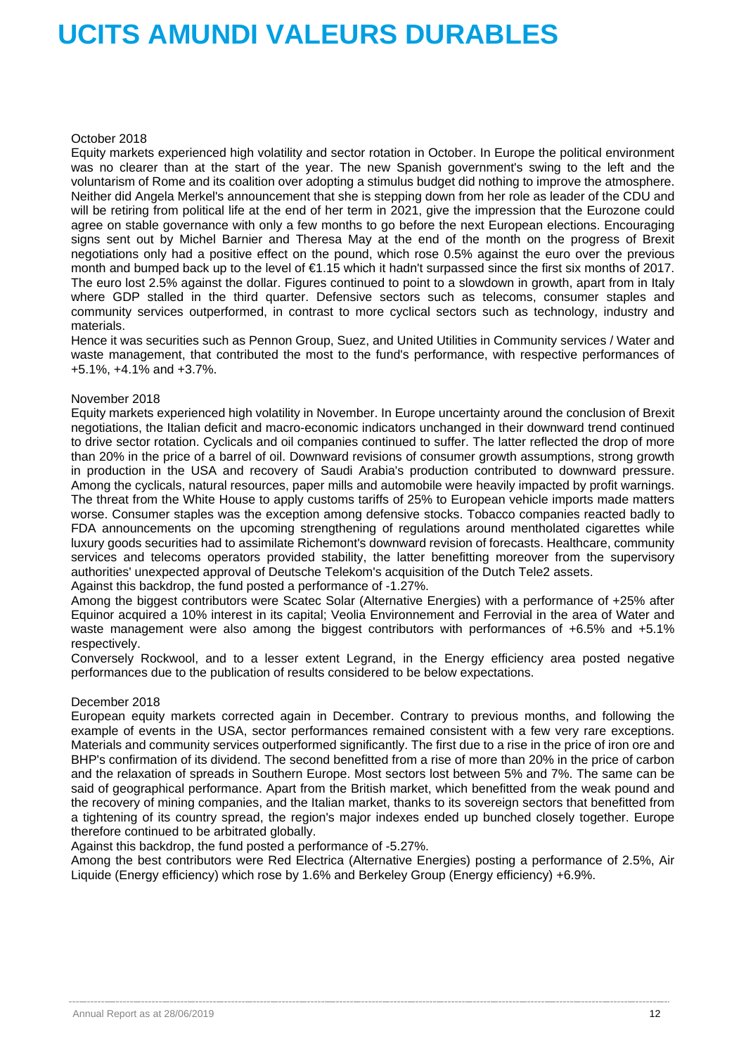# UCITS AMUNDI VALEURS DURABLES

October 2018

Equity markets experienced high volatility and sector rotation in October. In Europe the political environment was no clearer than at the start of the year. The new Spanish government's swing to the left and the voluntarism of Rome and its coalition over adopting a stimulus budget did nothing to improve the atmosphere. Neither did Angela Merkel's announcement that she is stepping down from her role as leader of the CDU and will be retiring from political life at the end of her term in 2021, give the impression that the Eurozone could agree on stable governance with only a few months to go before the next European elections. Encouraging signs sent out by Michel Barnier and Theresa May at the end of the month on the progress of Brexit negotiations only had a positive effect on the pound, which rose 0.5% against the euro over the previous month and bumped back up to the level of €1.15 which it hadn't surpassed since the first six months of 2017. The euro lost 2.5% against the dollar. Figures continued to point to a slowdown in growth, apart from in Italy where GDP stalled in the third quarter. Defensive sectors such as telecoms, consumer staples and community services outperformed, in contrast to more cyclical sectors such as technology, industry and materials.

Hence it was securities such as Pennon Group, Suez, and United Utilities in Community services / Water and waste management, that contributed the most to the fund's performance, with respective performances of +5.1%, +4.1% and +3.7%.

November 2018

Equity markets experienced high volatility in November. In Europe uncertainty around the conclusion of Brexit negotiations, the Italian deficit and macro-economic indicators unchanged in their downward trend continued to drive sector rotation. Cyclicals and oil companies continued to suffer. The latter reflected the drop of more than 20% in the price of a barrel of oil. Downward revisions of consumer growth assumptions, strong growth in production in the USA and recovery of Saudi Arabia's production contributed to downward pressure. Among the cyclicals, natural resources, paper mills and automobile were heavily impacted by profit warnings. The threat from the White House to apply customs tariffs of 25% to European vehicle imports made matters worse. Consumer staples was the exception among defensive stocks. Tobacco companies reacted badly to FDA announcements on the upcoming strengthening of regulations around mentholated cigarettes while luxury goods securities had to assimilate Richemont's downward revision of forecasts. Healthcare, community services and telecoms operators provided stability, the latter benefitting moreover from the supervisory authorities' unexpected approval of Deutsche Telekom's acquisition of the Dutch Tele2 assets.

Against this backdrop, the fund posted a performance of -1.27%.

Among the biggest contributors were Scatec Solar (Alternative Energies) with a performance of +25% after Equinor acquired a 10% interest in its capital; Veolia Environnement and Ferrovial in the area of Water and waste management were also among the biggest contributors with performances of +6.5% and +5.1% respectively.

Conversely Rockwool, and to a lesser extent Legrand, in the Energy efficiency area posted negative performances due to the publication of results considered to be below expectations.

December 2018

European equity markets corrected again in December. Contrary to previous months, and following the example of events in the USA, sector performances remained consistent with a few very rare exceptions. Materials and community services outperformed significantly. The first due to a rise in the price of iron ore and BHP's confirmation of its dividend. The second benefitted from a rise of more than 20% in the price of carbon and the relaxation of spreads in Southern Europe. Most sectors lost between 5% and 7%. The same can be said of geographical performance. Apart from the British market, which benefitted from the weak pound and the recovery of mining companies, and the Italian market, thanks to its sovereign sectors that benefitted from a tightening of its country spread, the region's major indexes ended up bunched closely together. Europe therefore continued to be arbitrated globally.

Against this backdrop, the fund posted a performance of -5.27%.

Among the best contributors were Red Electrica (Alternative Energies) posting a performance of 2.5%, Air Liquide (Energy efficiency) which rose by 1.6% and Berkeley Group (Energy efficiency) +6.9%.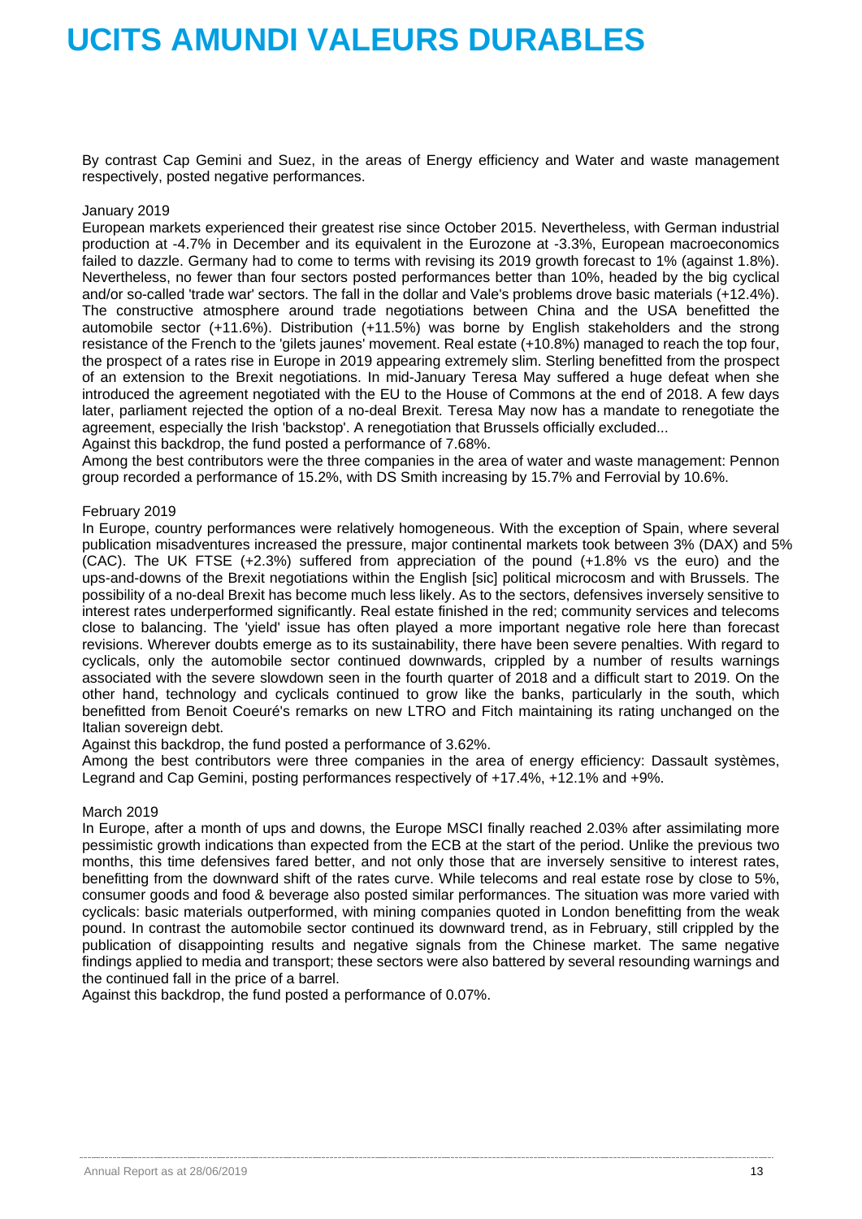# UCITS AMUNDI VALEURS DURABLES

By contrast Cap Gemini and Suez, in the areas of Energy efficiency and Water and waste management respectively, posted negative performances.

January 2019

European markets experienced their greatest rise since October 2015. Nevertheless, with German industrial production at -4.7% in December and its equivalent in the Eurozone at -3.3%, European macroeconomics failed to dazzle. Germany had to come to terms with revising its 2019 growth forecast to 1% (against 1.8%). Nevertheless, no fewer than four sectors posted performances better than 10%, headed by the big cyclical and/or so-called 'trade war' sectors. The fall in the dollar and Vale's problems drove basic materials (+12.4%). The constructive atmosphere around trade negotiations between China and the USA benefitted the automobile sector (+11.6%). Distribution (+11.5%) was borne by English stakeholders and the strong resistance of the French to the 'gilets jaunes' movement. Real estate (+10.8%) managed to reach the top four, the prospect of a rates rise in Europe in 2019 appearing extremely slim. Sterling benefitted from the prospect of an extension to the Brexit negotiations. In mid-January Teresa May suffered a huge defeat when she introduced the agreement negotiated with the EU to the House of Commons at the end of 2018. A few days later, parliament rejected the option of a no-deal Brexit. Teresa May now has a mandate to renegotiate the agreement, especially the Irish 'backstop'. A renegotiation that Brussels officially excluded...

Against this backdrop, the fund posted a performance of 7.68%.

Among the best contributors were the three companies in the area of water and waste management: Pennon group recorded a performance of 15.2%, with DS Smith increasing by 15.7% and Ferrovial by 10.6%.

February 2019

In Europe, country performances were relatively homogeneous. With the exception of Spain, where several publication misadventures increased the pressure, major continental markets took between 3% (DAX) and 5% (CAC). The UK FTSE (+2.3%) suffered from appreciation of the pound (+1.8% vs the euro) and the ups-and-downs of the Brexit negotiations within the English [sic] political microcosm and with Brussels. The possibility of a no-deal Brexit has become much less likely. As to the sectors, defensives inversely sensitive to interest rates underperformed significantly. Real estate finished in the red; community services and telecoms close to balancing. The 'yield' issue has often played a more important negative role here than forecast revisions. Wherever doubts emerge as to its sustainability, there have been severe penalties. With regard to cyclicals, only the automobile sector continued downwards, crippled by a number of results warnings associated with the severe slowdown seen in the fourth quarter of 2018 and a difficult start to 2019. On the other hand, technology and cyclicals continued to grow like the banks, particularly in the south, which benefitted from Benoit Coeuré's remarks on new LTRO and Fitch maintaining its rating unchanged on the Italian sovereign debt.

Against this backdrop, the fund posted a performance of 3.62%.

Among the best contributors were three companies in the area of energy efficiency: Dassault systèmes, Legrand and Cap Gemini, posting performances respectively of +17.4%, +12.1% and +9%.

March 2019

In Europe, after a month of ups and downs, the Europe MSCI finally reached 2.03% after assimilating more pessimistic growth indications than expected from the ECB at the start of the period. Unlike the previous two months, this time defensives fared better, and not only those that are inversely sensitive to interest rates, benefitting from the downward shift of the rates curve. While telecoms and real estate rose by close to 5%, consumer goods and food & beverage also posted similar performances. The situation was more varied with cyclicals: basic materials outperformed, with mining companies quoted in London benefitting from the weak pound. In contrast the automobile sector continued its downward trend, as in February, still crippled by the publication of disappointing results and negative signals from the Chinese market. The same negative findings applied to media and transport; these sectors were also battered by several resounding warnings and the continued fall in the price of a barrel.

Against this backdrop, the fund posted a performance of 0.07%.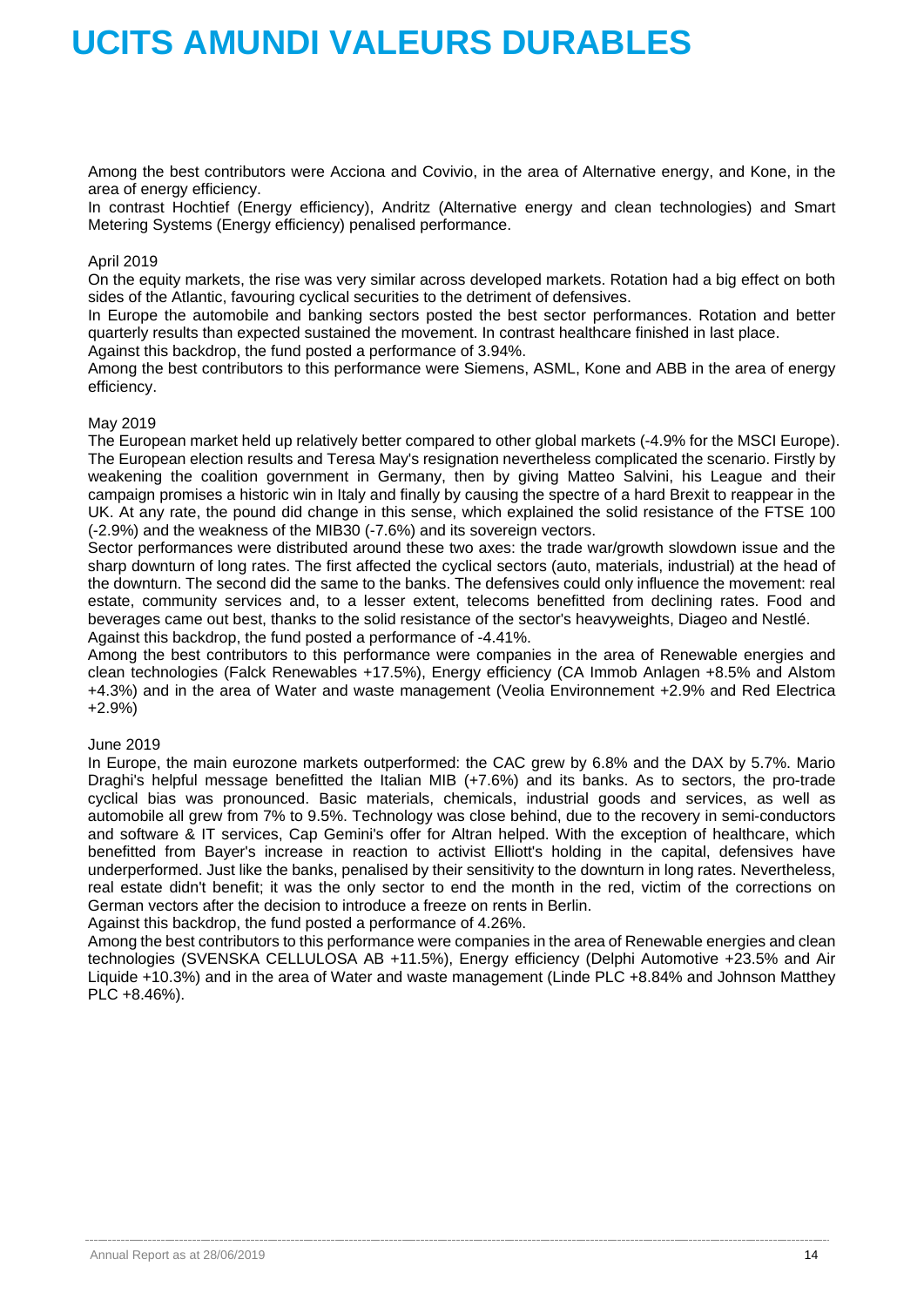# UCITS AMUNDI VALEURS DURABLES

Among the best contributors were Acciona and Covivio, in the area of Alternative energy, and Kone, in the area of energy efficiency.
In contrast Hochtief (Energy efficiency), Andritz (Alternative energy and clean technologies) and Smart Metering Systems (Energy efficiency) penalised performance.

April 2019
On the equity markets, the rise was very similar across developed markets. Rotation had a big effect on both sides of the Atlantic, favouring cyclical securities to the detriment of defensives.
In Europe the automobile and banking sectors posted the best sector performances. Rotation and better quarterly results than expected sustained the movement. In contrast healthcare finished in last place.
Against this backdrop, the fund posted a performance of 3.94%.
Among the best contributors to this performance were Siemens, ASML, Kone and ABB in the area of energy efficiency.

May 2019
The European market held up relatively better compared to other global markets (-4.9% for the MSCI Europe). The European election results and Teresa May's resignation nevertheless complicated the scenario. Firstly by weakening the coalition government in Germany, then by giving Matteo Salvini, his League and their campaign promises a historic win in Italy and finally by causing the spectre of a hard Brexit to reappear in the UK. At any rate, the pound did change in this sense, which explained the solid resistance of the FTSE 100 (-2.9%) and the weakness of the MIB30 (-7.6%) and its sovereign vectors.
Sector performances were distributed around these two axes: the trade war/growth slowdown issue and the sharp downturn of long rates. The first affected the cyclical sectors (auto, materials, industrial) at the head of the downturn. The second did the same to the banks. The defensives could only influence the movement: real estate, community services and, to a lesser extent, telecoms benefitted from declining rates. Food and beverages came out best, thanks to the solid resistance of the sector's heavyweights, Diageo and Nestlé.
Against this backdrop, the fund posted a performance of -4.41%.
Among the best contributors to this performance were companies in the area of Renewable energies and clean technologies (Falck Renewables +17.5%), Energy efficiency (CA Immob Anlagen +8.5% and Alstom +4.3%) and in the area of Water and waste management (Veolia Environnement +2.9% and Red Electrica +2.9%)

June 2019
In Europe, the main eurozone markets outperformed: the CAC grew by 6.8% and the DAX by 5.7%. Mario Draghi's helpful message benefitted the Italian MIB (+7.6%) and its banks. As to sectors, the pro-trade cyclical bias was pronounced. Basic materials, chemicals, industrial goods and services, as well as automobile all grew from 7% to 9.5%. Technology was close behind, due to the recovery in semi-conductors and software & IT services, Cap Gemini's offer for Altran helped. With the exception of healthcare, which benefitted from Bayer's increase in reaction to activist Elliott's holding in the capital, defensives have underperformed. Just like the banks, penalised by their sensitivity to the downturn in long rates. Nevertheless, real estate didn't benefit; it was the only sector to end the month in the red, victim of the corrections on German vectors after the decision to introduce a freeze on rents in Berlin.
Against this backdrop, the fund posted a performance of 4.26%.
Among the best contributors to this performance were companies in the area of Renewable energies and clean technologies (SVENSKA CELLULOSA AB +11.5%), Energy efficiency (Delphi Automotive +23.5% and Air Liquide +10.3%) and in the area of Water and waste management (Linde PLC +8.84% and Johnson Matthey PLC +8.46%).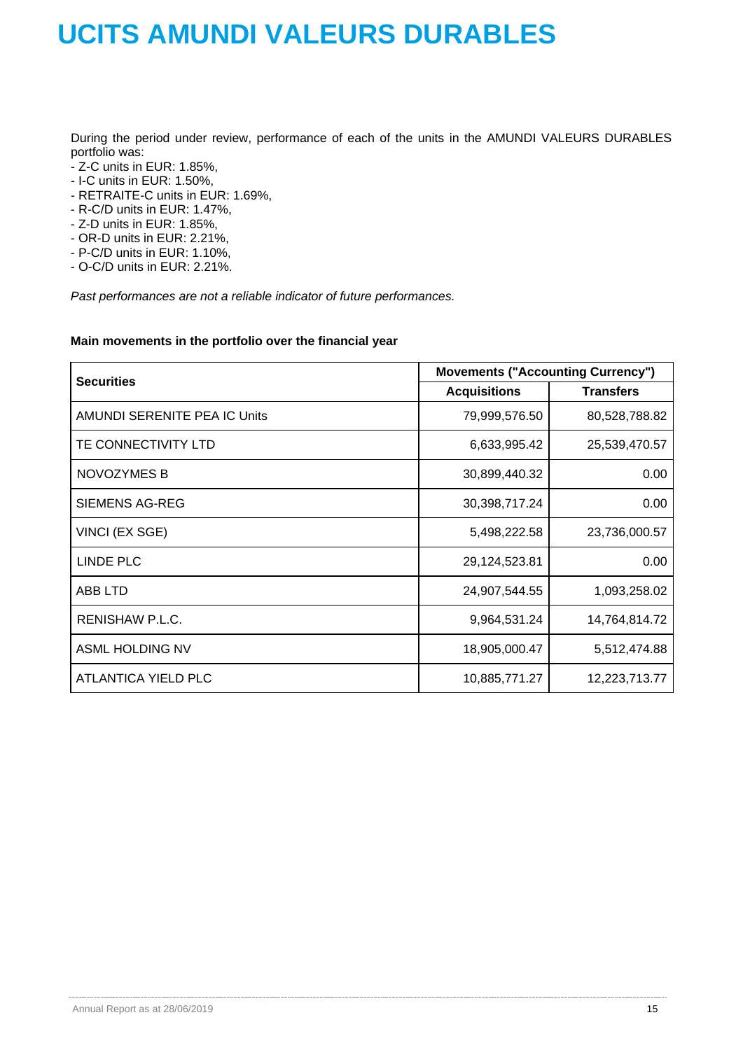# UCITS AMUNDI VALEURS DURABLES

During the period under review, performance of each of the units in the AMUNDI VALEURS DURABLES portfolio was:

- Z-C units in EUR: 1.85%,
- I-C units in EUR: 1.50%,
- RETRAITE-C units in EUR: 1.69%,
- R-C/D units in EUR: 1.47%,
- Z-D units in EUR: 1.85%,
- OR-D units in EUR: 2.21%,
- P-C/D units in EUR: 1.10%,
- O-C/D units in EUR: 2.21%.

*Past performances are not a reliable indicator of future performances.*

**Main movements in the portfolio over the financial year**

| Securities | Movements ("Accounting Currency") | |
|---|---|---|
| | Acquisitions | Transfers |
| AMUNDI SERENITE PEA IC Units | 79,999,576.50 | 80,528,788.82 |
| TE CONNECTIVITY LTD | 6,633,995.42 | 25,539,470.57 |
| NOVOZYMES B | 30,899,440.32 | 0.00 |
| SIEMENS AG-REG | 30,398,717.24 | 0.00 |
| VINCI (EX SGE) | 5,498,222.58 | 23,736,000.57 |
| LINDE PLC | 29,124,523.81 | 0.00 |
| ABB LTD | 24,907,544.55 | 1,093,258.02 |
| RENISHAW P.L.C. | 9,964,531.24 | 14,764,814.72 |
| ASML HOLDING NV | 18,905,000.47 | 5,512,474.88 |
| ATLANTICA YIELD PLC | 10,885,771.27 | 12,223,713.77 |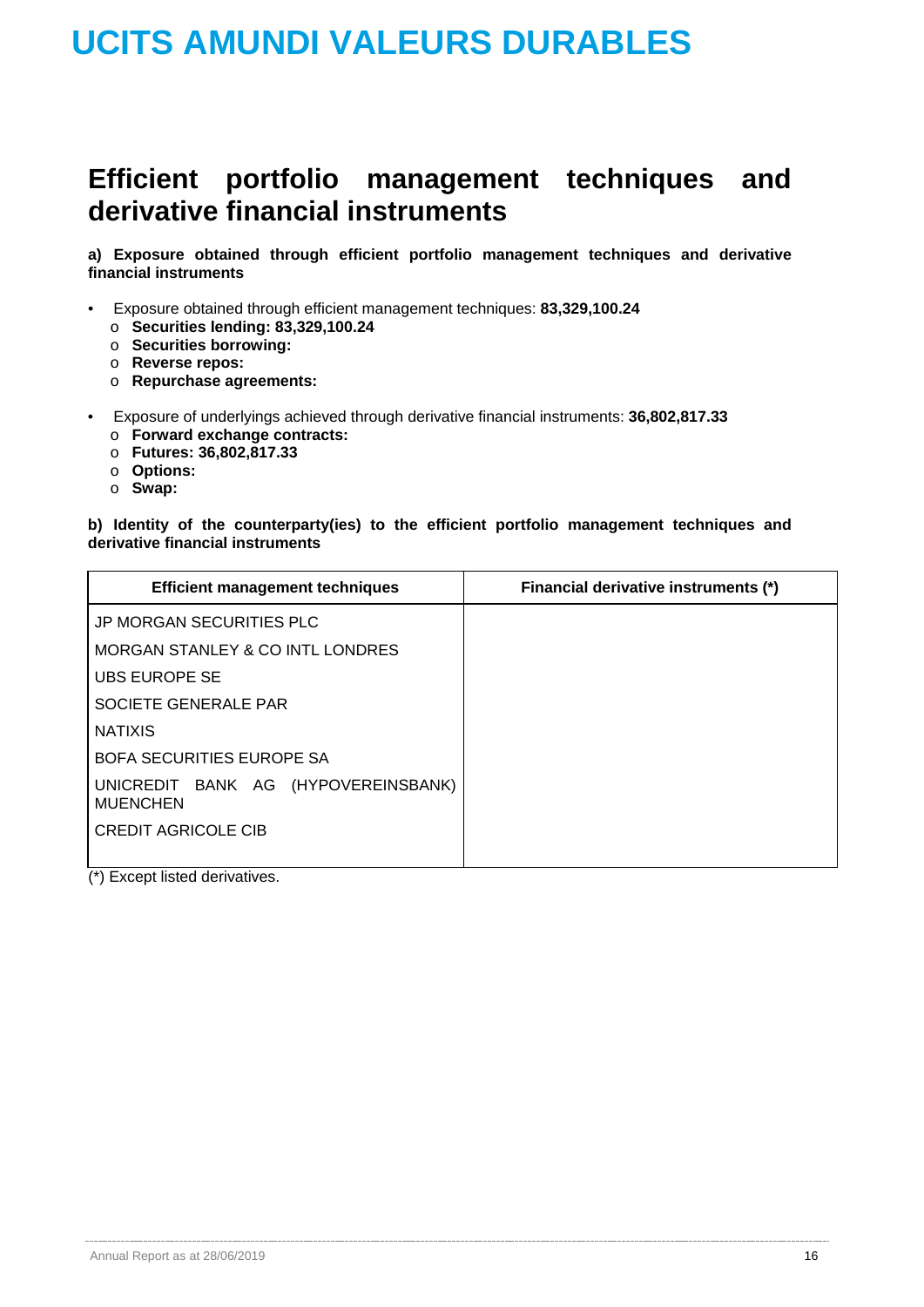# UCITS AMUNDI VALEURS DURABLES

## Efficient portfolio management techniques and derivative financial instruments

**a) Exposure obtained through efficient portfolio management techniques and derivative financial instruments**

- Exposure obtained through efficient management techniques: **83,329,100.24**
  - **Securities lending: 83,329,100.24**
  - **Securities borrowing:**
  - **Reverse repos:**
  - **Repurchase agreements:**

- Exposure of underlyings achieved through derivative financial instruments: **36,802,817.33**
  - **Forward exchange contracts:**
  - **Futures: 36,802,817.33**
  - **Options:**
  - **Swap:**

**b) Identity of the counterparty(ies) to the efficient portfolio management techniques and derivative financial instruments**

| Efficient management techniques | Financial derivative instruments (*) |
|---|---|
| JP MORGAN SECURITIES PLC | |
| MORGAN STANLEY & CO INTL LONDRES | |
| UBS EUROPE SE | |
| SOCIETE GENERALE PAR | |
| NATIXIS | |
| BOFA SECURITIES EUROPE SA | |
| UNICREDIT BANK AG (HYPOVEREINSBANK) MUENCHEN | |
| CREDIT AGRICOLE CIB | |

(*) Except listed derivatives.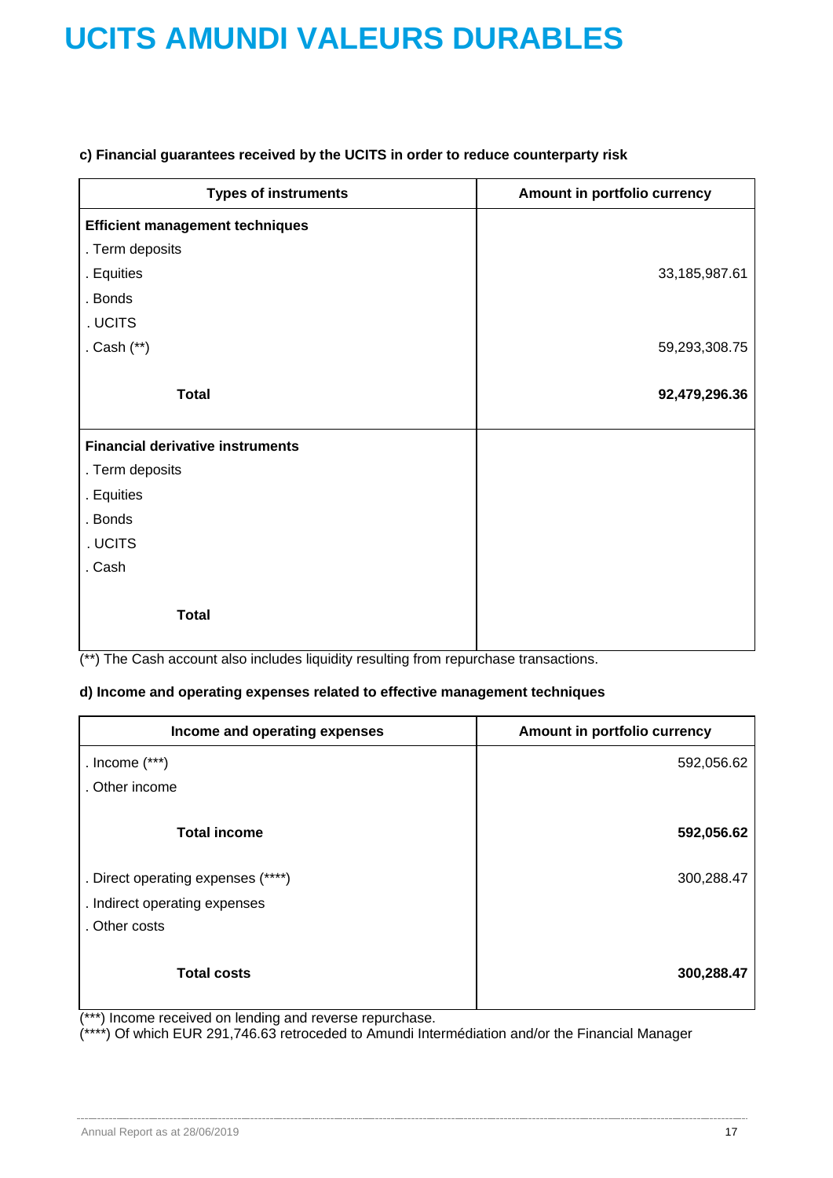# UCITS AMUNDI VALEURS DURABLES

**c) Financial guarantees received by the UCITS in order to reduce counterparty risk**

| Types of instruments | Amount in portfolio currency |
|---|---|
| **Efficient management techniques** | |
| . Term deposits | |
| . Equities | 33,185,987.61 |
| . Bonds | |
| . UCITS | |
| . Cash (**) | 59,293,308.75 |
| **Total** | **92,479,296.36** |
| **Financial derivative instruments** | |
| . Term deposits | |
| . Equities | |
| . Bonds | |
| . UCITS | |
| . Cash | |
| **Total** | |

(**) The Cash account also includes liquidity resulting from repurchase transactions.

**d) Income and operating expenses related to effective management techniques**

| Income and operating expenses | Amount in portfolio currency |
|---|---|
| . Income (***) | 592,056.62 |
| . Other income | |
| **Total income** | **592,056.62** |
| . Direct operating expenses (****) | 300,288.47 |
| . Indirect operating expenses | |
| . Other costs | |
| **Total costs** | **300,288.47** |

(***) Income received on lending and reverse repurchase.
(****) Of which EUR 291,746.63 retroceded to Amundi Intermédiation and/or the Financial Manager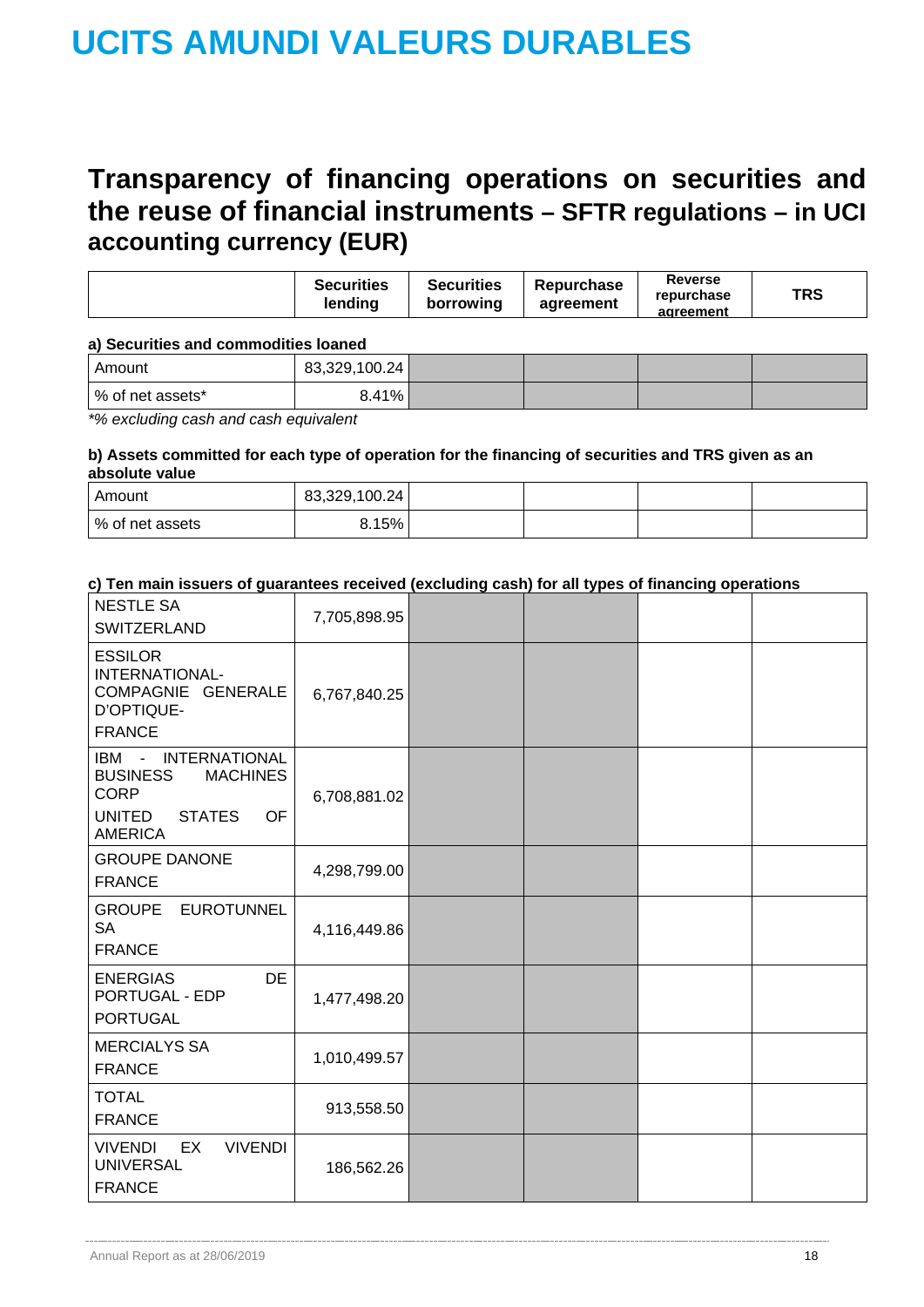# UCITS AMUNDI VALEURS DURABLES

## Transparency of financing operations on securities and the reuse of financial instruments – SFTR regulations – in UCI accounting currency (EUR)

| | Securities lending | Securities borrowing | Repurchase agreement | Reverse repurchase agreement | TRS |
|---|---|---|---|---|---|
| **a) Securities and commodities loaned** | | | | | |
| Amount | 83,329,100.24 | | | | |
| % of net assets* | 8.41% | | | | |

*% excluding cash and cash equivalent

| | Securities lending | Securities borrowing | Repurchase agreement | Reverse repurchase agreement | TRS |
|---|---|---|---|---|---|
| **b) Assets committed for each type of operation for the financing of securities and TRS given as an absolute value** | | | | | |
| Amount | 83,329,100.24 | | | | |
| % of net assets | 8.15% | | | | |

| | Securities lending | Securities borrowing | Repurchase agreement | Reverse repurchase agreement | TRS |
|---|---|---|---|---|---|
| **c) Ten main issuers of guarantees received (excluding cash) for all types of financing operations** | | | | | |
| NESTLE SA SWITZERLAND | 7,705,898.95 | | | | |
| ESSILOR INTERNATIONAL-COMPAGNIE GENERALE D'OPTIQUE- FRANCE | 6,767,840.25 | | | | |
| IBM - INTERNATIONAL BUSINESS MACHINES CORP UNITED STATES OF AMERICA | 6,708,881.02 | | | | |
| GROUPE DANONE FRANCE | 4,298,799.00 | | | | |
| GROUPE EUROTUNNEL SA FRANCE | 4,116,449.86 | | | | |
| ENERGIAS DE PORTUGAL - EDP PORTUGAL | 1,477,498.20 | | | | |
| MERCIALYS SA FRANCE | 1,010,499.57 | | | | |
| TOTAL FRANCE | 913,558.50 | | | | |
| VIVENDI EX VIVENDI UNIVERSAL FRANCE | 186,562.26 | | | | |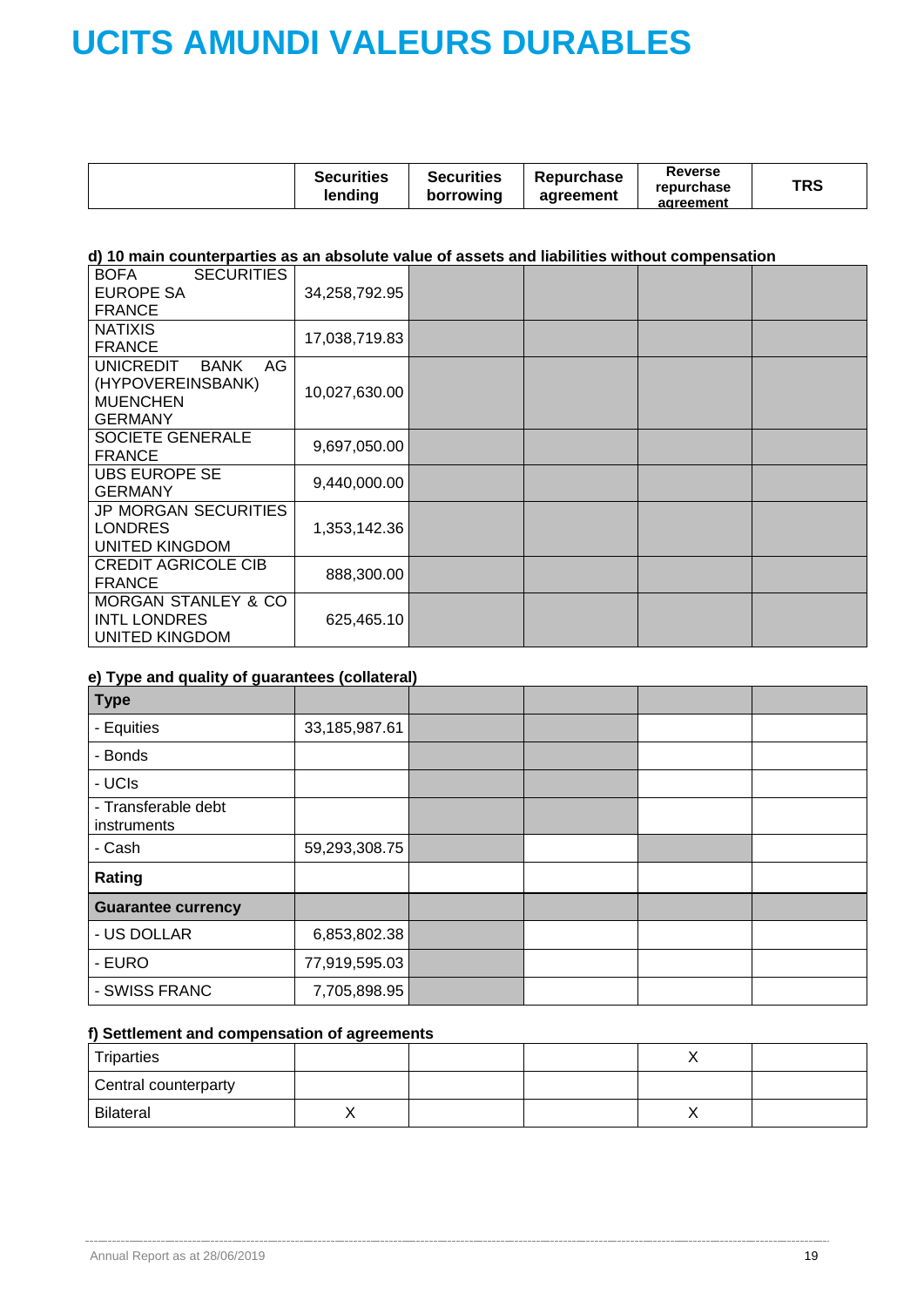# UCITS AMUNDI VALEURS DURABLES

| | Securities lending | Securities borrowing | Repurchase agreement | Reverse repurchase agreement | TRS |
|---|---|---|---|---|---|

**d) 10 main counterparties as an absolute value of assets and liabilities without compensation**

| | Securities lending | Securities borrowing | Repurchase agreement | Reverse repurchase agreement | TRS |
|---|---|---|---|---|---|
| BOFA SECURITIES EUROPE SA FRANCE | 34,258,792.95 | | | | |
| NATIXIS FRANCE | 17,038,719.83 | | | | |
| UNICREDIT BANK AG (HYPOVEREINSBANK) MUENCHEN GERMANY | 10,027,630.00 | | | | |
| SOCIETE GENERALE FRANCE | 9,697,050.00 | | | | |
| UBS EUROPE SE GERMANY | 9,440,000.00 | | | | |
| JP MORGAN SECURITIES LONDRES UNITED KINGDOM | 1,353,142.36 | | | | |
| CREDIT AGRICOLE CIB FRANCE | 888,300.00 | | | | |
| MORGAN STANLEY & CO INTL LONDRES UNITED KINGDOM | 625,465.10 | | | | |

**e) Type and quality of guarantees (collateral)**

| | Securities lending | Securities borrowing | Repurchase agreement | Reverse repurchase agreement | TRS |
|---|---|---|---|---|---|
| **Type** | | | | | |
| - Equities | 33,185,987.61 | | | | |
| - Bonds | | | | | |
| - UCIs | | | | | |
| - Transferable debt instruments | | | | | |
| - Cash | 59,293,308.75 | | | | |
| **Rating** | | | | | |
| **Guarantee currency** | | | | | |
| - US DOLLAR | 6,853,802.38 | | | | |
| - EURO | 77,919,595.03 | | | | |
| - SWISS FRANC | 7,705,898.95 | | | | |

**f) Settlement and compensation of agreements**

| | Securities lending | Securities borrowing | Repurchase agreement | Reverse repurchase agreement | TRS |
|---|---|---|---|---|---|
| Triparties | | | | X | |
| Central counterparty | | | | | |
| Bilateral | X | | | X | |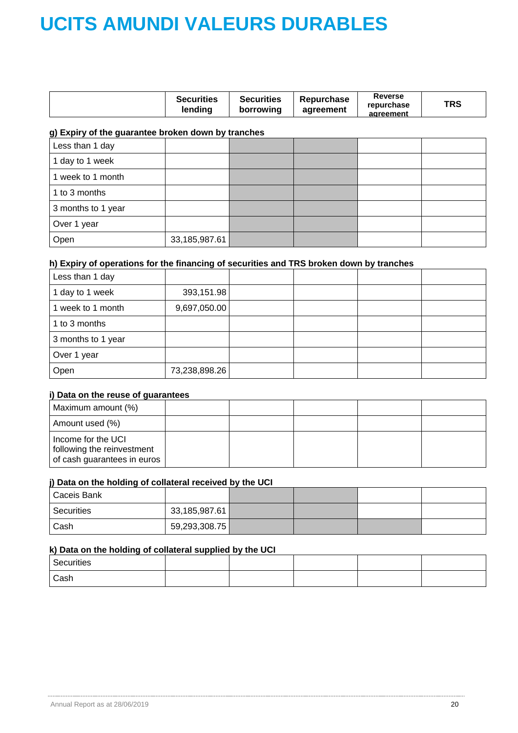# UCITS AMUNDI VALEURS DURABLES

| | Securities lending | Securities borrowing | Repurchase agreement | Reverse repurchase agreement | TRS |
|---|---|---|---|---|---|

**g) Expiry of the guarantee broken down by tranches**

| | Securities lending | Securities borrowing | Repurchase agreement | Reverse repurchase agreement | TRS |
|---|---|---|---|---|---|
| Less than 1 day | | | | | |
| 1 day to 1 week | | | | | |
| 1 week to 1 month | | | | | |
| 1 to 3 months | | | | | |
| 3 months to 1 year | | | | | |
| Over 1 year | | | | | |
| Open | 33,185,987.61 | | | | |

**h) Expiry of operations for the financing of securities and TRS broken down by tranches**

| | Securities lending | Securities borrowing | Repurchase agreement | Reverse repurchase agreement | TRS |
|---|---|---|---|---|---|
| Less than 1 day | | | | | |
| 1 day to 1 week | 393,151.98 | | | | |
| 1 week to 1 month | 9,697,050.00 | | | | |
| 1 to 3 months | | | | | |
| 3 months to 1 year | | | | | |
| Over 1 year | | | | | |
| Open | 73,238,898.26 | | | | |

**i) Data on the reuse of guarantees**

| | Securities lending | Securities borrowing | Repurchase agreement | Reverse repurchase agreement | TRS |
|---|---|---|---|---|---|
| Maximum amount (%) | | | | | |
| Amount used (%) | | | | | |
| Income for the UCI following the reinvestment of cash guarantees in euros | | | | | |

**j) Data on the holding of collateral received by the UCI**

| | Securities lending | Securities borrowing | Repurchase agreement | Reverse repurchase agreement | TRS |
|---|---|---|---|---|---|
| Caceis Bank | | | | | |
| Securities | 33,185,987.61 | | | | |
| Cash | 59,293,308.75 | | | | |

**k) Data on the holding of collateral supplied by the UCI**

| | Securities lending | Securities borrowing | Repurchase agreement | Reverse repurchase agreement | TRS |
|---|---|---|---|---|---|
| Securities | | | | | |
| Cash | | | | | |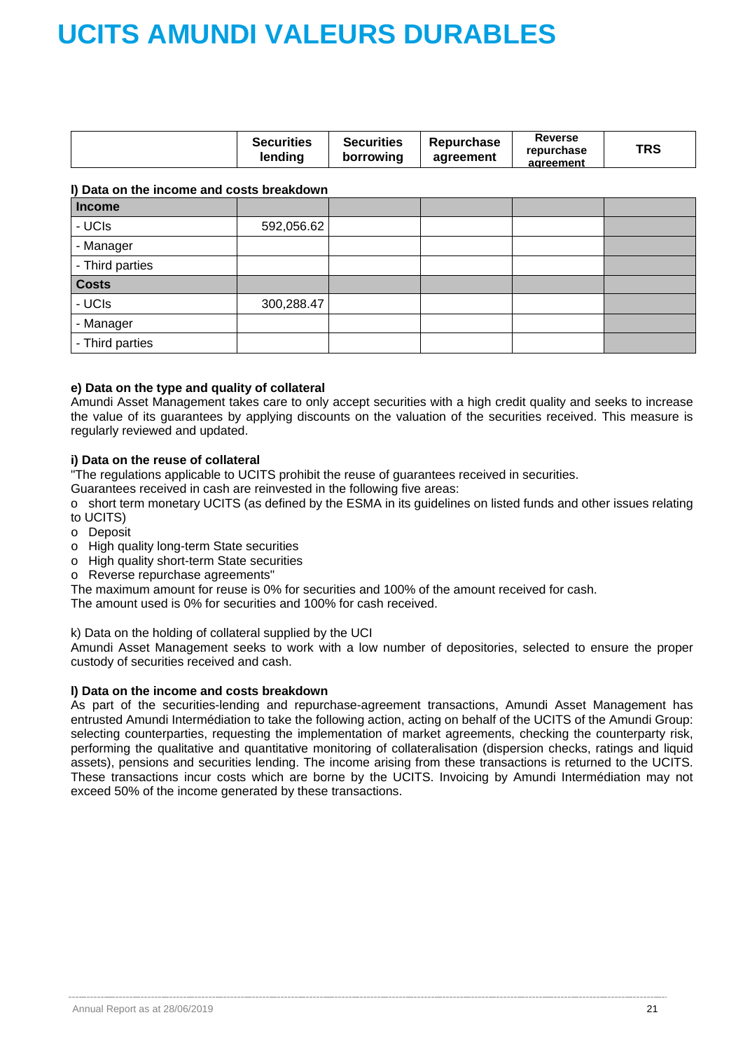# UCITS AMUNDI VALEURS DURABLES

| | Securities lending | Securities borrowing | Repurchase agreement | Reverse repurchase agreement | TRS |
|---|---|---|---|---|---|

**l) Data on the income and costs breakdown**

| | | | | | |
|---|---|---|---|---|---|
| **Income** | | | | | |
| - UCIs | 592,056.62 | | | | |
| - Manager | | | | | |
| - Third parties | | | | | |
| **Costs** | | | | | |
| - UCIs | 300,288.47 | | | | |
| - Manager | | | | | |
| - Third parties | | | | | |

**e) Data on the type and quality of collateral**

Amundi Asset Management takes care to only accept securities with a high credit quality and seeks to increase the value of its guarantees by applying discounts on the valuation of the securities received. This measure is regularly reviewed and updated.

**i) Data on the reuse of collateral**

"The regulations applicable to UCITS prohibit the reuse of guarantees received in securities.

Guarantees received in cash are reinvested in the following five areas:

- o short term monetary UCITS (as defined by the ESMA in its guidelines on listed funds and other issues relating to UCITS)
- o Deposit
- o High quality long-term State securities
- o High quality short-term State securities
- o Reverse repurchase agreements"

The maximum amount for reuse is 0% for securities and 100% of the amount received for cash.

The amount used is 0% for securities and 100% for cash received.

k) Data on the holding of collateral supplied by the UCI

Amundi Asset Management seeks to work with a low number of depositories, selected to ensure the proper custody of securities received and cash.

**l) Data on the income and costs breakdown**

As part of the securities-lending and repurchase-agreement transactions, Amundi Asset Management has entrusted Amundi Intermédiation to take the following action, acting on behalf of the UCITS of the Amundi Group: selecting counterparties, requesting the implementation of market agreements, checking the counterparty risk, performing the qualitative and quantitative monitoring of collateralisation (dispersion checks, ratings and liquid assets), pensions and securities lending. The income arising from these transactions is returned to the UCITS. These transactions incur costs which are borne by the UCITS. Invoicing by Amundi Intermédiation may not exceed 50% of the income generated by these transactions.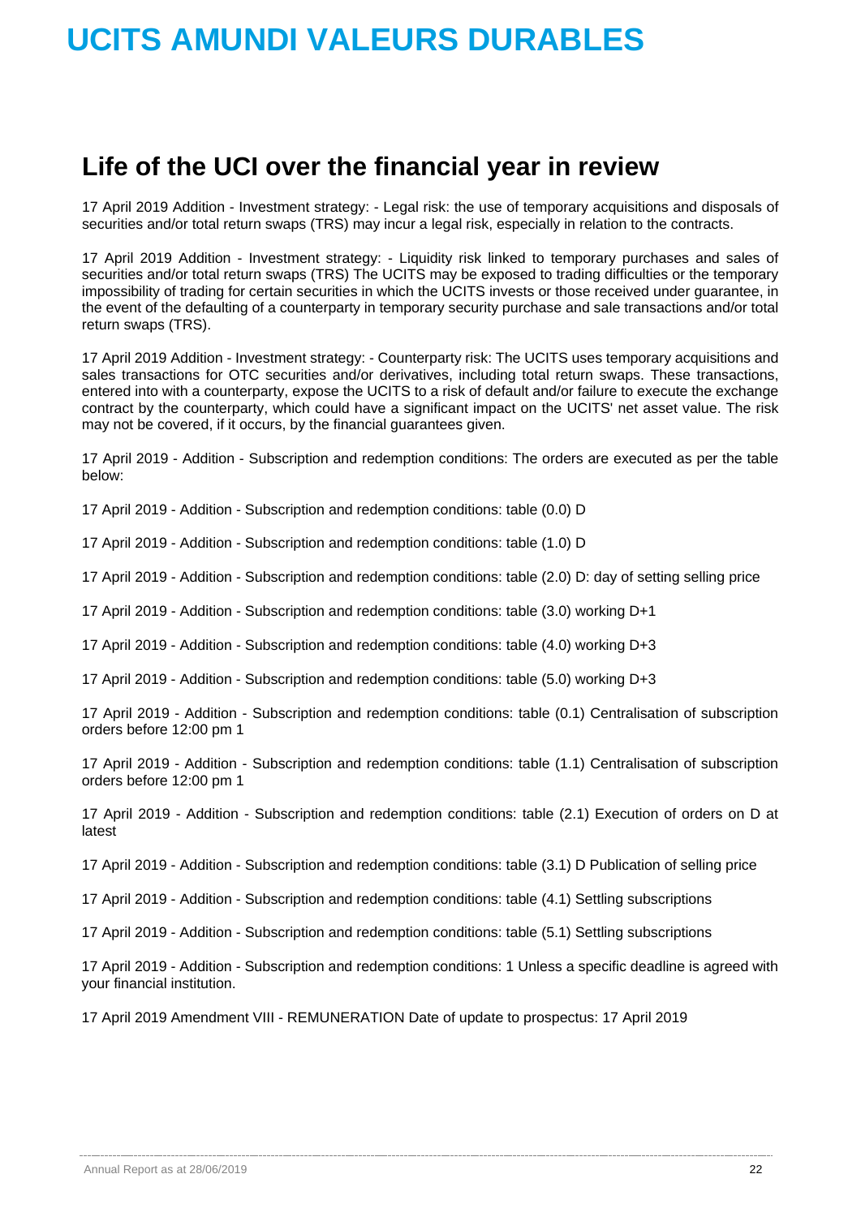## Life of the UCI over the financial year in review

17 April 2019 Addition - Investment strategy: - Legal risk: the use of temporary acquisitions and disposals of securities and/or total return swaps (TRS) may incur a legal risk, especially in relation to the contracts.

17 April 2019 Addition - Investment strategy: - Liquidity risk linked to temporary purchases and sales of securities and/or total return swaps (TRS) The UCITS may be exposed to trading difficulties or the temporary impossibility of trading for certain securities in which the UCITS invests or those received under guarantee, in the event of the defaulting of a counterparty in temporary security purchase and sale transactions and/or total return swaps (TRS).

17 April 2019 Addition - Investment strategy: - Counterparty risk: The UCITS uses temporary acquisitions and sales transactions for OTC securities and/or derivatives, including total return swaps. These transactions, entered into with a counterparty, expose the UCITS to a risk of default and/or failure to execute the exchange contract by the counterparty, which could have a significant impact on the UCITS' net asset value. The risk may not be covered, if it occurs, by the financial guarantees given.

17 April 2019 - Addition - Subscription and redemption conditions: The orders are executed as per the table below:

17 April 2019 - Addition - Subscription and redemption conditions: table (0.0) D

17 April 2019 - Addition - Subscription and redemption conditions: table (1.0) D

17 April 2019 - Addition - Subscription and redemption conditions: table (2.0) D: day of setting selling price

17 April 2019 - Addition - Subscription and redemption conditions: table (3.0) working D+1

17 April 2019 - Addition - Subscription and redemption conditions: table (4.0) working D+3

17 April 2019 - Addition - Subscription and redemption conditions: table (5.0) working D+3

17 April 2019 - Addition - Subscription and redemption conditions: table (0.1) Centralisation of subscription orders before 12:00 pm 1

17 April 2019 - Addition - Subscription and redemption conditions: table (1.1) Centralisation of subscription orders before 12:00 pm 1

17 April 2019 - Addition - Subscription and redemption conditions: table (2.1) Execution of orders on D at latest

17 April 2019 - Addition - Subscription and redemption conditions: table (3.1) D Publication of selling price

17 April 2019 - Addition - Subscription and redemption conditions: table (4.1) Settling subscriptions

17 April 2019 - Addition - Subscription and redemption conditions: table (5.1) Settling subscriptions

17 April 2019 - Addition - Subscription and redemption conditions: 1 Unless a specific deadline is agreed with your financial institution.

17 April 2019 Amendment VIII - REMUNERATION Date of update to prospectus: 17 April 2019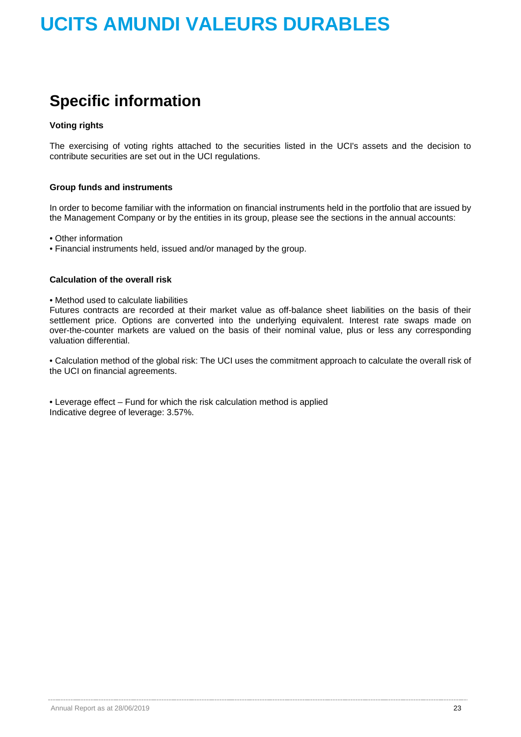# UCITS AMUNDI VALEURS DURABLES

## Specific information

**Voting rights**

The exercising of voting rights attached to the securities listed in the UCI's assets and the decision to contribute securities are set out in the UCI regulations.

**Group funds and instruments**

In order to become familiar with the information on financial instruments held in the portfolio that are issued by the Management Company or by the entities in its group, please see the sections in the annual accounts:

- Other information
- Financial instruments held, issued and/or managed by the group.

**Calculation of the overall risk**

- Method used to calculate liabilities

Futures contracts are recorded at their market value as off-balance sheet liabilities on the basis of their settlement price. Options are converted into the underlying equivalent. Interest rate swaps made on over-the-counter markets are valued on the basis of their nominal value, plus or less any corresponding valuation differential.

- Calculation method of the global risk: The UCI uses the commitment approach to calculate the overall risk of the UCI on financial agreements.

- Leverage effect – Fund for which the risk calculation method is applied

Indicative degree of leverage: 3.57%.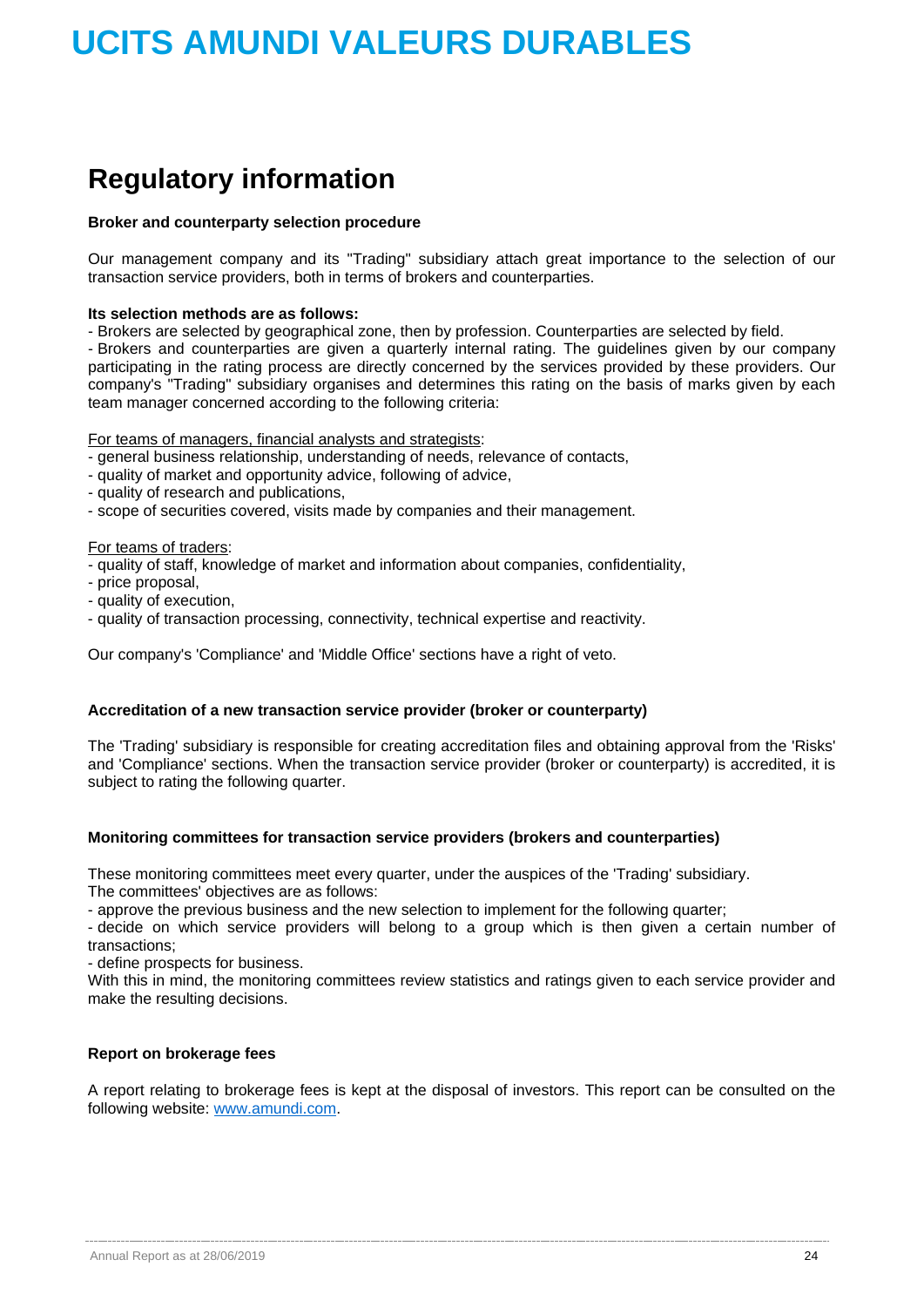# UCITS AMUNDI VALEURS DURABLES

## Regulatory information

**Broker and counterparty selection procedure**

Our management company and its "Trading" subsidiary attach great importance to the selection of our transaction service providers, both in terms of brokers and counterparties.

**Its selection methods are as follows:**

- Brokers are selected by geographical zone, then by profession. Counterparties are selected by field.
- Brokers and counterparties are given a quarterly internal rating. The guidelines given by our company participating in the rating process are directly concerned by the services provided by these providers. Our company's "Trading" subsidiary organises and determines this rating on the basis of marks given by each team manager concerned according to the following criteria:

For teams of managers, financial analysts and strategists:

- general business relationship, understanding of needs, relevance of contacts,
- quality of market and opportunity advice, following of advice,
- quality of research and publications,
- scope of securities covered, visits made by companies and their management.

For teams of traders:

- quality of staff, knowledge of market and information about companies, confidentiality,
- price proposal,
- quality of execution,
- quality of transaction processing, connectivity, technical expertise and reactivity.

Our company's 'Compliance' and 'Middle Office' sections have a right of veto.

**Accreditation of a new transaction service provider (broker or counterparty)**

The 'Trading' subsidiary is responsible for creating accreditation files and obtaining approval from the 'Risks' and 'Compliance' sections. When the transaction service provider (broker or counterparty) is accredited, it is subject to rating the following quarter.

**Monitoring committees for transaction service providers (brokers and counterparties)**

These monitoring committees meet every quarter, under the auspices of the 'Trading' subsidiary.
The committees' objectives are as follows:

- approve the previous business and the new selection to implement for the following quarter;
- decide on which service providers will belong to a group which is then given a certain number of transactions;
- define prospects for business.

With this in mind, the monitoring committees review statistics and ratings given to each service provider and make the resulting decisions.

**Report on brokerage fees**

A report relating to brokerage fees is kept at the disposal of investors. This report can be consulted on the following website: www.amundi.com.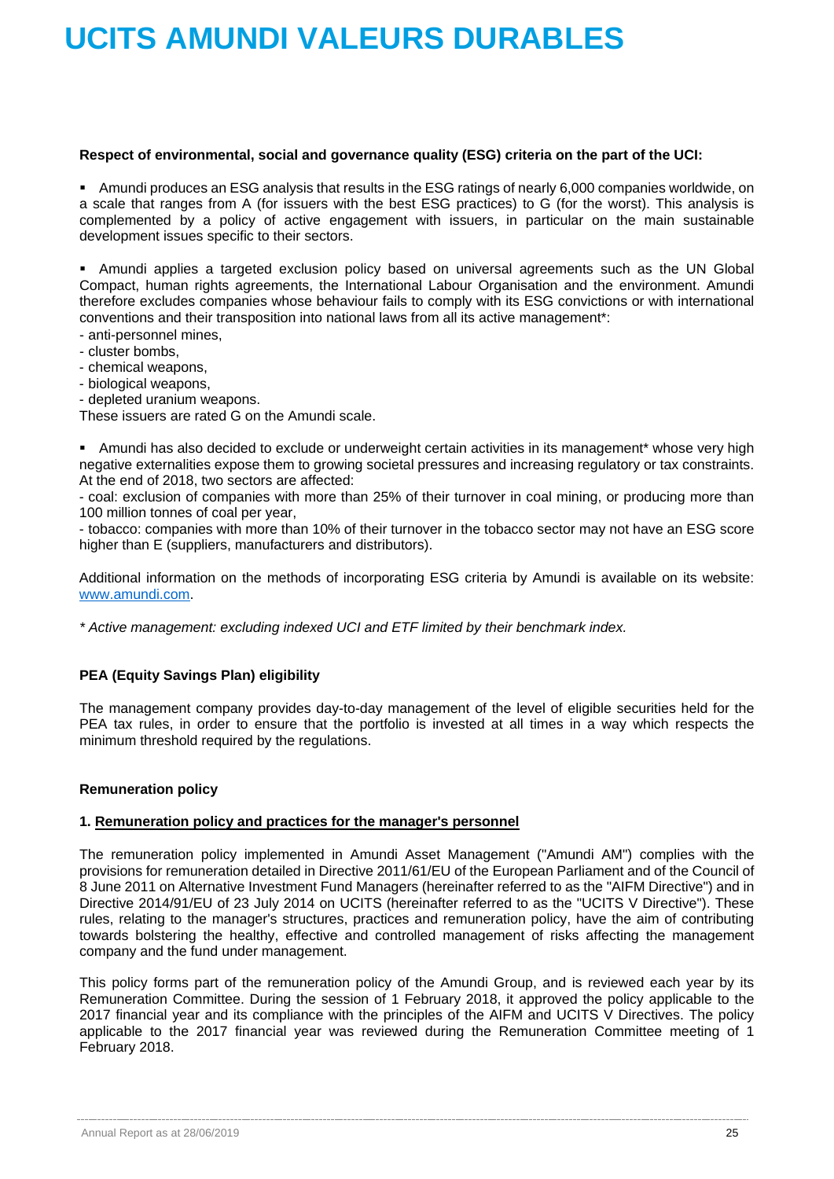**Respect of environmental, social and governance quality (ESG) criteria on the part of the UCI:**

- Amundi produces an ESG analysis that results in the ESG ratings of nearly 6,000 companies worldwide, on a scale that ranges from A (for issuers with the best ESG practices) to G (for the worst). This analysis is complemented by a policy of active engagement with issuers, in particular on the main sustainable development issues specific to their sectors.

- Amundi applies a targeted exclusion policy based on universal agreements such as the UN Global Compact, human rights agreements, the International Labour Organisation and the environment. Amundi therefore excludes companies whose behaviour fails to comply with its ESG convictions or with international conventions and their transposition into national laws from all its active management*:

- anti-personnel mines,
- cluster bombs,
- chemical weapons,
- biological weapons,
- depleted uranium weapons.

These issuers are rated G on the Amundi scale.

- Amundi has also decided to exclude or underweight certain activities in its management* whose very high negative externalities expose them to growing societal pressures and increasing regulatory or tax constraints. At the end of 2018, two sectors are affected:

- coal: exclusion of companies with more than 25% of their turnover in coal mining, or producing more than 100 million tonnes of coal per year,
- tobacco: companies with more than 10% of their turnover in the tobacco sector may not have an ESG score higher than E (suppliers, manufacturers and distributors).

Additional information on the methods of incorporating ESG criteria by Amundi is available on its website: [www.amundi.com](http://www.amundi.com).

*\* Active management: excluding indexed UCI and ETF limited by their benchmark index.*

**PEA (Equity Savings Plan) eligibility**

The management company provides day-to-day management of the level of eligible securities held for the PEA tax rules, in order to ensure that the portfolio is invested at all times in a way which respects the minimum threshold required by the regulations.

**Remuneration policy**

**1. Remuneration policy and practices for the manager's personnel**

The remuneration policy implemented in Amundi Asset Management ("Amundi AM") complies with the provisions for remuneration detailed in Directive 2011/61/EU of the European Parliament and of the Council of 8 June 2011 on Alternative Investment Fund Managers (hereinafter referred to as the "AIFM Directive") and in Directive 2014/91/EU of 23 July 2014 on UCITS (hereinafter referred to as the "UCITS V Directive"). These rules, relating to the manager's structures, practices and remuneration policy, have the aim of contributing towards bolstering the healthy, effective and controlled management of risks affecting the management company and the fund under management.

This policy forms part of the remuneration policy of the Amundi Group, and is reviewed each year by its Remuneration Committee. During the session of 1 February 2018, it approved the policy applicable to the 2017 financial year and its compliance with the principles of the AIFM and UCITS V Directives. The policy applicable to the 2017 financial year was reviewed during the Remuneration Committee meeting of 1 February 2018.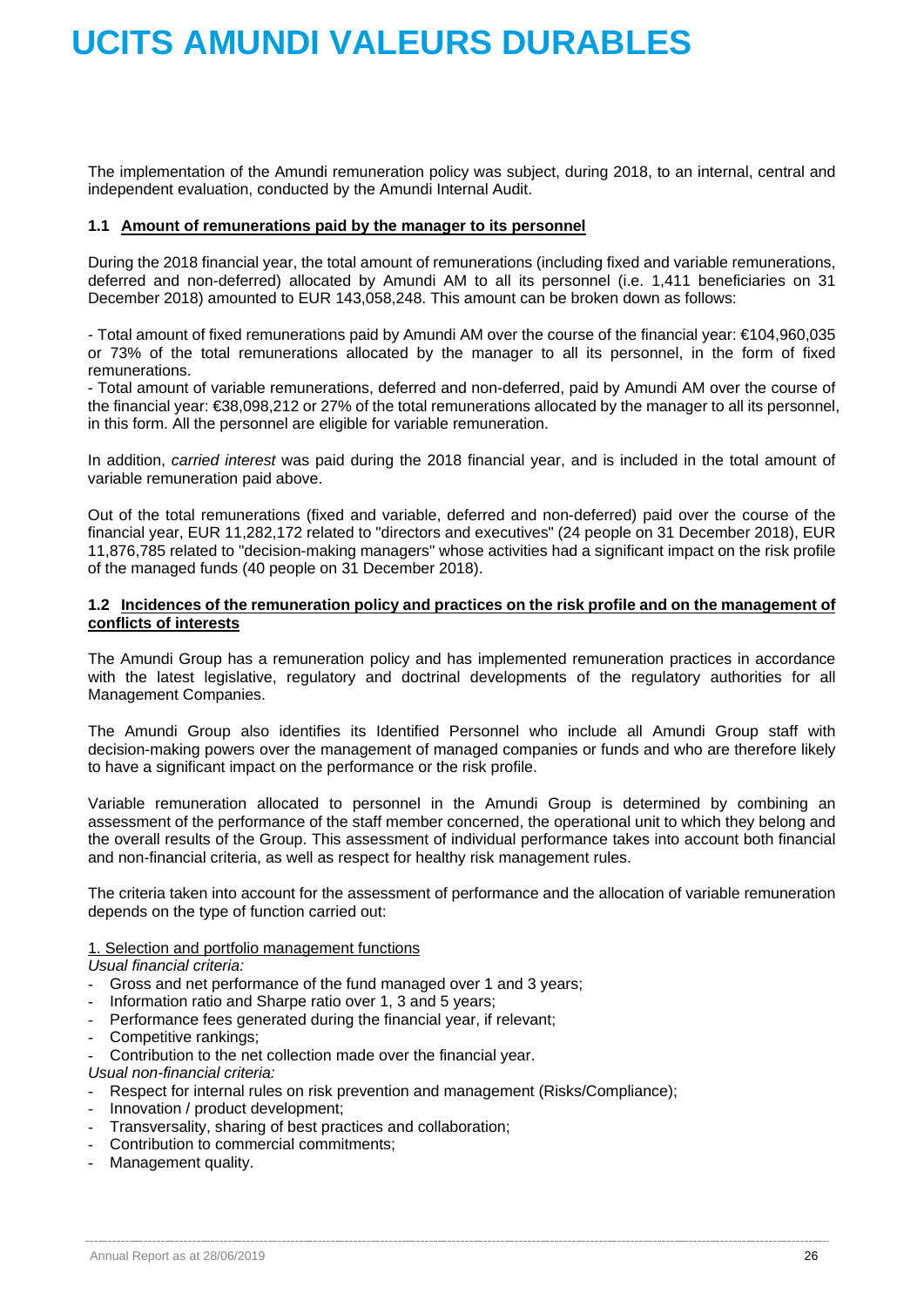The implementation of the Amundi remuneration policy was subject, during 2018, to an internal, central and independent evaluation, conducted by the Amundi Internal Audit.

### 1.1 Amount of remunerations paid by the manager to its personnel

During the 2018 financial year, the total amount of remunerations (including fixed and variable remunerations, deferred and non-deferred) allocated by Amundi AM to all its personnel (i.e. 1,411 beneficiaries on 31 December 2018) amounted to EUR 143,058,248. This amount can be broken down as follows:

- Total amount of fixed remunerations paid by Amundi AM over the course of the financial year: €104,960,035 or 73% of the total remunerations allocated by the manager to all its personnel, in the form of fixed remunerations.
- Total amount of variable remunerations, deferred and non-deferred, paid by Amundi AM over the course of the financial year: €38,098,212 or 27% of the total remunerations allocated by the manager to all its personnel, in this form. All the personnel are eligible for variable remuneration.

In addition, *carried interest* was paid during the 2018 financial year, and is included in the total amount of variable remuneration paid above.

Out of the total remunerations (fixed and variable, deferred and non-deferred) paid over the course of the financial year, EUR 11,282,172 related to "directors and executives" (24 people on 31 December 2018), EUR 11,876,785 related to "decision-making managers" whose activities had a significant impact on the risk profile of the managed funds (40 people on 31 December 2018).

### 1.2 Incidences of the remuneration policy and practices on the risk profile and on the management of conflicts of interests

The Amundi Group has a remuneration policy and has implemented remuneration practices in accordance with the latest legislative, regulatory and doctrinal developments of the regulatory authorities for all Management Companies.

The Amundi Group also identifies its Identified Personnel who include all Amundi Group staff with decision-making powers over the management of managed companies or funds and who are therefore likely to have a significant impact on the performance or the risk profile.

Variable remuneration allocated to personnel in the Amundi Group is determined by combining an assessment of the performance of the staff member concerned, the operational unit to which they belong and the overall results of the Group. This assessment of individual performance takes into account both financial and non-financial criteria, as well as respect for healthy risk management rules.

The criteria taken into account for the assessment of performance and the allocation of variable remuneration depends on the type of function carried out:

1. Selection and portfolio management functions

*Usual financial criteria:*

- Gross and net performance of the fund managed over 1 and 3 years;
- Information ratio and Sharpe ratio over 1, 3 and 5 years;
- Performance fees generated during the financial year, if relevant;
- Competitive rankings;
- Contribution to the net collection made over the financial year.

*Usual non-financial criteria:*

- Respect for internal rules on risk prevention and management (Risks/Compliance);
- Innovation / product development;
- Transversality, sharing of best practices and collaboration;
- Contribution to commercial commitments;
- Management quality.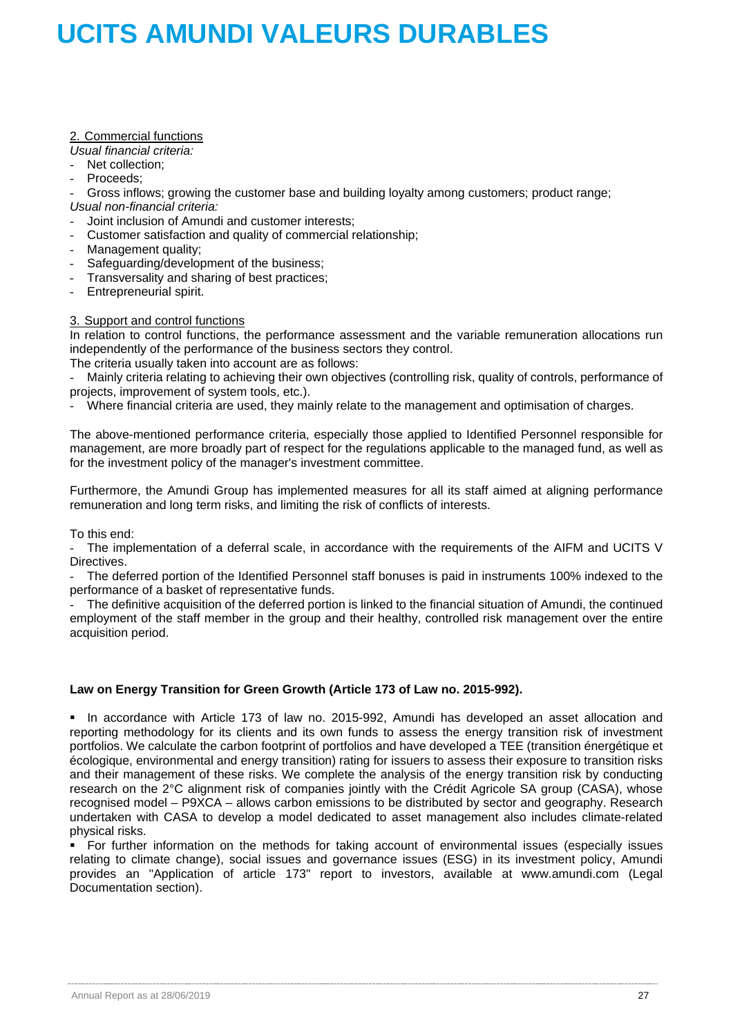2. Commercial functions

*Usual financial criteria:*

- Net collection;
- Proceeds;
- Gross inflows; growing the customer base and building loyalty among customers; product range;

*Usual non-financial criteria:*

- Joint inclusion of Amundi and customer interests;
- Customer satisfaction and quality of commercial relationship;
- Management quality;
- Safeguarding/development of the business;
- Transversality and sharing of best practices;
- Entrepreneurial spirit.

3. Support and control functions

In relation to control functions, the performance assessment and the variable remuneration allocations run independently of the performance of the business sectors they control.

The criteria usually taken into account are as follows:

- Mainly criteria relating to achieving their own objectives (controlling risk, quality of controls, performance of projects, improvement of system tools, etc.).
- Where financial criteria are used, they mainly relate to the management and optimisation of charges.

The above-mentioned performance criteria, especially those applied to Identified Personnel responsible for management, are more broadly part of respect for the regulations applicable to the managed fund, as well as for the investment policy of the manager's investment committee.

Furthermore, the Amundi Group has implemented measures for all its staff aimed at aligning performance remuneration and long term risks, and limiting the risk of conflicts of interests.

To this end:

- The implementation of a deferral scale, in accordance with the requirements of the AIFM and UCITS V Directives.
- The deferred portion of the Identified Personnel staff bonuses is paid in instruments 100% indexed to the performance of a basket of representative funds.
- The definitive acquisition of the deferred portion is linked to the financial situation of Amundi, the continued employment of the staff member in the group and their healthy, controlled risk management over the entire acquisition period.

**Law on Energy Transition for Green Growth (Article 173 of Law no. 2015-992).**

- In accordance with Article 173 of law no. 2015-992, Amundi has developed an asset allocation and reporting methodology for its clients and its own funds to assess the energy transition risk of investment portfolios. We calculate the carbon footprint of portfolios and have developed a TEE (transition énergétique et écologique, environmental and energy transition) rating for issuers to assess their exposure to transition risks and their management of these risks. We complete the analysis of the energy transition risk by conducting research on the 2°C alignment risk of companies jointly with the Crédit Agricole SA group (CASA), whose recognised model – P9XCA – allows carbon emissions to be distributed by sector and geography. Research undertaken with CASA to develop a model dedicated to asset management also includes climate-related physical risks.
- For further information on the methods for taking account of environmental issues (especially issues relating to climate change), social issues and governance issues (ESG) in its investment policy, Amundi provides an "Application of article 173" report to investors, available at www.amundi.com (Legal Documentation section).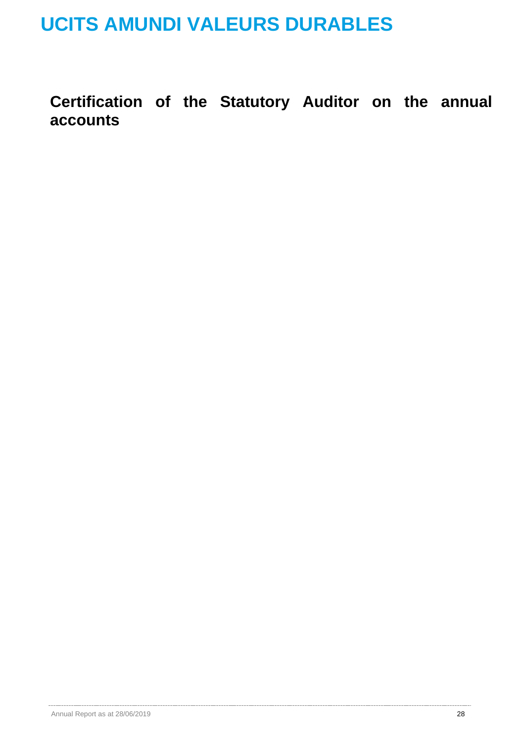# Certification of the Statutory Auditor on the annual accounts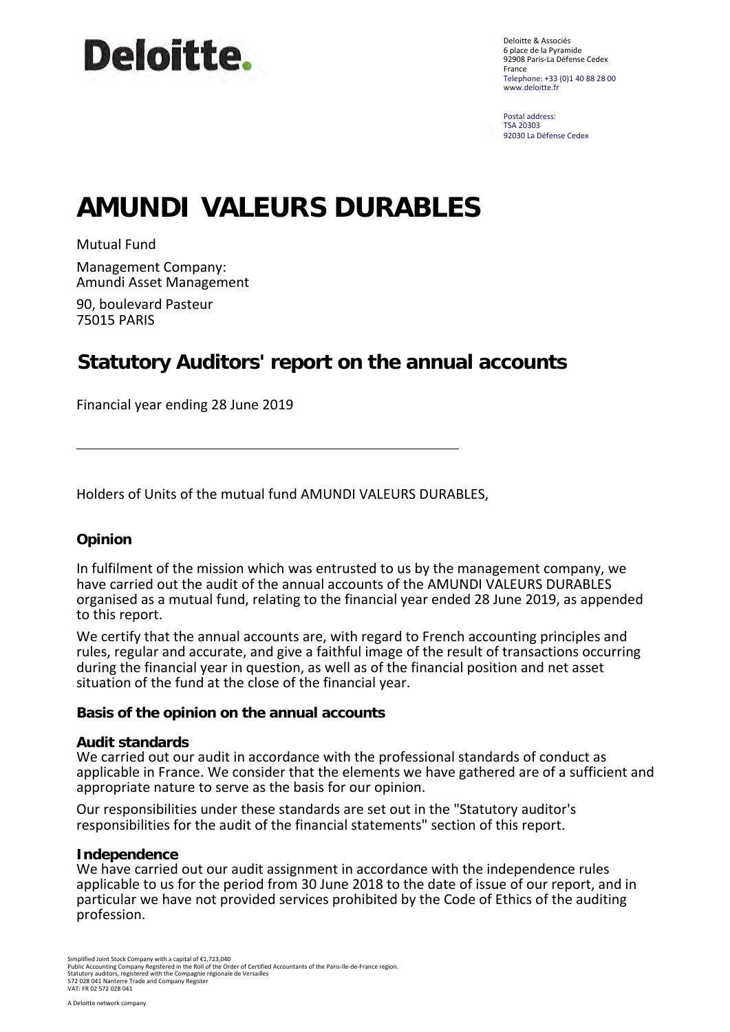Deloitte.

Deloitte & Associés
6 place de la Pyramide
92908 Paris-La Défense Cedex
France
Telephone: +33 (0)1 40 88 28 00
www.deloitte.fr

Postal address:
TSA 20303
92030 La Défense Cedex

# AMUNDI VALEURS DURABLES

Mutual Fund

Management Company:
Amundi Asset Management

90, boulevard Pasteur
75015 PARIS

## Statutory Auditors' report on the annual accounts

Financial year ending 28 June 2019

---

Holders of Units of the mutual fund AMUNDI VALEURS DURABLES,

### Opinion

In fulfilment of the mission which was entrusted to us by the management company, we have carried out the audit of the annual accounts of the AMUNDI VALEURS DURABLES organised as a mutual fund, relating to the financial year ended 28 June 2019, as appended to this report.

We certify that the annual accounts are, with regard to French accounting principles and rules, regular and accurate, and give a faithful image of the result of transactions occurring during the financial year in question, as well as of the financial position and net asset situation of the fund at the close of the financial year.

### Basis of the opinion on the annual accounts

**Audit standards**

We carried out our audit in accordance with the professional standards of conduct as applicable in France. We consider that the elements we have gathered are of a sufficient and appropriate nature to serve as the basis for our opinion.

Our responsibilities under these standards are set out in the "Statutory auditor's responsibilities for the audit of the financial statements" section of this report.

**Independence**

We have carried out our audit assignment in accordance with the independence rules applicable to us for the period from 30 June 2018 to the date of issue of our report, and in particular we have not provided services prohibited by the Code of Ethics of the auditing profession.

Simplified Joint Stock Company with a capital of €1,723,040
Public Accounting Company Registered in the Roll of the Order of Certified Accountants of the Paris-Ile-de-France region.
Statutory auditors, registered with the Compagnie régionale de Versailles
572 028 041 Nanterre Trade and Company Register
VAT: FR 02 572 028 041

A Deloitte network company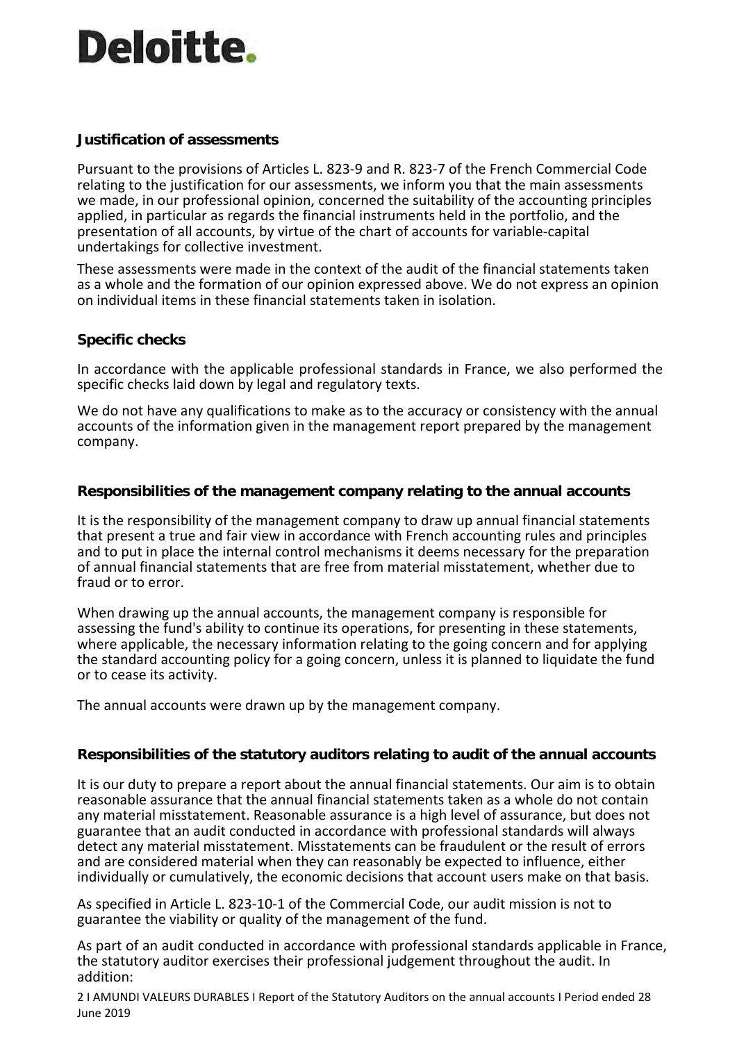### Justification of assessments

Pursuant to the provisions of Articles L. 823-9 and R. 823-7 of the French Commercial Code relating to the justification for our assessments, we inform you that the main assessments we made, in our professional opinion, concerned the suitability of the accounting principles applied, in particular as regards the financial instruments held in the portfolio, and the presentation of all accounts, by virtue of the chart of accounts for variable-capital undertakings for collective investment.

These assessments were made in the context of the audit of the financial statements taken as a whole and the formation of our opinion expressed above. We do not express an opinion on individual items in these financial statements taken in isolation.

### Specific checks

In accordance with the applicable professional standards in France, we also performed the specific checks laid down by legal and regulatory texts.

We do not have any qualifications to make as to the accuracy or consistency with the annual accounts of the information given in the management report prepared by the management company.

### Responsibilities of the management company relating to the annual accounts

It is the responsibility of the management company to draw up annual financial statements that present a true and fair view in accordance with French accounting rules and principles and to put in place the internal control mechanisms it deems necessary for the preparation of annual financial statements that are free from material misstatement, whether due to fraud or to error.

When drawing up the annual accounts, the management company is responsible for assessing the fund's ability to continue its operations, for presenting in these statements, where applicable, the necessary information relating to the going concern and for applying the standard accounting policy for a going concern, unless it is planned to liquidate the fund or to cease its activity.

The annual accounts were drawn up by the management company.

### Responsibilities of the statutory auditors relating to audit of the annual accounts

It is our duty to prepare a report about the annual financial statements. Our aim is to obtain reasonable assurance that the annual financial statements taken as a whole do not contain any material misstatement. Reasonable assurance is a high level of assurance, but does not guarantee that an audit conducted in accordance with professional standards will always detect any material misstatement. Misstatements can be fraudulent or the result of errors and are considered material when they can reasonably be expected to influence, either individually or cumulatively, the economic decisions that account users make on that basis.

As specified in Article L. 823-10-1 of the Commercial Code, our audit mission is not to guarantee the viability or quality of the management of the fund.

As part of an audit conducted in accordance with professional standards applicable in France, the statutory auditor exercises their professional judgement throughout the audit. In addition: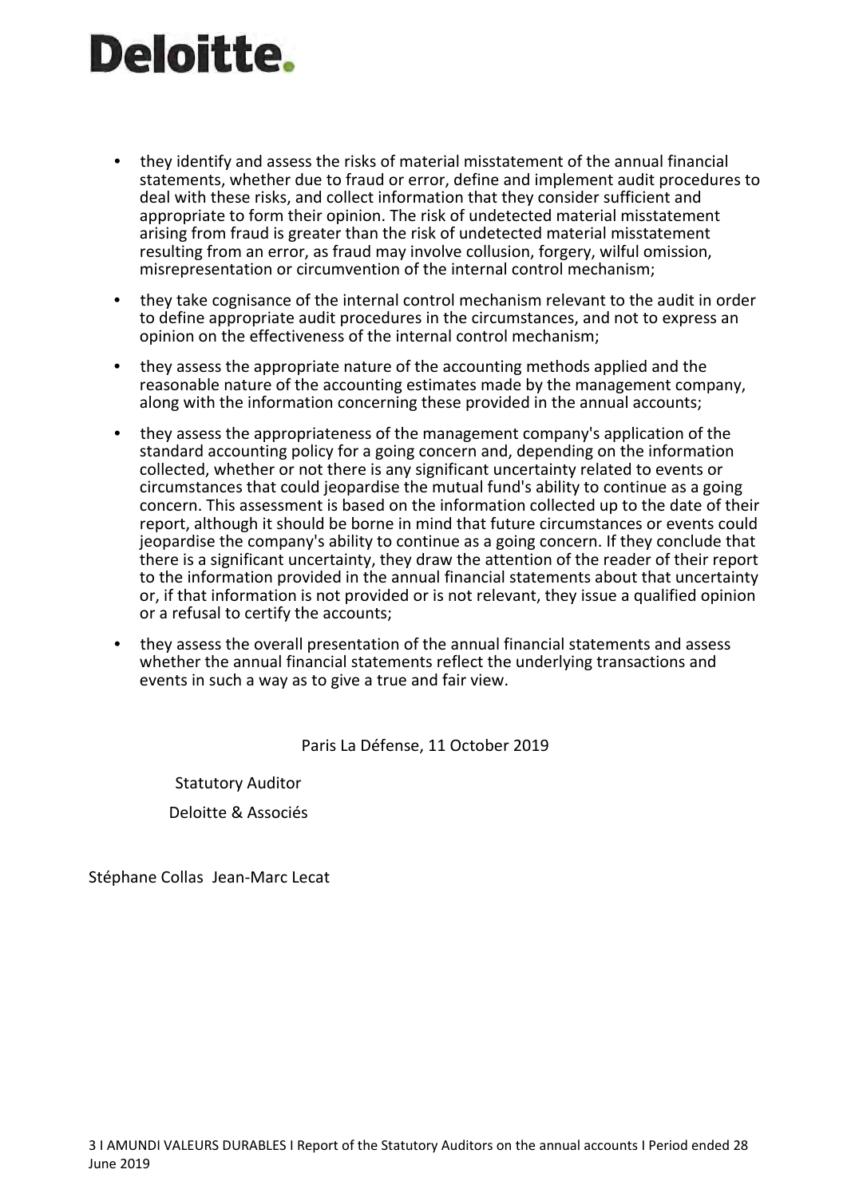- they identify and assess the risks of material misstatement of the annual financial statements, whether due to fraud or error, define and implement audit procedures to deal with these risks, and collect information that they consider sufficient and appropriate to form their opinion. The risk of undetected material misstatement arising from fraud is greater than the risk of undetected material misstatement resulting from an error, as fraud may involve collusion, forgery, wilful omission, misrepresentation or circumvention of the internal control mechanism;

- they take cognisance of the internal control mechanism relevant to the audit in order to define appropriate audit procedures in the circumstances, and not to express an opinion on the effectiveness of the internal control mechanism;

- they assess the appropriate nature of the accounting methods applied and the reasonable nature of the accounting estimates made by the management company, along with the information concerning these provided in the annual accounts;

- they assess the appropriateness of the management company's application of the standard accounting policy for a going concern and, depending on the information collected, whether or not there is any significant uncertainty related to events or circumstances that could jeopardise the mutual fund's ability to continue as a going concern. This assessment is based on the information collected up to the date of their report, although it should be borne in mind that future circumstances or events could jeopardise the company's ability to continue as a going concern. If they conclude that there is a significant uncertainty, they draw the attention of the reader of their report to the information provided in the annual financial statements about that uncertainty or, if that information is not provided or is not relevant, they issue a qualified opinion or a refusal to certify the accounts;

- they assess the overall presentation of the annual financial statements and assess whether the annual financial statements reflect the underlying transactions and events in such a way as to give a true and fair view.

Paris La Défense, 11 October 2019

Statutory Auditor

Deloitte & Associés

Stéphane Collas Jean-Marc Lecat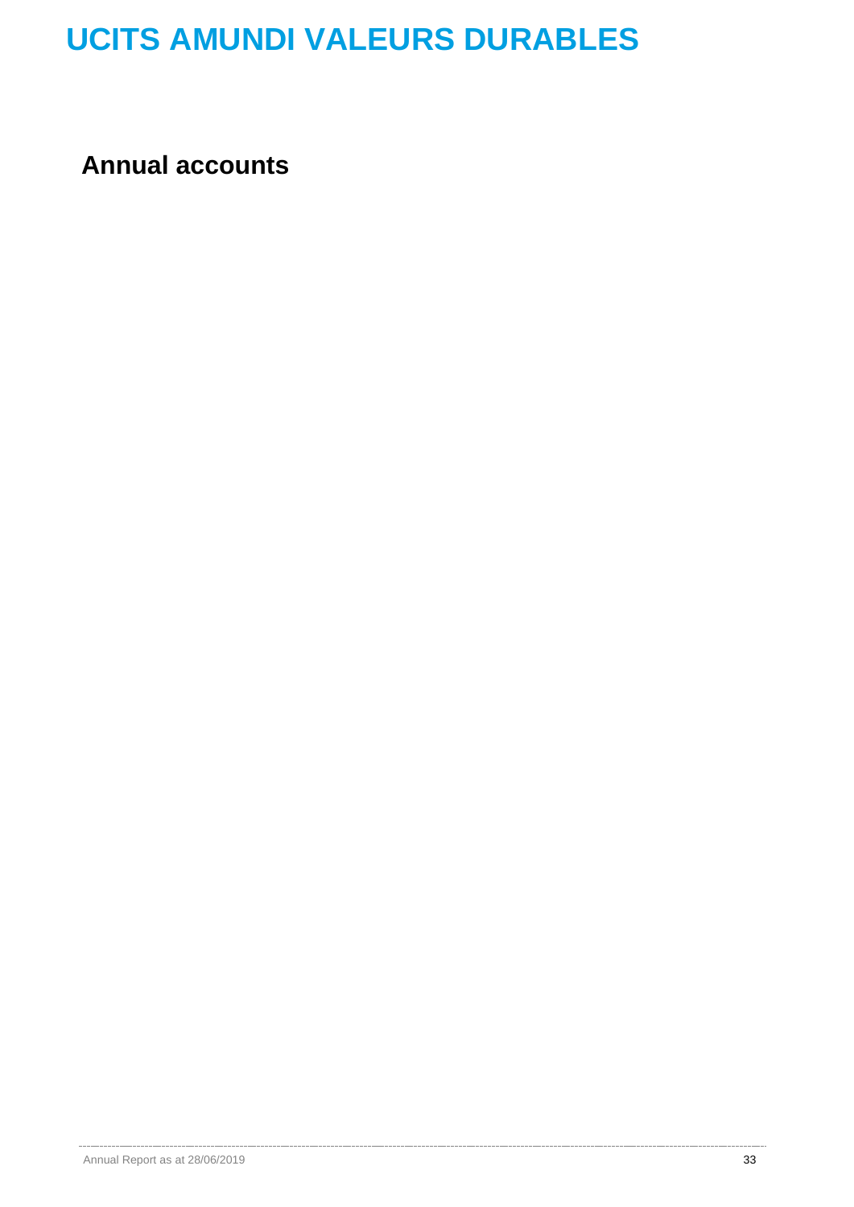# UCITS AMUNDI VALEURS DURABLES

## Annual accounts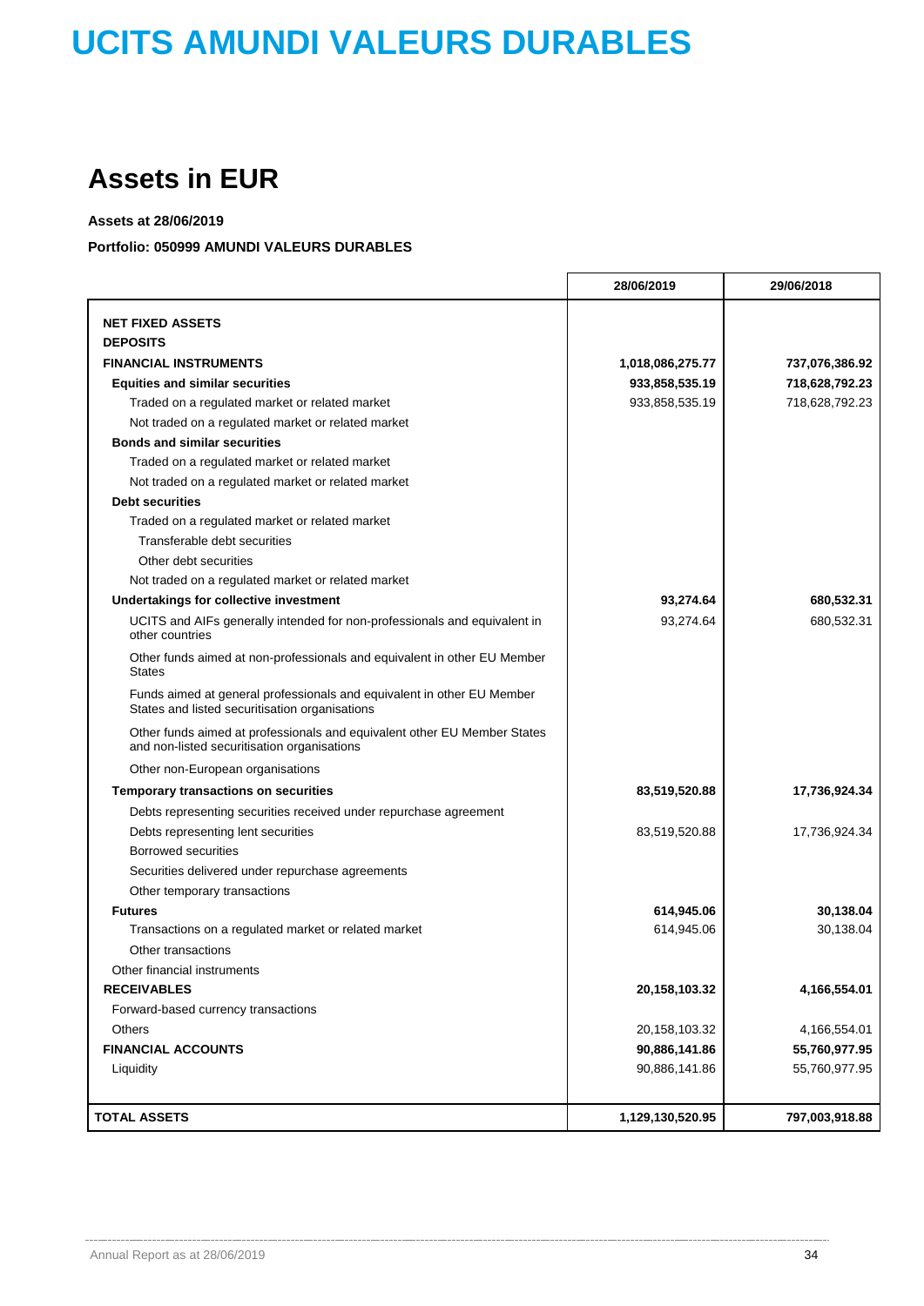# UCITS AMUNDI VALEURS DURABLES

## Assets in EUR

**Assets at 28/06/2019**

**Portfolio: 050999 AMUNDI VALEURS DURABLES**

| | 28/06/2019 | 29/06/2018 |
|---|---|---|
| **NET FIXED ASSETS** | | |
| **DEPOSITS** | | |
| **FINANCIAL INSTRUMENTS** | **1,018,086,275.77** | **737,076,386.92** |
| **Equities and similar securities** | **933,858,535.19** | **718,628,792.23** |
| Traded on a regulated market or related market | 933,858,535.19 | 718,628,792.23 |
| Not traded on a regulated market or related market | | |
| **Bonds and similar securities** | | |
| Traded on a regulated market or related market | | |
| Not traded on a regulated market or related market | | |
| **Debt securities** | | |
| Traded on a regulated market or related market | | |
| Transferable debt securities | | |
| Other debt securities | | |
| Not traded on a regulated market or related market | | |
| **Undertakings for collective investment** | **93,274.64** | **680,532.31** |
| UCITS and AIFs generally intended for non-professionals and equivalent in other countries | 93,274.64 | 680,532.31 |
| Other funds aimed at non-professionals and equivalent in other EU Member States | | |
| Funds aimed at general professionals and equivalent in other EU Member States and listed securitisation organisations | | |
| Other funds aimed at professionals and equivalent other EU Member States and non-listed securitisation organisations | | |
| Other non-European organisations | | |
| **Temporary transactions on securities** | **83,519,520.88** | **17,736,924.34** |
| Debts representing securities received under repurchase agreement | | |
| Debts representing lent securities | 83,519,520.88 | 17,736,924.34 |
| Borrowed securities | | |
| Securities delivered under repurchase agreements | | |
| Other temporary transactions | | |
| **Futures** | **614,945.06** | **30,138.04** |
| Transactions on a regulated market or related market | 614,945.06 | 30,138.04 |
| Other transactions | | |
| Other financial instruments | | |
| **RECEIVABLES** | **20,158,103.32** | **4,166,554.01** |
| Forward-based currency transactions | | |
| Others | 20,158,103.32 | 4,166,554.01 |
| **FINANCIAL ACCOUNTS** | **90,886,141.86** | **55,760,977.95** |
| Liquidity | 90,886,141.86 | 55,760,977.95 |
| **TOTAL ASSETS** | **1,129,130,520.95** | **797,003,918.88** |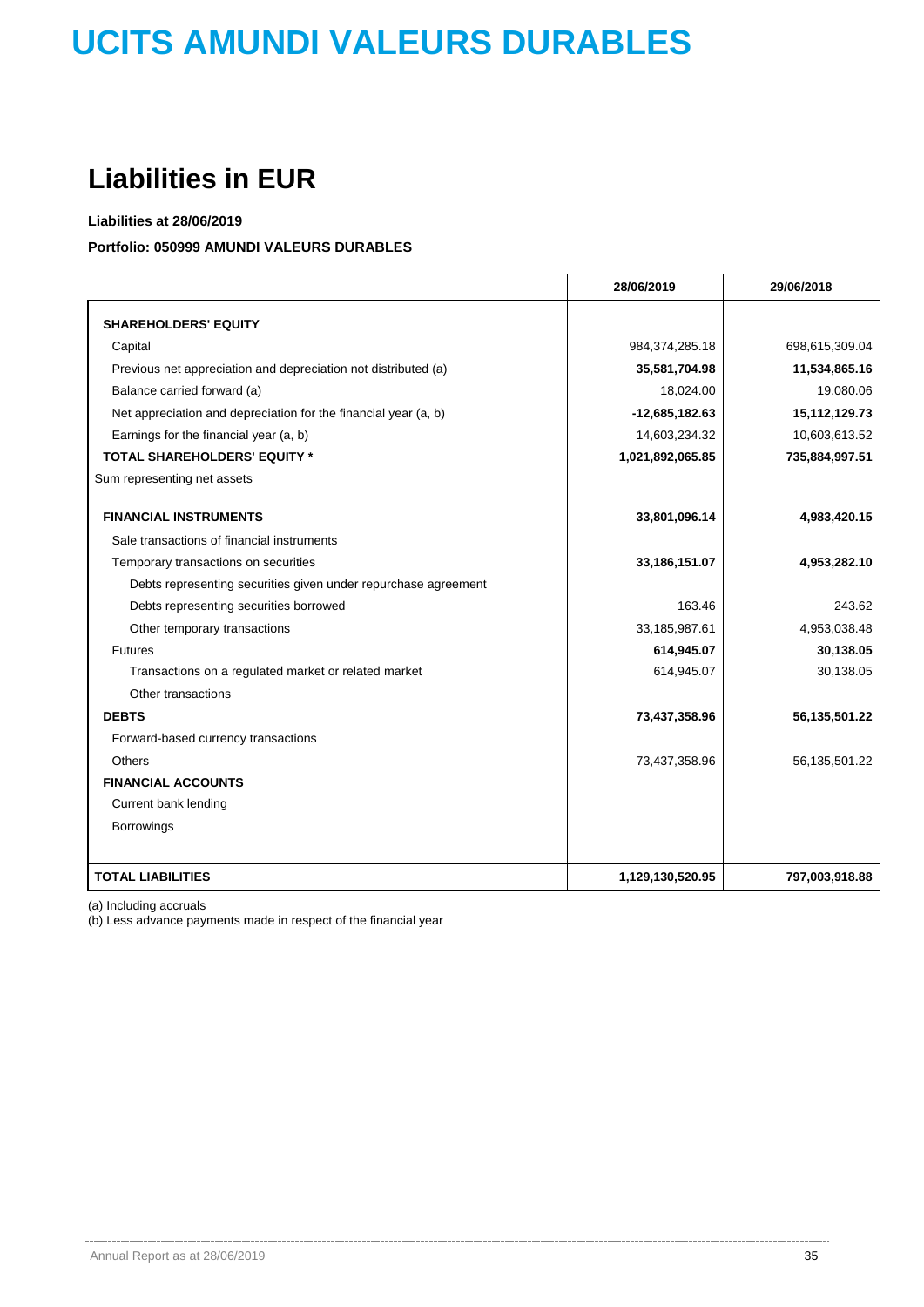# UCITS AMUNDI VALEURS DURABLES

## Liabilities in EUR

**Liabilities at 28/06/2019**

**Portfolio: 050999 AMUNDI VALEURS DURABLES**

| | 28/06/2019 | 29/06/2018 |
|---|---|---|
| **SHAREHOLDERS' EQUITY** | | |
| Capital | 984,374,285.18 | 698,615,309.04 |
| Previous net appreciation and depreciation not distributed (a) | **35,581,704.98** | **11,534,865.16** |
| Balance carried forward (a) | 18,024.00 | 19,080.06 |
| Net appreciation and depreciation for the financial year (a, b) | **-12,685,182.63** | **15,112,129.73** |
| Earnings for the financial year (a, b) | 14,603,234.32 | 10,603,613.52 |
| **TOTAL SHAREHOLDERS' EQUITY *** | **1,021,892,065.85** | **735,884,997.51** |
| Sum representing net assets | | |
| **FINANCIAL INSTRUMENTS** | **33,801,096.14** | **4,983,420.15** |
| Sale transactions of financial instruments | | |
| Temporary transactions on securities | **33,186,151.07** | **4,953,282.10** |
| Debts representing securities given under repurchase agreement | | |
| Debts representing securities borrowed | 163.46 | 243.62 |
| Other temporary transactions | 33,185,987.61 | 4,953,038.48 |
| Futures | **614,945.07** | **30,138.05** |
| Transactions on a regulated market or related market | 614,945.07 | 30,138.05 |
| Other transactions | | |
| **DEBTS** | **73,437,358.96** | **56,135,501.22** |
| Forward-based currency transactions | | |
| Others | 73,437,358.96 | 56,135,501.22 |
| **FINANCIAL ACCOUNTS** | | |
| Current bank lending | | |
| Borrowings | | |
| **TOTAL LIABILITIES** | **1,129,130,520.95** | **797,003,918.88** |

(a) Including accruals

(b) Less advance payments made in respect of the financial year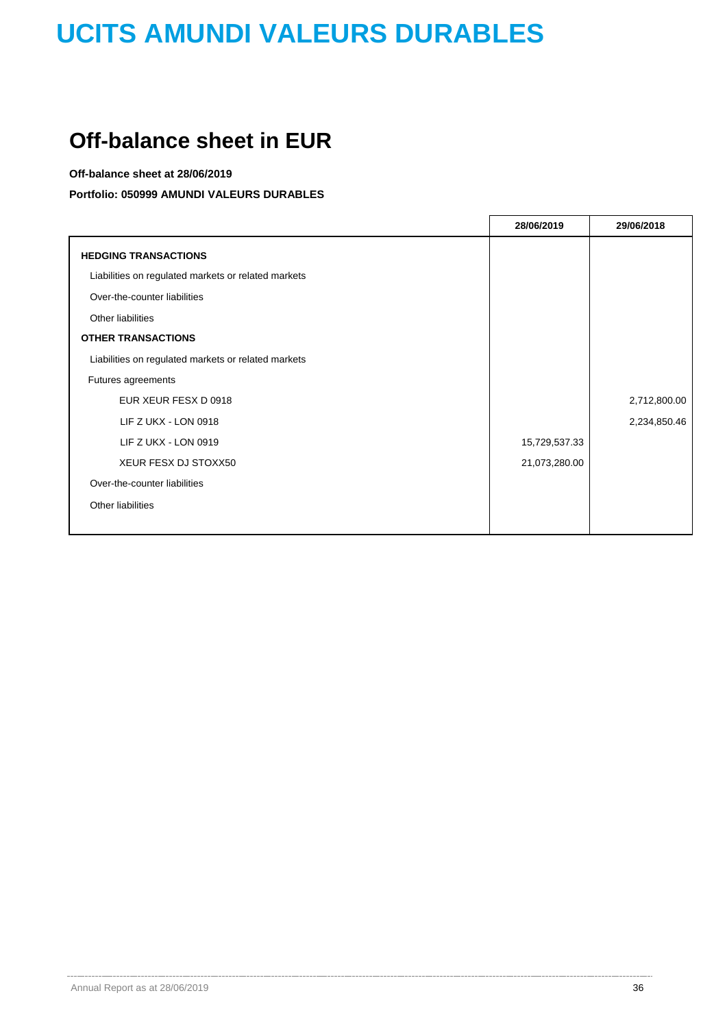# UCITS AMUNDI VALEURS DURABLES

## Off-balance sheet in EUR

**Off-balance sheet at 28/06/2019**

**Portfolio: 050999 AMUNDI VALEURS DURABLES**

| | 28/06/2019 | 29/06/2018 |
|---|---|---|
| **HEDGING TRANSACTIONS** | | |
| Liabilities on regulated markets or related markets | | |
| Over-the-counter liabilities | | |
| Other liabilities | | |
| **OTHER TRANSACTIONS** | | |
| Liabilities on regulated markets or related markets | | |
| Futures agreements | | |
| EUR XEUR FESX D 0918 | | 2,712,800.00 |
| LIF Z UKX - LON 0918 | | 2,234,850.46 |
| LIF Z UKX - LON 0919 | 15,729,537.33 | |
| XEUR FESX DJ STOXX50 | 21,073,280.00 | |
| Over-the-counter liabilities | | |
| Other liabilities | | |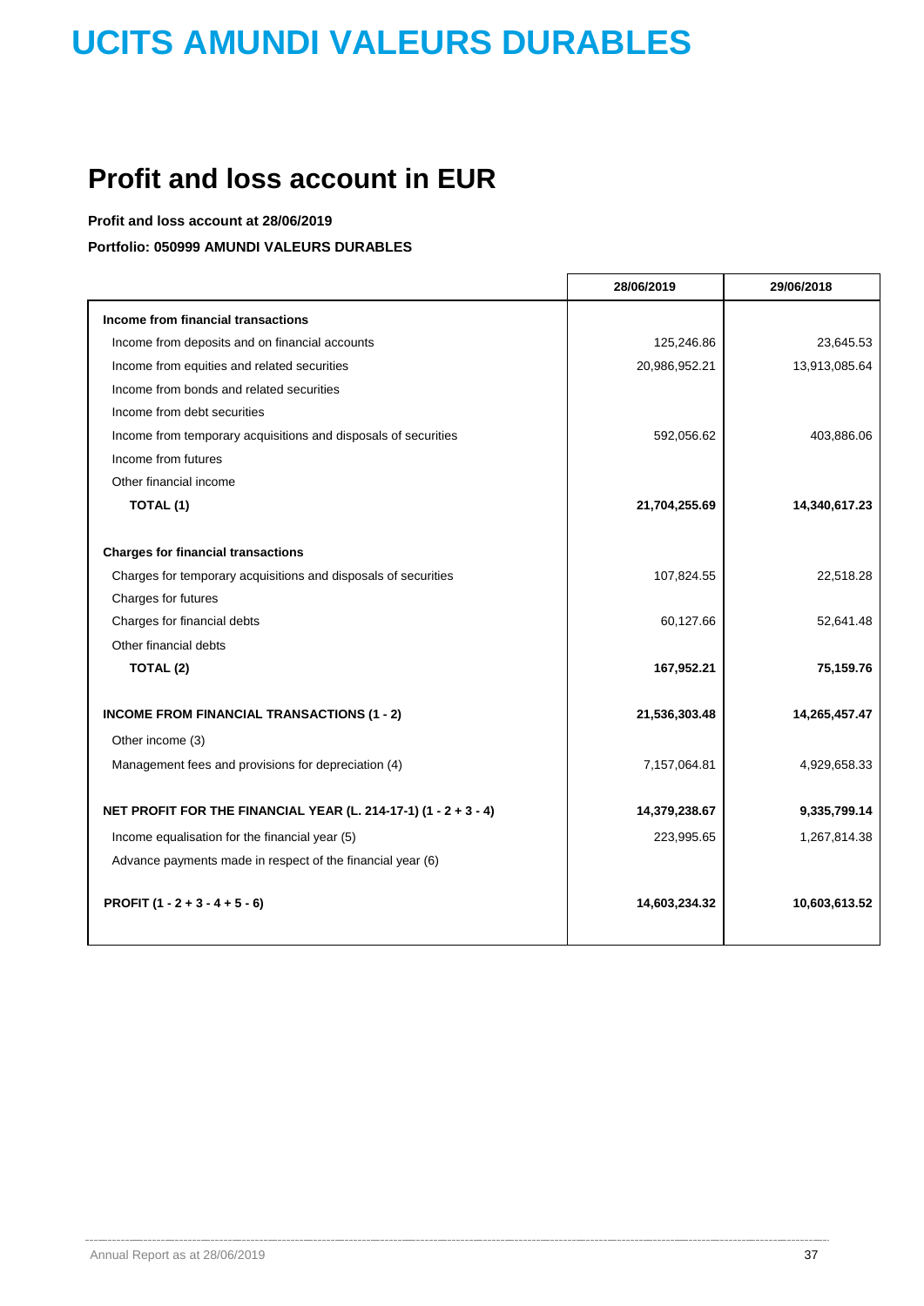# UCITS AMUNDI VALEURS DURABLES

## Profit and loss account in EUR

**Profit and loss account at 28/06/2019**

**Portfolio: 050999 AMUNDI VALEURS DURABLES**

| | 28/06/2019 | 29/06/2018 |
|---|---|---|
| **Income from financial transactions** | | |
| Income from deposits and on financial accounts | 125,246.86 | 23,645.53 |
| Income from equities and related securities | 20,986,952.21 | 13,913,085.64 |
| Income from bonds and related securities | | |
| Income from debt securities | | |
| Income from temporary acquisitions and disposals of securities | 592,056.62 | 403,886.06 |
| Income from futures | | |
| Other financial income | | |
| **TOTAL (1)** | **21,704,255.69** | **14,340,617.23** |
| | | |
| **Charges for financial transactions** | | |
| Charges for temporary acquisitions and disposals of securities | 107,824.55 | 22,518.28 |
| Charges for futures | | |
| Charges for financial debts | 60,127.66 | 52,641.48 |
| Other financial debts | | |
| **TOTAL (2)** | **167,952.21** | **75,159.76** |
| | | |
| **INCOME FROM FINANCIAL TRANSACTIONS (1 - 2)** | **21,536,303.48** | **14,265,457.47** |
| Other income (3) | | |
| Management fees and provisions for depreciation (4) | 7,157,064.81 | 4,929,658.33 |
| | | |
| **NET PROFIT FOR THE FINANCIAL YEAR (L. 214-17-1) (1 - 2 + 3 - 4)** | **14,379,238.67** | **9,335,799.14** |
| Income equalisation for the financial year (5) | 223,995.65 | 1,267,814.38 |
| Advance payments made in respect of the financial year (6) | | |
| | | |
| **PROFIT (1 - 2 + 3 - 4 + 5 - 6)** | **14,603,234.32** | **10,603,613.52** |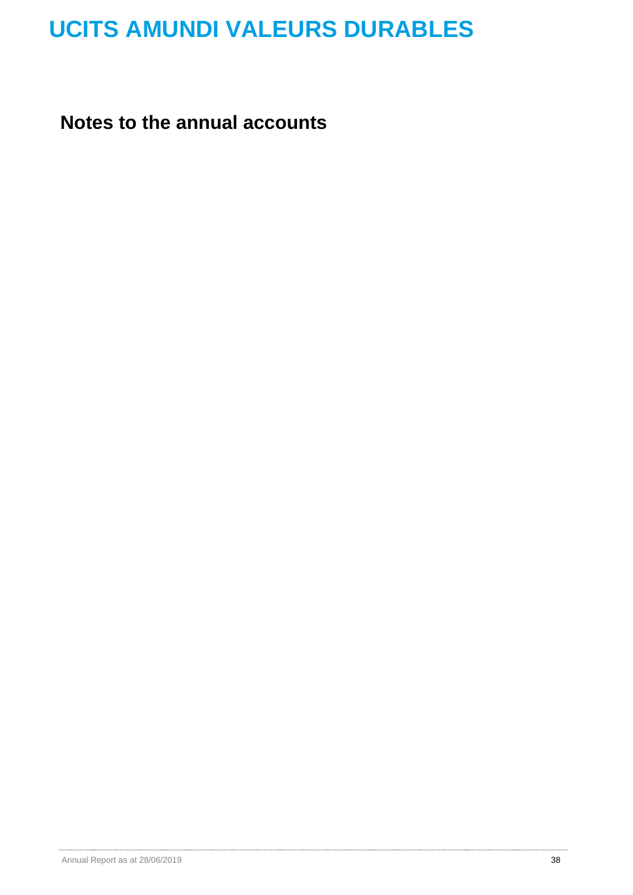# UCITS AMUNDI VALEURS DURABLES

## Notes to the annual accounts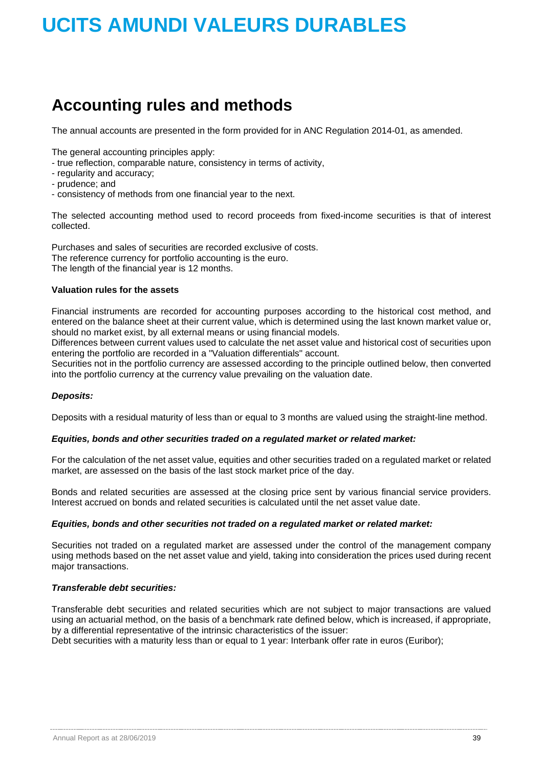# UCITS AMUNDI VALEURS DURABLES

## Accounting rules and methods

The annual accounts are presented in the form provided for in ANC Regulation 2014-01, as amended.

The general accounting principles apply:
- true reflection, comparable nature, consistency in terms of activity,
- regularity and accuracy;
- prudence; and
- consistency of methods from one financial year to the next.

The selected accounting method used to record proceeds from fixed-income securities is that of interest collected.

Purchases and sales of securities are recorded exclusive of costs.
The reference currency for portfolio accounting is the euro.
The length of the financial year is 12 months.

**Valuation rules for the assets**

Financial instruments are recorded for accounting purposes according to the historical cost method, and entered on the balance sheet at their current value, which is determined using the last known market value or, should no market exist, by all external means or using financial models.
Differences between current values used to calculate the net asset value and historical cost of securities upon entering the portfolio are recorded in a "Valuation differentials" account.
Securities not in the portfolio currency are assessed according to the principle outlined below, then converted into the portfolio currency at the currency value prevailing on the valuation date.

***Deposits:***

Deposits with a residual maturity of less than or equal to 3 months are valued using the straight-line method.

***Equities, bonds and other securities traded on a regulated market or related market:***

For the calculation of the net asset value, equities and other securities traded on a regulated market or related market, are assessed on the basis of the last stock market price of the day.

Bonds and related securities are assessed at the closing price sent by various financial service providers. Interest accrued on bonds and related securities is calculated until the net asset value date.

***Equities, bonds and other securities not traded on a regulated market or related market:***

Securities not traded on a regulated market are assessed under the control of the management company using methods based on the net asset value and yield, taking into consideration the prices used during recent major transactions.

***Transferable debt securities:***

Transferable debt securities and related securities which are not subject to major transactions are valued using an actuarial method, on the basis of a benchmark rate defined below, which is increased, if appropriate, by a differential representative of the intrinsic characteristics of the issuer:
Debt securities with a maturity less than or equal to 1 year: Interbank offer rate in euros (Euribor);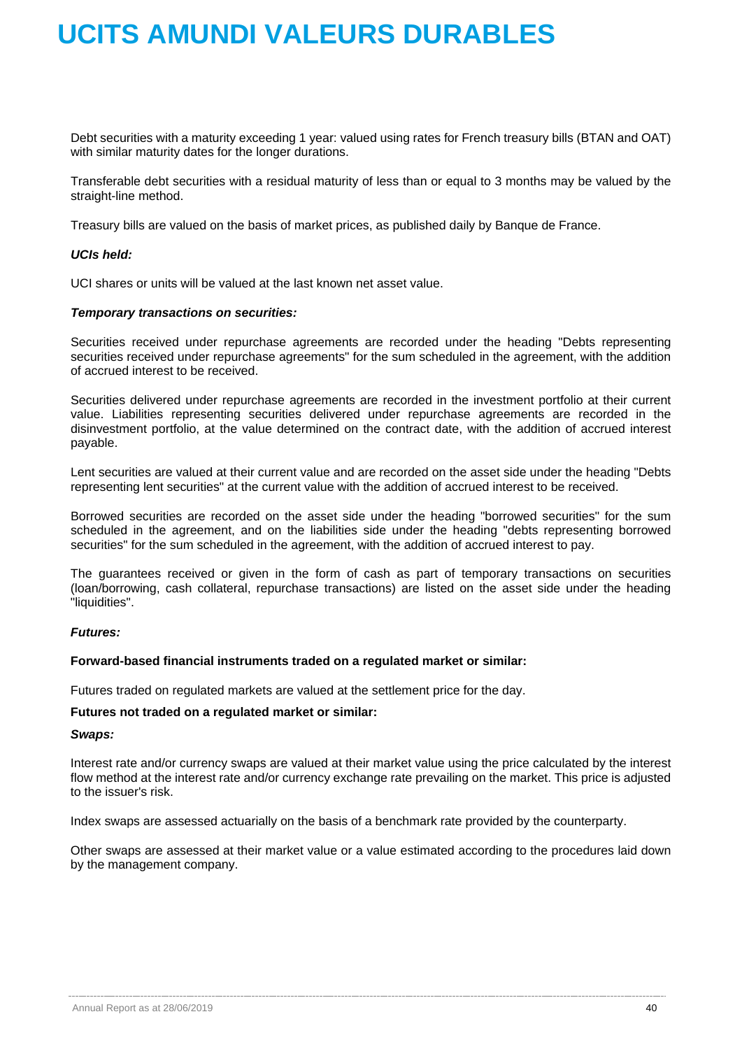Debt securities with a maturity exceeding 1 year: valued using rates for French treasury bills (BTAN and OAT) with similar maturity dates for the longer durations.

Transferable debt securities with a residual maturity of less than or equal to 3 months may be valued by the straight-line method.

Treasury bills are valued on the basis of market prices, as published daily by Banque de France.

***UCIs held:***

UCI shares or units will be valued at the last known net asset value.

***Temporary transactions on securities:***

Securities received under repurchase agreements are recorded under the heading "Debts representing securities received under repurchase agreements" for the sum scheduled in the agreement, with the addition of accrued interest to be received.

Securities delivered under repurchase agreements are recorded in the investment portfolio at their current value. Liabilities representing securities delivered under repurchase agreements are recorded in the disinvestment portfolio, at the value determined on the contract date, with the addition of accrued interest payable.

Lent securities are valued at their current value and are recorded on the asset side under the heading "Debts representing lent securities" at the current value with the addition of accrued interest to be received.

Borrowed securities are recorded on the asset side under the heading "borrowed securities" for the sum scheduled in the agreement, and on the liabilities side under the heading "debts representing borrowed securities" for the sum scheduled in the agreement, with the addition of accrued interest to pay.

The guarantees received or given in the form of cash as part of temporary transactions on securities (loan/borrowing, cash collateral, repurchase transactions) are listed on the asset side under the heading "liquidities".

***Futures:***

**Forward-based financial instruments traded on a regulated market or similar:**

Futures traded on regulated markets are valued at the settlement price for the day.

**Futures not traded on a regulated market or similar:**

***Swaps:***

Interest rate and/or currency swaps are valued at their market value using the price calculated by the interest flow method at the interest rate and/or currency exchange rate prevailing on the market. This price is adjusted to the issuer's risk.

Index swaps are assessed actuarially on the basis of a benchmark rate provided by the counterparty.

Other swaps are assessed at their market value or a value estimated according to the procedures laid down by the management company.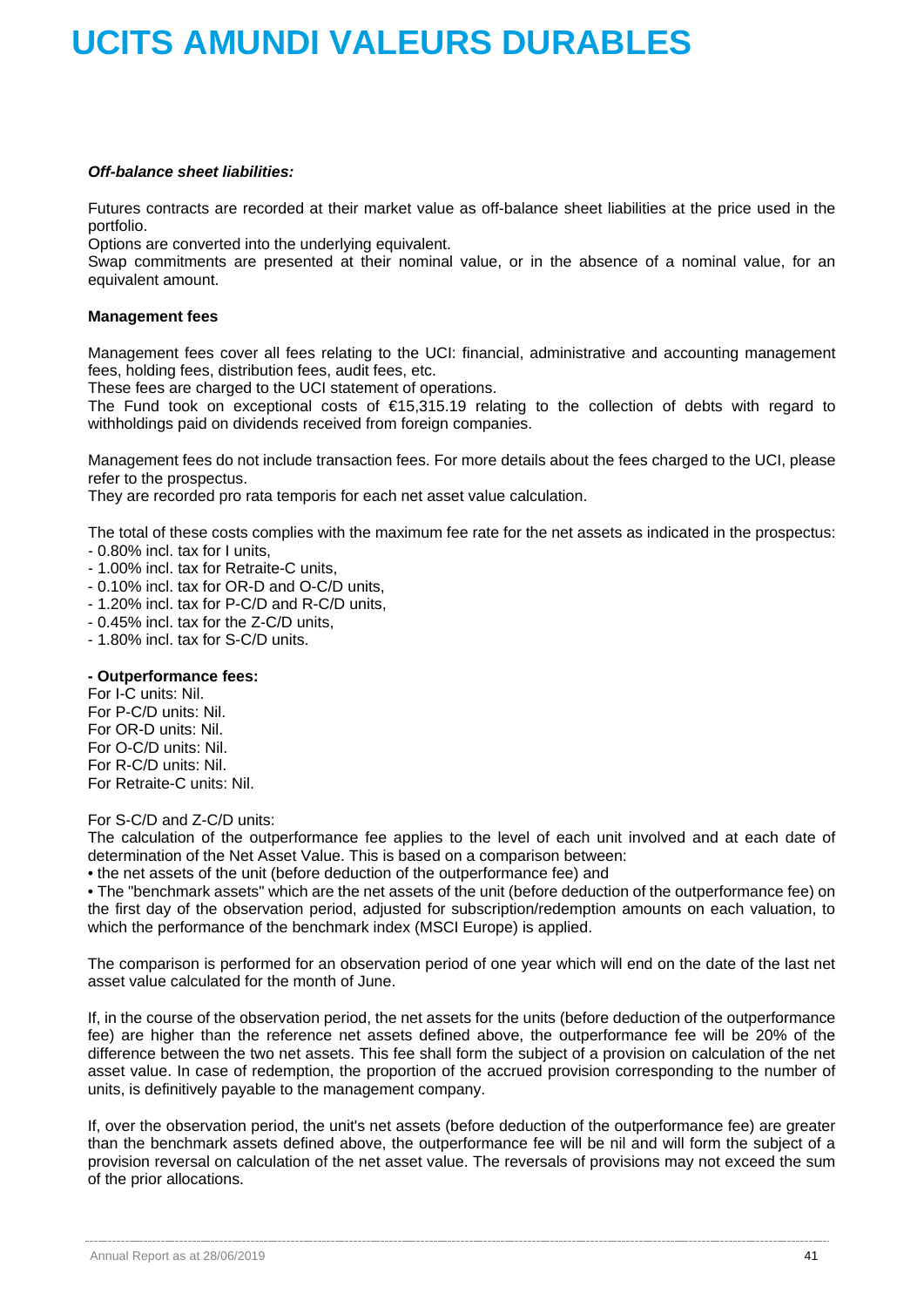***Off-balance sheet liabilities:***

Futures contracts are recorded at their market value as off-balance sheet liabilities at the price used in the portfolio.
Options are converted into the underlying equivalent.
Swap commitments are presented at their nominal value, or in the absence of a nominal value, for an equivalent amount.

**Management fees**

Management fees cover all fees relating to the UCI: financial, administrative and accounting management fees, holding fees, distribution fees, audit fees, etc.
These fees are charged to the UCI statement of operations.
The Fund took on exceptional costs of €15,315.19 relating to the collection of debts with regard to withholdings paid on dividends received from foreign companies.

Management fees do not include transaction fees. For more details about the fees charged to the UCI, please refer to the prospectus.
They are recorded pro rata temporis for each net asset value calculation.

The total of these costs complies with the maximum fee rate for the net assets as indicated in the prospectus:
- 0.80% incl. tax for I units,
- 1.00% incl. tax for Retraite-C units,
- 0.10% incl. tax for OR-D and O-C/D units,
- 1.20% incl. tax for P-C/D and R-C/D units,
- 0.45% incl. tax for the Z-C/D units,
- 1.80% incl. tax for S-C/D units.

**- Outperformance fees:**
For I-C units: Nil.
For P-C/D units: Nil.
For OR-D units: Nil.
For O-C/D units: Nil.
For R-C/D units: Nil.
For Retraite-C units: Nil.

For S-C/D and Z-C/D units:
The calculation of the outperformance fee applies to the level of each unit involved and at each date of determination of the Net Asset Value. This is based on a comparison between:
• the net assets of the unit (before deduction of the outperformance fee) and
• The "benchmark assets" which are the net assets of the unit (before deduction of the outperformance fee) on the first day of the observation period, adjusted for subscription/redemption amounts on each valuation, to which the performance of the benchmark index (MSCI Europe) is applied.

The comparison is performed for an observation period of one year which will end on the date of the last net asset value calculated for the month of June.

If, in the course of the observation period, the net assets for the units (before deduction of the outperformance fee) are higher than the reference net assets defined above, the outperformance fee will be 20% of the difference between the two net assets. This fee shall form the subject of a provision on calculation of the net asset value. In case of redemption, the proportion of the accrued provision corresponding to the number of units, is definitively payable to the management company.

If, over the observation period, the unit's net assets (before deduction of the outperformance fee) are greater than the benchmark assets defined above, the outperformance fee will be nil and will form the subject of a provision reversal on calculation of the net asset value. The reversals of provisions may not exceed the sum of the prior allocations.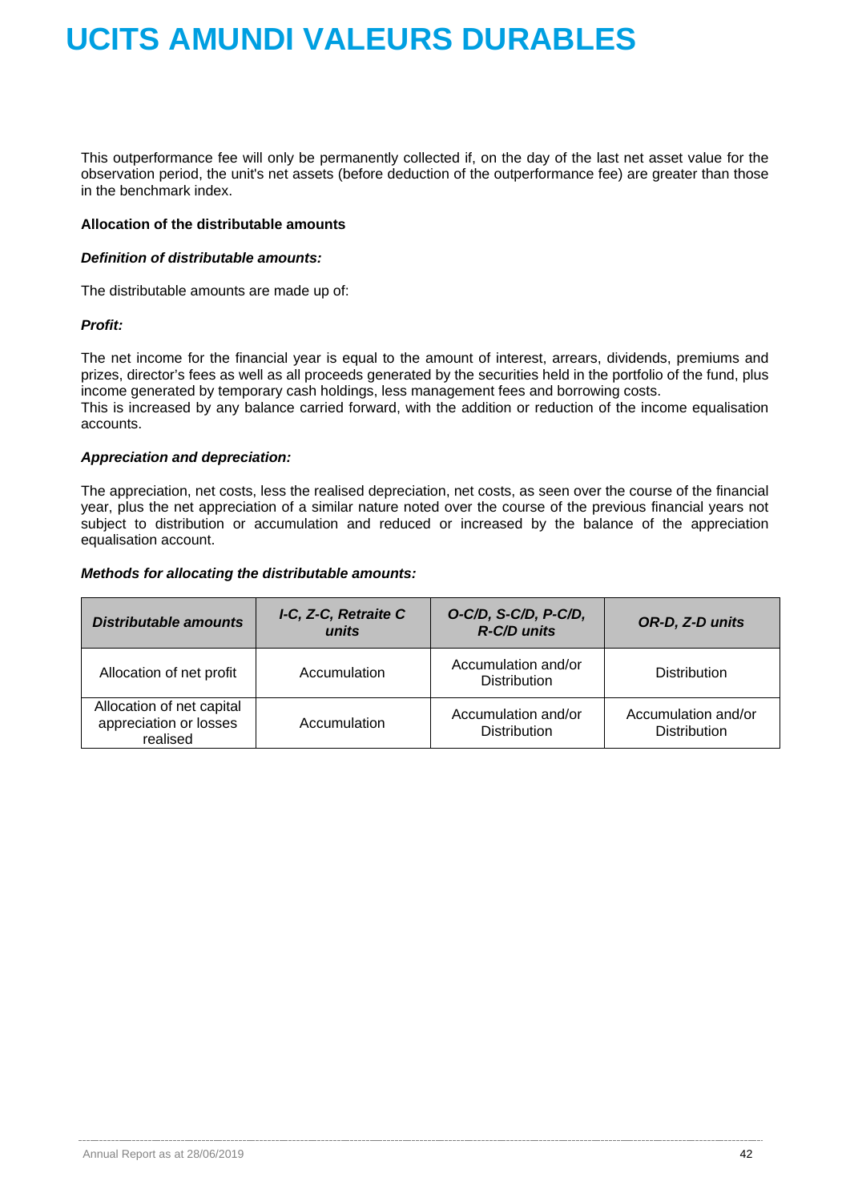# UCITS AMUNDI VALEURS DURABLES

This outperformance fee will only be permanently collected if, on the day of the last net asset value for the observation period, the unit's net assets (before deduction of the outperformance fee) are greater than those in the benchmark index.

**Allocation of the distributable amounts**

***Definition of distributable amounts:***

The distributable amounts are made up of:

***Profit:***

The net income for the financial year is equal to the amount of interest, arrears, dividends, premiums and prizes, director's fees as well as all proceeds generated by the securities held in the portfolio of the fund, plus income generated by temporary cash holdings, less management fees and borrowing costs.
This is increased by any balance carried forward, with the addition or reduction of the income equalisation accounts.

***Appreciation and depreciation:***

The appreciation, net costs, less the realised depreciation, net costs, as seen over the course of the financial year, plus the net appreciation of a similar nature noted over the course of the previous financial years not subject to distribution or accumulation and reduced or increased by the balance of the appreciation equalisation account.

***Methods for allocating the distributable amounts:***

| ***Distributable amounts*** | ***I-C, Z-C, Retraite C units*** | ***O-C/D, S-C/D, P-C/D, R-C/D units*** | ***OR-D, Z-D units*** |
|---|---|---|---|
| Allocation of net profit | Accumulation | Accumulation and/or Distribution | Distribution |
| Allocation of net capital appreciation or losses realised | Accumulation | Accumulation and/or Distribution | Accumulation and/or Distribution |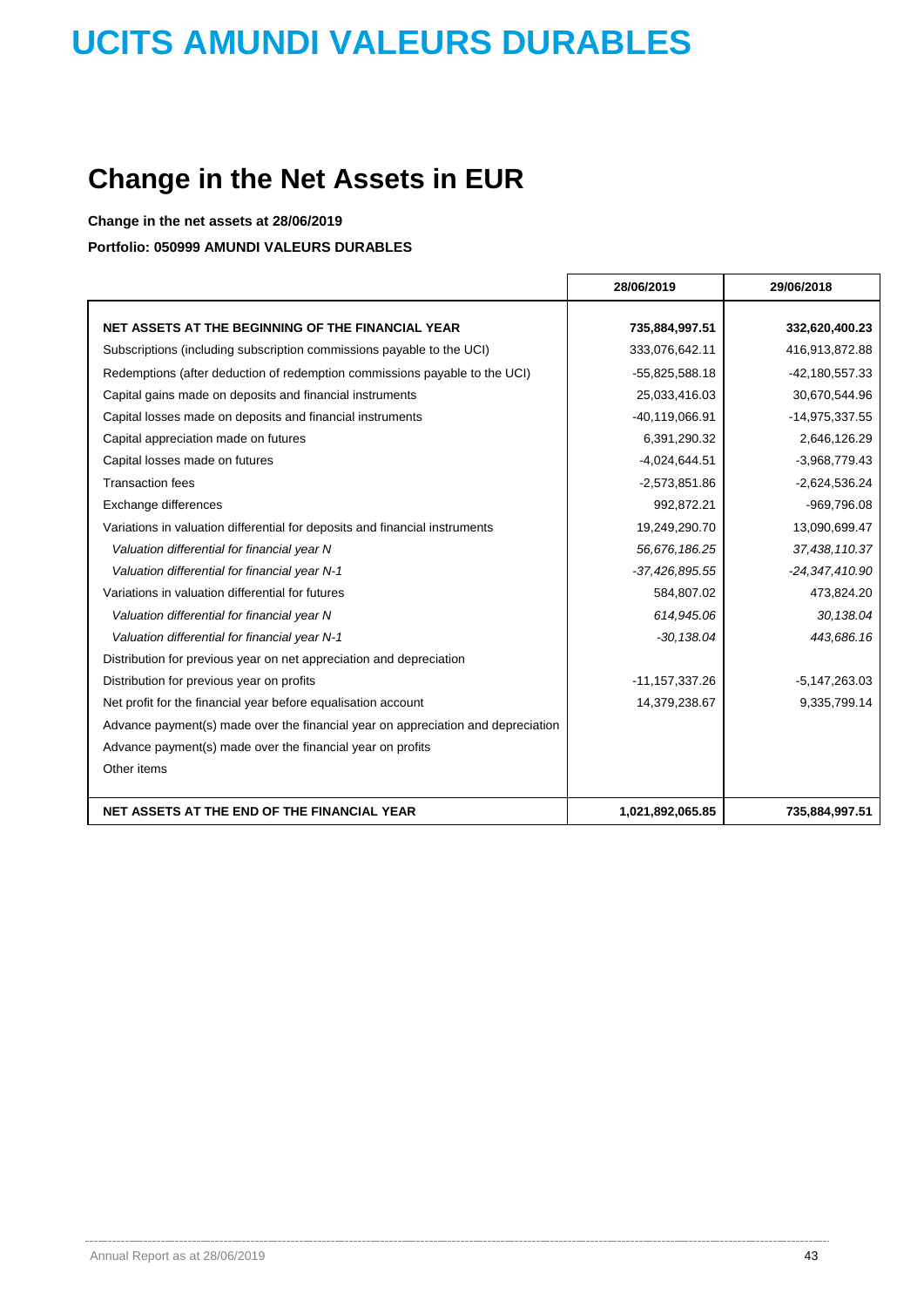# UCITS AMUNDI VALEURS DURABLES

## Change in the Net Assets in EUR

**Change in the net assets at 28/06/2019**

**Portfolio: 050999 AMUNDI VALEURS DURABLES**

| | 28/06/2019 | 29/06/2018 |
|---|---|---|
| **NET ASSETS AT THE BEGINNING OF THE FINANCIAL YEAR** | **735,884,997.51** | **332,620,400.23** |
| Subscriptions (including subscription commissions payable to the UCI) | 333,076,642.11 | 416,913,872.88 |
| Redemptions (after deduction of redemption commissions payable to the UCI) | -55,825,588.18 | -42,180,557.33 |
| Capital gains made on deposits and financial instruments | 25,033,416.03 | 30,670,544.96 |
| Capital losses made on deposits and financial instruments | -40,119,066.91 | -14,975,337.55 |
| Capital appreciation made on futures | 6,391,290.32 | 2,646,126.29 |
| Capital losses made on futures | -4,024,644.51 | -3,968,779.43 |
| Transaction fees | -2,573,851.86 | -2,624,536.24 |
| Exchange differences | 992,872.21 | -969,796.08 |
| Variations in valuation differential for deposits and financial instruments | 19,249,290.70 | 13,090,699.47 |
| *Valuation differential for financial year N* | *56,676,186.25* | *37,438,110.37* |
| *Valuation differential for financial year N-1* | *-37,426,895.55* | *-24,347,410.90* |
| Variations in valuation differential for futures | 584,807.02 | 473,824.20 |
| *Valuation differential for financial year N* | *614,945.06* | *30,138.04* |
| *Valuation differential for financial year N-1* | *-30,138.04* | *443,686.16* |
| Distribution for previous year on net appreciation and depreciation | | |
| Distribution for previous year on profits | -11,157,337.26 | -5,147,263.03 |
| Net profit for the financial year before equalisation account | 14,379,238.67 | 9,335,799.14 |
| Advance payment(s) made over the financial year on appreciation and depreciation | | |
| Advance payment(s) made over the financial year on profits | | |
| Other items | | |
| **NET ASSETS AT THE END OF THE FINANCIAL YEAR** | **1,021,892,065.85** | **735,884,997.51** |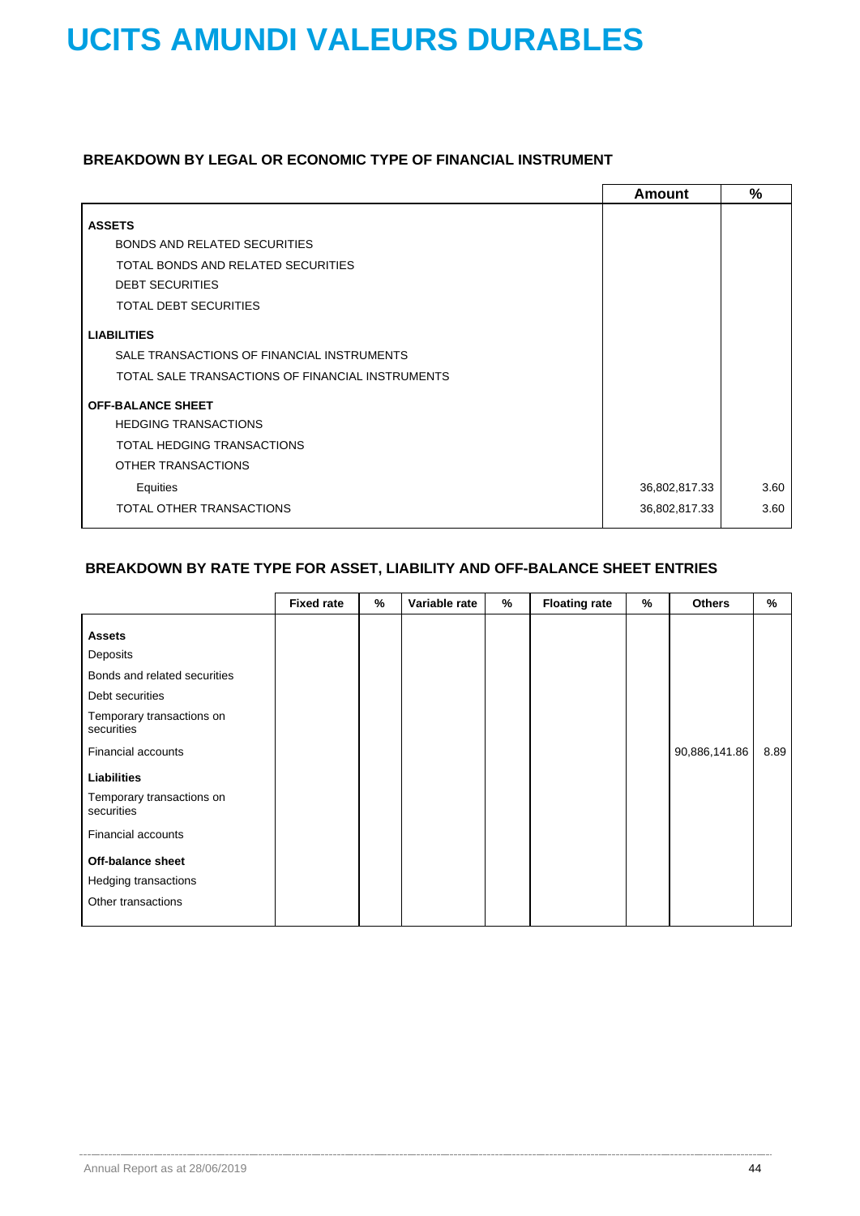# UCITS AMUNDI VALEURS DURABLES

### BREAKDOWN BY LEGAL OR ECONOMIC TYPE OF FINANCIAL INSTRUMENT

| | Amount | % |
|---|---|---|
| **ASSETS** | | |
| BONDS AND RELATED SECURITIES | | |
| TOTAL BONDS AND RELATED SECURITIES | | |
| DEBT SECURITIES | | |
| TOTAL DEBT SECURITIES | | |
| **LIABILITIES** | | |
| SALE TRANSACTIONS OF FINANCIAL INSTRUMENTS | | |
| TOTAL SALE TRANSACTIONS OF FINANCIAL INSTRUMENTS | | |
| **OFF-BALANCE SHEET** | | |
| HEDGING TRANSACTIONS | | |
| TOTAL HEDGING TRANSACTIONS | | |
| OTHER TRANSACTIONS | | |
| Equities | 36,802,817.33 | 3.60 |
| TOTAL OTHER TRANSACTIONS | 36,802,817.33 | 3.60 |

### BREAKDOWN BY RATE TYPE FOR ASSET, LIABILITY AND OFF-BALANCE SHEET ENTRIES

| | Fixed rate | % | Variable rate | % | Floating rate | % | Others | % |
|---|---|---|---|---|---|---|---|---|
| **Assets** | | | | | | | | |
| Deposits | | | | | | | | |
| Bonds and related securities | | | | | | | | |
| Debt securities | | | | | | | | |
| Temporary transactions on securities | | | | | | | | |
| Financial accounts | | | | | | | 90,886,141.86 | 8.89 |
| **Liabilities** | | | | | | | | |
| Temporary transactions on securities | | | | | | | | |
| Financial accounts | | | | | | | | |
| **Off-balance sheet** | | | | | | | | |
| Hedging transactions | | | | | | | | |
| Other transactions | | | | | | | | |

Annual Report as at 28/06/2019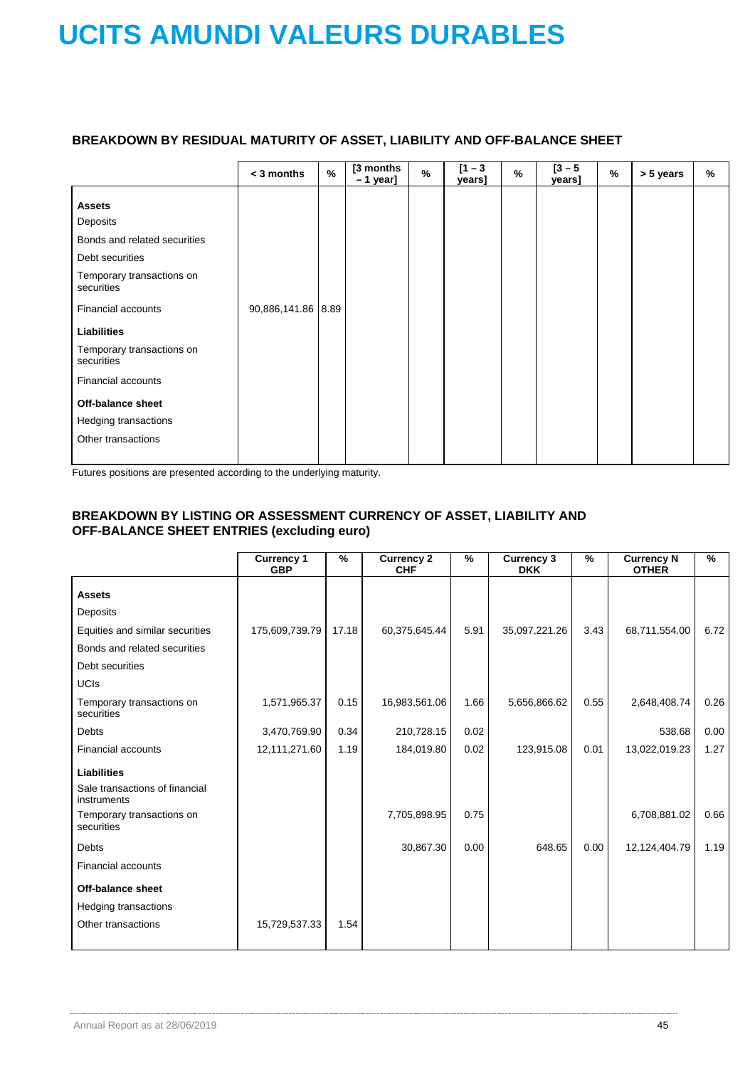# UCITS AMUNDI VALEURS DURABLES

### BREAKDOWN BY RESIDUAL MATURITY OF ASSET, LIABILITY AND OFF-BALANCE SHEET

| | < 3 months | % | [3 months – 1 year] | % | [1 – 3 years] | % | [3 – 5 years] | % | > 5 years | % |
|---|---|---|---|---|---|---|---|---|---|---|
| **Assets** | | | | | | | | | | |
| Deposits | | | | | | | | | | |
| Bonds and related securities | | | | | | | | | | |
| Debt securities | | | | | | | | | | |
| Temporary transactions on securities | | | | | | | | | | |
| Financial accounts | 90,886,141.86 | 8.89 | | | | | | | | |
| **Liabilities** | | | | | | | | | | |
| Temporary transactions on securities | | | | | | | | | | |
| Financial accounts | | | | | | | | | | |
| **Off-balance sheet** | | | | | | | | | | |
| Hedging transactions | | | | | | | | | | |
| Other transactions | | | | | | | | | | |

Futures positions are presented according to the underlying maturity.

### BREAKDOWN BY LISTING OR ASSESSMENT CURRENCY OF ASSET, LIABILITY AND OFF-BALANCE SHEET ENTRIES (excluding euro)

| | Currency 1 GBP | % | Currency 2 CHF | % | Currency 3 DKK | % | Currency N OTHER | % |
|---|---|---|---|---|---|---|---|---|
| **Assets** | | | | | | | | |
| Deposits | | | | | | | | |
| Equities and similar securities | 175,609,739.79 | 17.18 | 60,375,645.44 | 5.91 | 35,097,221.26 | 3.43 | 68,711,554.00 | 6.72 |
| Bonds and related securities | | | | | | | | |
| Debt securities | | | | | | | | |
| UCIs | | | | | | | | |
| Temporary transactions on securities | 1,571,965.37 | 0.15 | 16,983,561.06 | 1.66 | 5,656,866.62 | 0.55 | 2,648,408.74 | 0.26 |
| Debts | 3,470,769.90 | 0.34 | 210,728.15 | 0.02 | | | 538.68 | 0.00 |
| Financial accounts | 12,111,271.60 | 1.19 | 184,019.80 | 0.02 | 123,915.08 | 0.01 | 13,022,019.23 | 1.27 |
| **Liabilities** | | | | | | | | |
| Sale transactions of financial instruments | | | | | | | | |
| Temporary transactions on securities | | | 7,705,898.95 | 0.75 | | | 6,708,881.02 | 0.66 |
| Debts | | | 30,867.30 | 0.00 | 648.65 | 0.00 | 12,124,404.79 | 1.19 |
| Financial accounts | | | | | | | | |
| **Off-balance sheet** | | | | | | | | |
| Hedging transactions | | | | | | | | |
| Other transactions | 15,729,537.33 | 1.54 | | | | | | |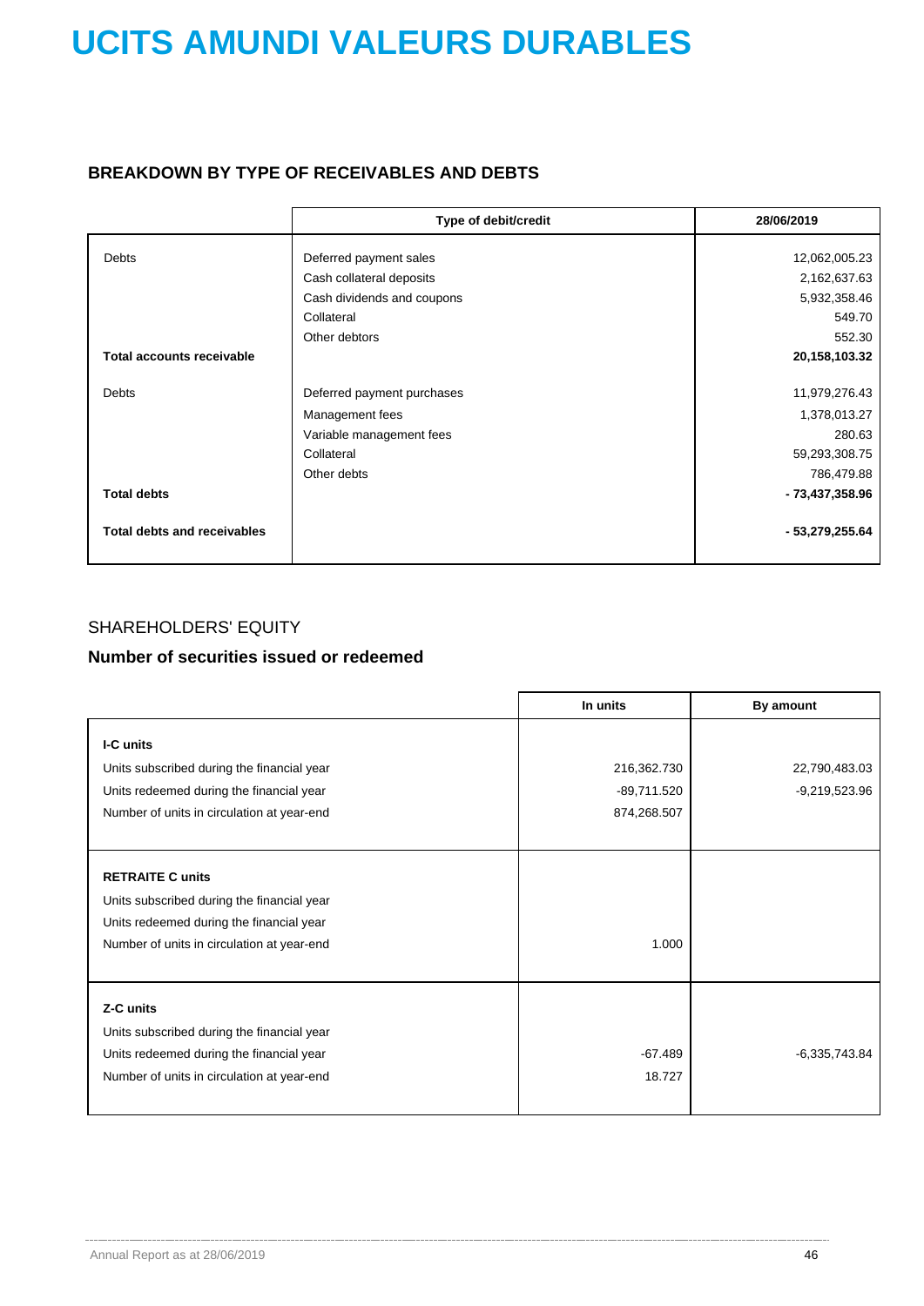# UCITS AMUNDI VALEURS DURABLES

### BREAKDOWN BY TYPE OF RECEIVABLES AND DEBTS

| | Type of debit/credit | 28/06/2019 |
|---|---|---|
| Debts | Deferred payment sales | 12,062,005.23 |
| | Cash collateral deposits | 2,162,637.63 |
| | Cash dividends and coupons | 5,932,358.46 |
| | Collateral | 549.70 |
| | Other debtors | 552.30 |
| **Total accounts receivable** | | **20,158,103.32** |
| Debts | Deferred payment purchases | 11,979,276.43 |
| | Management fees | 1,378,013.27 |
| | Variable management fees | 280.63 |
| | Collateral | 59,293,308.75 |
| | Other debts | 786,479.88 |
| **Total debts** | | **- 73,437,358.96** |
| **Total debts and receivables** | | **- 53,279,255.64** |

## SHAREHOLDERS' EQUITY

### Number of securities issued or redeemed

| | In units | By amount |
|---|---|---|
| **I-C units** | | |
| Units subscribed during the financial year | 216,362.730 | 22,790,483.03 |
| Units redeemed during the financial year | -89,711.520 | -9,219,523.96 |
| Number of units in circulation at year-end | 874,268.507 | |
| **RETRAITE C units** | | |
| Units subscribed during the financial year | | |
| Units redeemed during the financial year | | |
| Number of units in circulation at year-end | 1.000 | |
| **Z-C units** | | |
| Units subscribed during the financial year | | |
| Units redeemed during the financial year | -67.489 | -6,335,743.84 |
| Number of units in circulation at year-end | 18.727 | |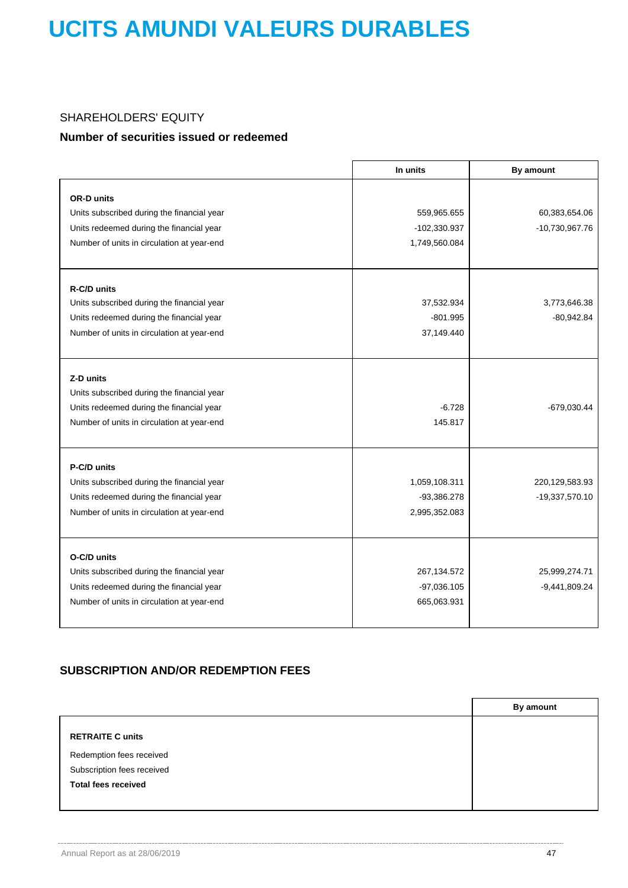# UCITS AMUNDI VALEURS DURABLES

SHAREHOLDERS' EQUITY

**Number of securities issued or redeemed**

| | In units | By amount |
|---|---|---|
| **OR-D units** | | |
| Units subscribed during the financial year | 559,965.655 | 60,383,654.06 |
| Units redeemed during the financial year | -102,330.937 | -10,730,967.76 |
| Number of units in circulation at year-end | 1,749,560.084 | |
| **R-C/D units** | | |
| Units subscribed during the financial year | 37,532.934 | 3,773,646.38 |
| Units redeemed during the financial year | -801.995 | -80,942.84 |
| Number of units in circulation at year-end | 37,149.440 | |
| **Z-D units** | | |
| Units subscribed during the financial year | | |
| Units redeemed during the financial year | -6.728 | -679,030.44 |
| Number of units in circulation at year-end | 145.817 | |
| **P-C/D units** | | |
| Units subscribed during the financial year | 1,059,108.311 | 220,129,583.93 |
| Units redeemed during the financial year | -93,386.278 | -19,337,570.10 |
| Number of units in circulation at year-end | 2,995,352.083 | |
| **O-C/D units** | | |
| Units subscribed during the financial year | 267,134.572 | 25,999,274.71 |
| Units redeemed during the financial year | -97,036.105 | -9,441,809.24 |
| Number of units in circulation at year-end | 665,063.931 | |

## SUBSCRIPTION AND/OR REDEMPTION FEES

| | By amount |
|---|---|
| **RETRAITE C units** | |
| Redemption fees received | |
| Subscription fees received | |
| **Total fees received** | |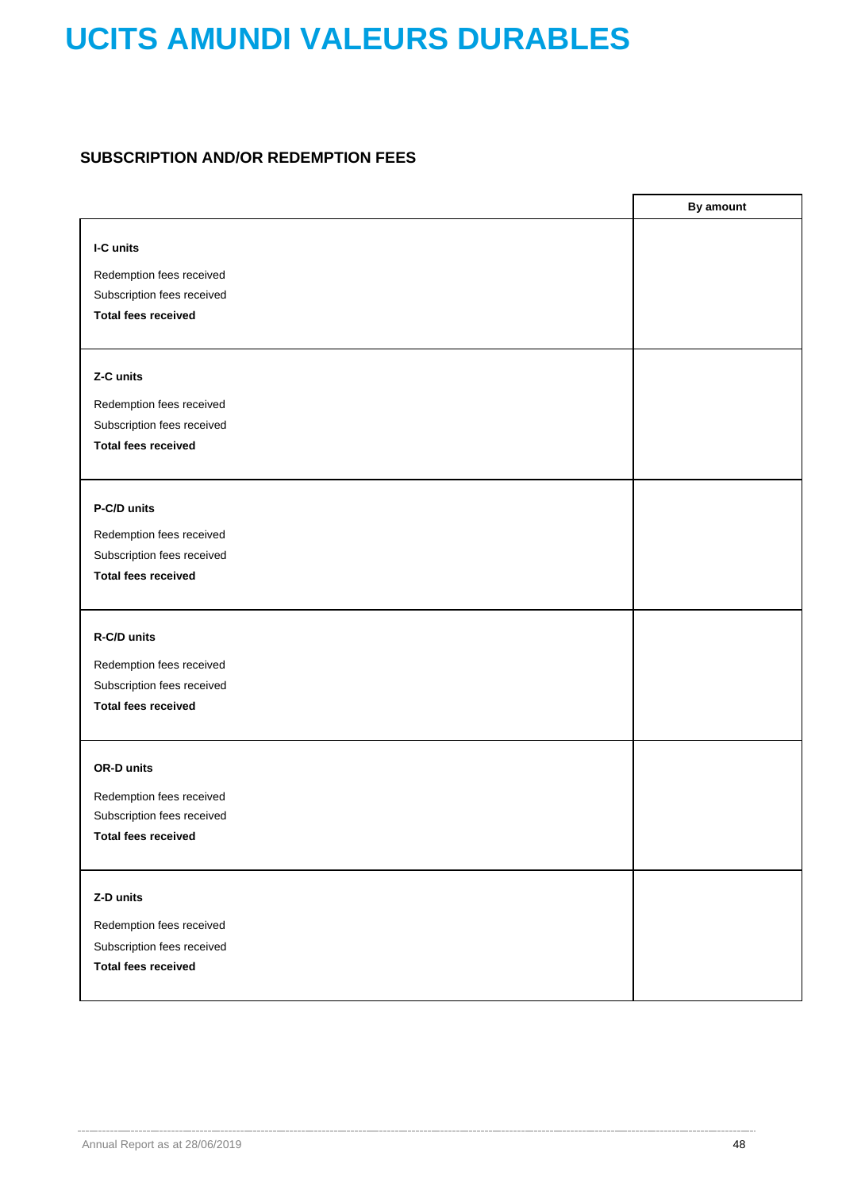# UCITS AMUNDI VALEURS DURABLES

## SUBSCRIPTION AND/OR REDEMPTION FEES

| | By amount |
|---|---|
| **I-C units** | |
| Redemption fees received | |
| Subscription fees received | |
| **Total fees received** | |
| **Z-C units** | |
| Redemption fees received | |
| Subscription fees received | |
| **Total fees received** | |
| **P-C/D units** | |
| Redemption fees received | |
| Subscription fees received | |
| **Total fees received** | |
| **R-C/D units** | |
| Redemption fees received | |
| Subscription fees received | |
| **Total fees received** | |
| **OR-D units** | |
| Redemption fees received | |
| Subscription fees received | |
| **Total fees received** | |
| **Z-D units** | |
| Redemption fees received | |
| Subscription fees received | |
| **Total fees received** | |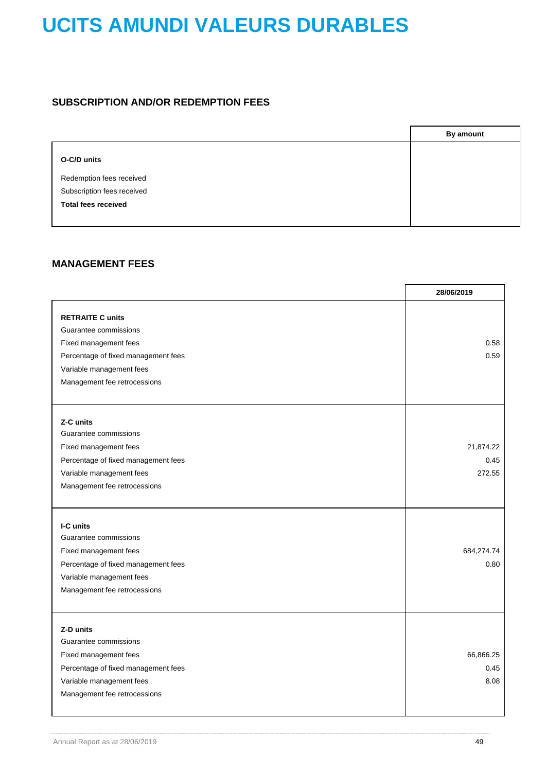# UCITS AMUNDI VALEURS DURABLES

### SUBSCRIPTION AND/OR REDEMPTION FEES

| | By amount |
|---|---|
| **O-C/D units** | |
| Redemption fees received | |
| Subscription fees received | |
| **Total fees received** | |

### MANAGEMENT FEES

| | 28/06/2019 |
|---|---|
| **RETRAITE C units** | |
| Guarantee commissions | |
| Fixed management fees | 0.58 |
| Percentage of fixed management fees | 0.59 |
| Variable management fees | |
| Management fee retrocessions | |
| **Z-C units** | |
| Guarantee commissions | |
| Fixed management fees | 21,874.22 |
| Percentage of fixed management fees | 0.45 |
| Variable management fees | 272.55 |
| Management fee retrocessions | |
| **I-C units** | |
| Guarantee commissions | |
| Fixed management fees | 684,274.74 |
| Percentage of fixed management fees | 0.80 |
| Variable management fees | |
| Management fee retrocessions | |
| **Z-D units** | |
| Guarantee commissions | |
| Fixed management fees | 66,866.25 |
| Percentage of fixed management fees | 0.45 |
| Variable management fees | 8.08 |
| Management fee retrocessions | |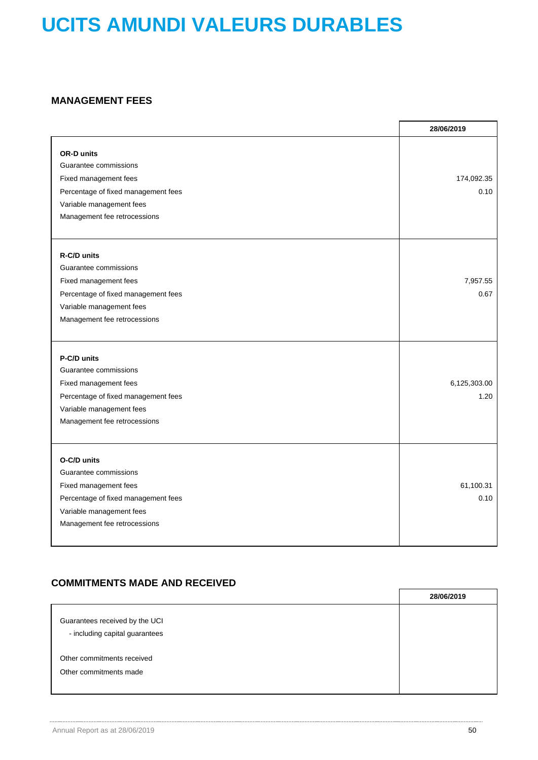# UCITS AMUNDI VALEURS DURABLES

## MANAGEMENT FEES

| | 28/06/2019 |
|---|---|
| **OR-D units** | |
| Guarantee commissions | |
| Fixed management fees | 174,092.35 |
| Percentage of fixed management fees | 0.10 |
| Variable management fees | |
| Management fee retrocessions | |
| **R-C/D units** | |
| Guarantee commissions | |
| Fixed management fees | 7,957.55 |
| Percentage of fixed management fees | 0.67 |
| Variable management fees | |
| Management fee retrocessions | |
| **P-C/D units** | |
| Guarantee commissions | |
| Fixed management fees | 6,125,303.00 |
| Percentage of fixed management fees | 1.20 |
| Variable management fees | |
| Management fee retrocessions | |
| **O-C/D units** | |
| Guarantee commissions | |
| Fixed management fees | 61,100.31 |
| Percentage of fixed management fees | 0.10 |
| Variable management fees | |
| Management fee retrocessions | |

## COMMITMENTS MADE AND RECEIVED

| | 28/06/2019 |
|---|---|
| Guarantees received by the UCI | |
| - including capital guarantees | |
| Other commitments received | |
| Other commitments made | |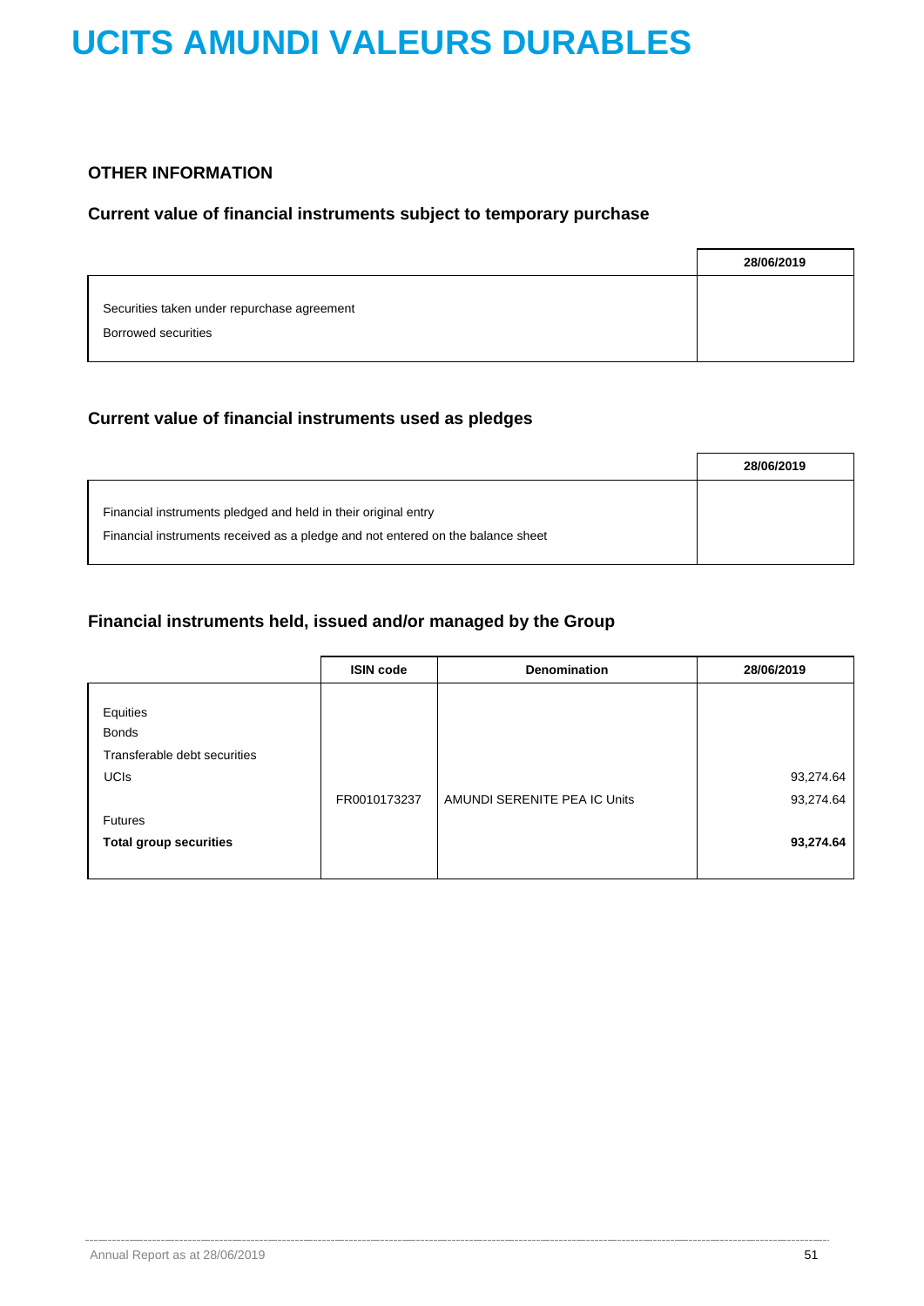# UCITS AMUNDI VALEURS DURABLES

## OTHER INFORMATION

### Current value of financial instruments subject to temporary purchase

| | 28/06/2019 |
|---|---|
| Securities taken under repurchase agreement | |
| Borrowed securities | |

### Current value of financial instruments used as pledges

| | 28/06/2019 |
|---|---|
| Financial instruments pledged and held in their original entry | |
| Financial instruments received as a pledge and not entered on the balance sheet | |

### Financial instruments held, issued and/or managed by the Group

| | ISIN code | Denomination | 28/06/2019 |
|---|---|---|---|
| Equities | | | |
| Bonds | | | |
| Transferable debt securities | | | |
| UCIs | | | 93,274.64 |
| | FR0010173237 | AMUNDI SERENITE PEA IC Units | 93,274.64 |
| Futures | | | |
| **Total group securities** | | | **93,274.64** |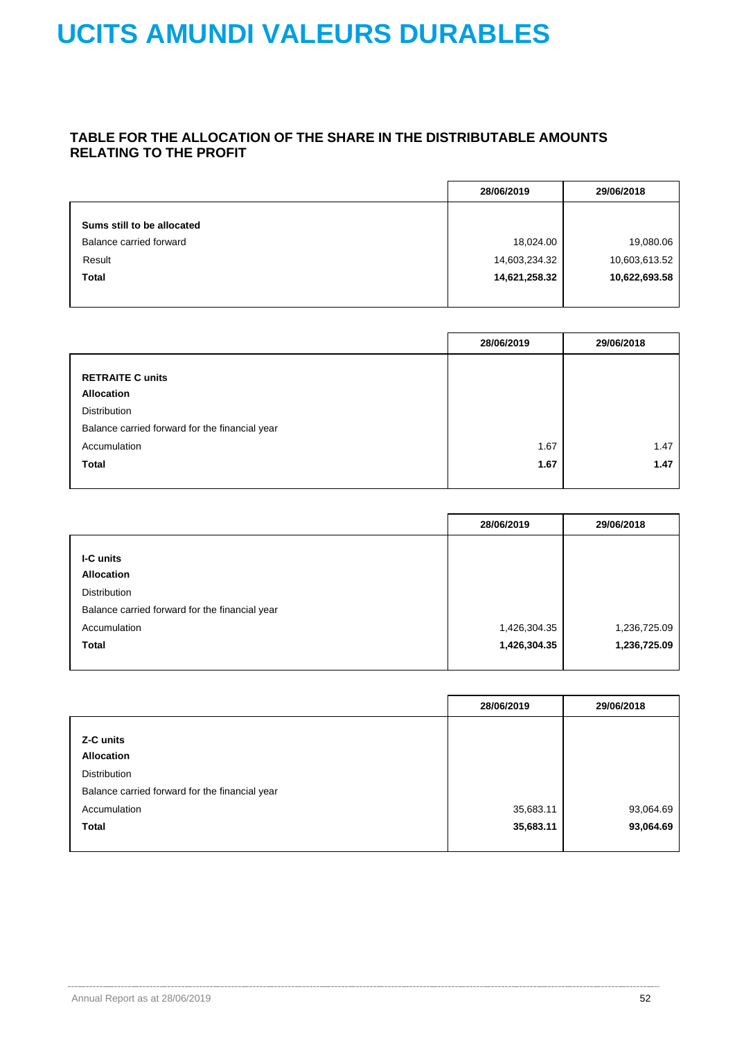# UCITS AMUNDI VALEURS DURABLES

### TABLE FOR THE ALLOCATION OF THE SHARE IN THE DISTRIBUTABLE AMOUNTS RELATING TO THE PROFIT

| | 28/06/2019 | 29/06/2018 |
|---|---|---|
| **Sums still to be allocated** | | |
| Balance carried forward | 18,024.00 | 19,080.06 |
| Result | 14,603,234.32 | 10,603,613.52 |
| **Total** | **14,621,258.32** | **10,622,693.58** |

| | 28/06/2019 | 29/06/2018 |
|---|---|---|
| **RETRAITE C units** | | |
| **Allocation** | | |
| Distribution | | |
| Balance carried forward for the financial year | | |
| Accumulation | 1.67 | 1.47 |
| **Total** | **1.67** | **1.47** |

| | 28/06/2019 | 29/06/2018 |
|---|---|---|
| **I-C units** | | |
| **Allocation** | | |
| Distribution | | |
| Balance carried forward for the financial year | | |
| Accumulation | 1,426,304.35 | 1,236,725.09 |
| **Total** | **1,426,304.35** | **1,236,725.09** |

| | 28/06/2019 | 29/06/2018 |
|---|---|---|
| **Z-C units** | | |
| **Allocation** | | |
| Distribution | | |
| Balance carried forward for the financial year | | |
| Accumulation | 35,683.11 | 93,064.69 |
| **Total** | **35,683.11** | **93,064.69** |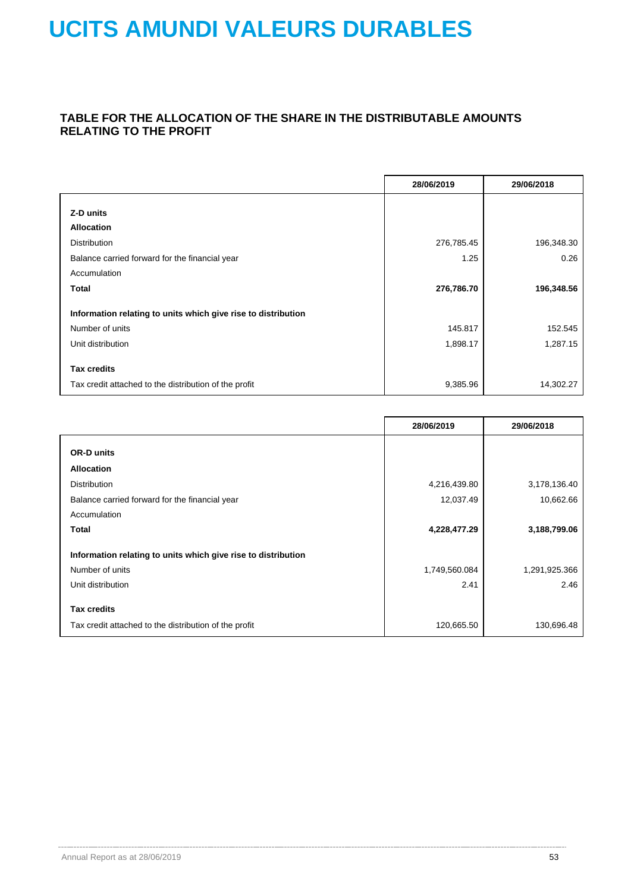# UCITS AMUNDI VALEURS DURABLES

## TABLE FOR THE ALLOCATION OF THE SHARE IN THE DISTRIBUTABLE AMOUNTS RELATING TO THE PROFIT

| | 28/06/2019 | 29/06/2018 |
|---|---|---|
| **Z-D units** | | |
| **Allocation** | | |
| Distribution | 276,785.45 | 196,348.30 |
| Balance carried forward for the financial year | 1.25 | 0.26 |
| Accumulation | | |
| **Total** | **276,786.70** | **196,348.56** |
| **Information relating to units which give rise to distribution** | | |
| Number of units | 145.817 | 152.545 |
| Unit distribution | 1,898.17 | 1,287.15 |
| **Tax credits** | | |
| Tax credit attached to the distribution of the profit | 9,385.96 | 14,302.27 |

| | 28/06/2019 | 29/06/2018 |
|---|---|---|
| **OR-D units** | | |
| **Allocation** | | |
| Distribution | 4,216,439.80 | 3,178,136.40 |
| Balance carried forward for the financial year | 12,037.49 | 10,662.66 |
| Accumulation | | |
| **Total** | **4,228,477.29** | **3,188,799.06** |
| **Information relating to units which give rise to distribution** | | |
| Number of units | 1,749,560.084 | 1,291,925.366 |
| Unit distribution | 2.41 | 2.46 |
| **Tax credits** | | |
| Tax credit attached to the distribution of the profit | 120,665.50 | 130,696.48 |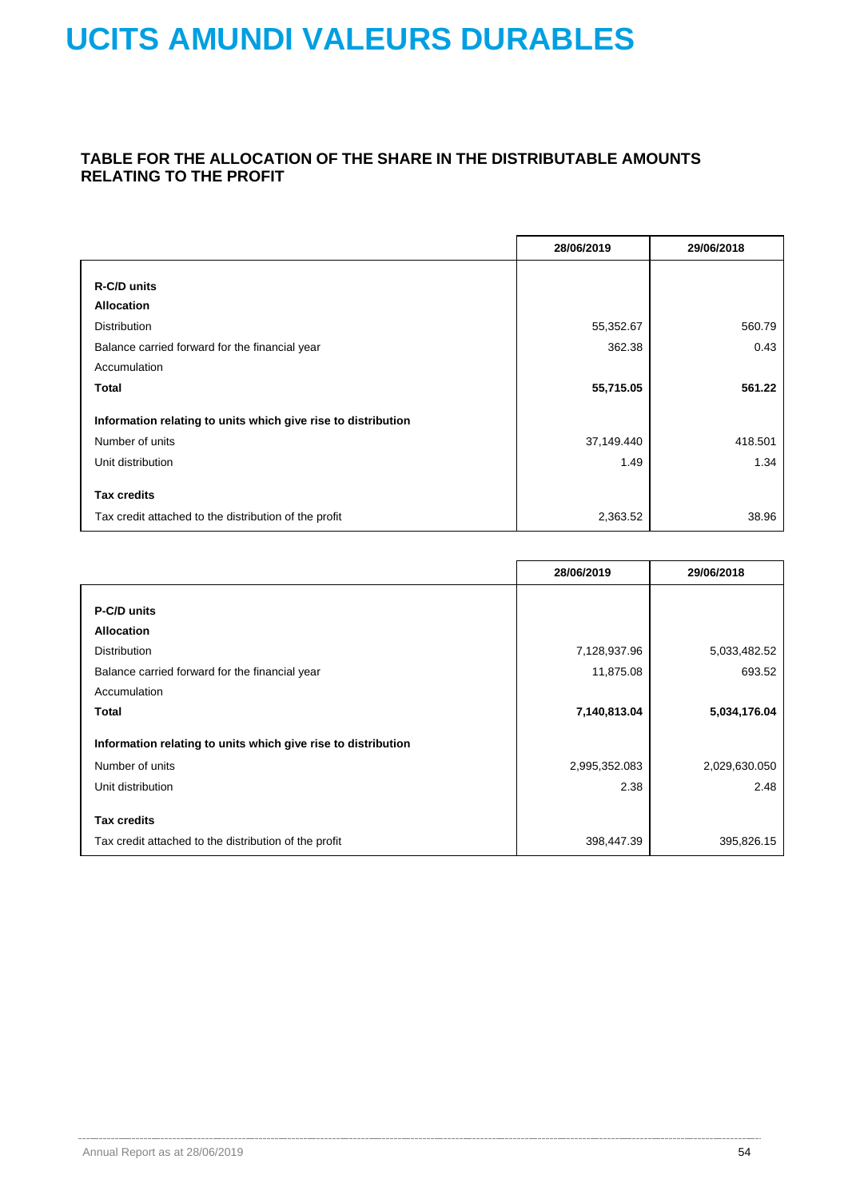# UCITS AMUNDI VALEURS DURABLES

## TABLE FOR THE ALLOCATION OF THE SHARE IN THE DISTRIBUTABLE AMOUNTS RELATING TO THE PROFIT

| | 28/06/2019 | 29/06/2018 |
|---|---|---|
| **R-C/D units** | | |
| **Allocation** | | |
| Distribution | 55,352.67 | 560.79 |
| Balance carried forward for the financial year | 362.38 | 0.43 |
| Accumulation | | |
| **Total** | **55,715.05** | **561.22** |
| **Information relating to units which give rise to distribution** | | |
| Number of units | 37,149.440 | 418.501 |
| Unit distribution | 1.49 | 1.34 |
| **Tax credits** | | |
| Tax credit attached to the distribution of the profit | 2,363.52 | 38.96 |

| | 28/06/2019 | 29/06/2018 |
|---|---|---|
| **P-C/D units** | | |
| **Allocation** | | |
| Distribution | 7,128,937.96 | 5,033,482.52 |
| Balance carried forward for the financial year | 11,875.08 | 693.52 |
| Accumulation | | |
| **Total** | **7,140,813.04** | **5,034,176.04** |
| **Information relating to units which give rise to distribution** | | |
| Number of units | 2,995,352.083 | 2,029,630.050 |
| Unit distribution | 2.38 | 2.48 |
| **Tax credits** | | |
| Tax credit attached to the distribution of the profit | 398,447.39 | 395,826.15 |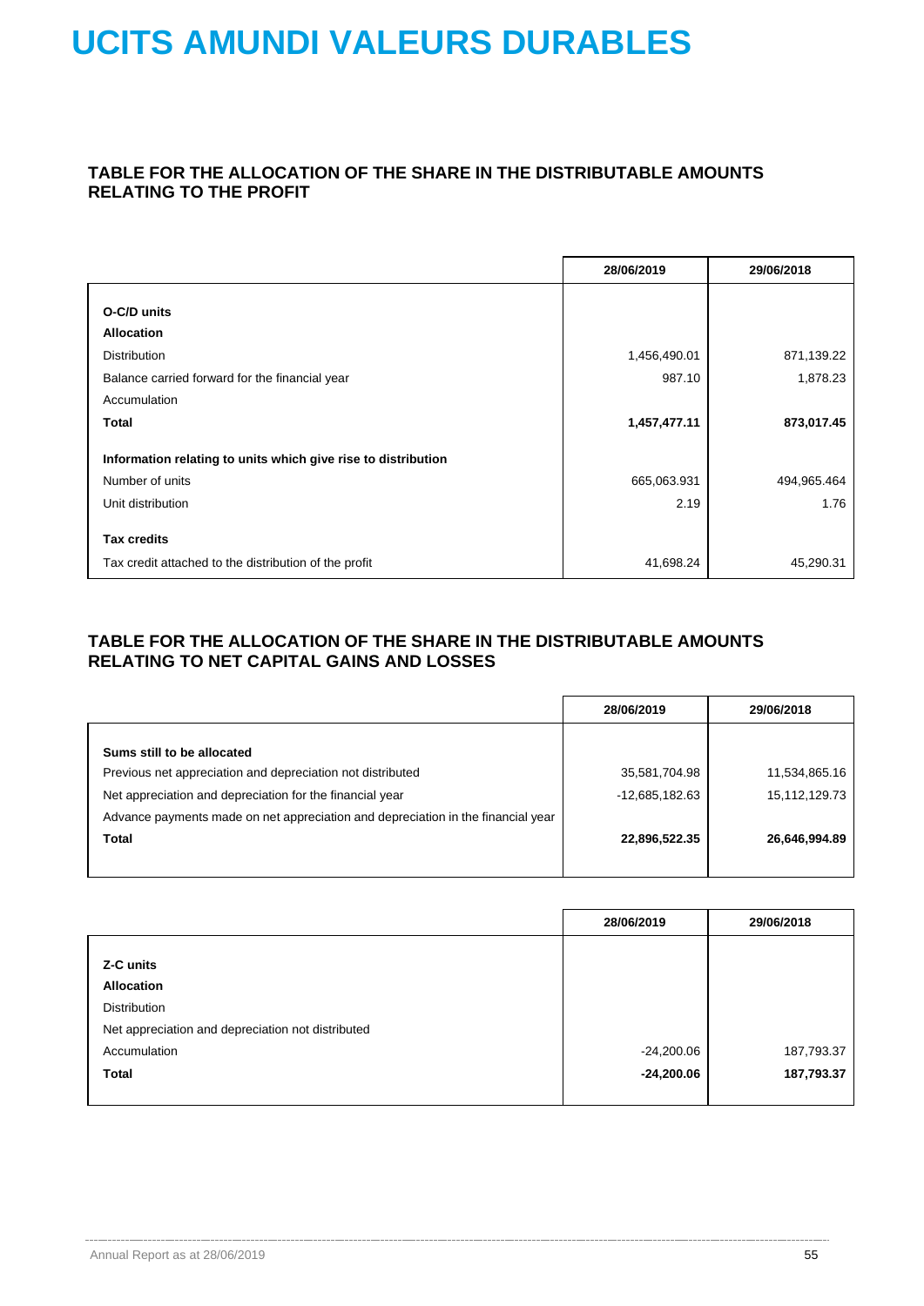# UCITS AMUNDI VALEURS DURABLES

## TABLE FOR THE ALLOCATION OF THE SHARE IN THE DISTRIBUTABLE AMOUNTS RELATING TO THE PROFIT

| | 28/06/2019 | 29/06/2018 |
|---|---|---|
| **O-C/D units** | | |
| **Allocation** | | |
| Distribution | 1,456,490.01 | 871,139.22 |
| Balance carried forward for the financial year | 987.10 | 1,878.23 |
| Accumulation | | |
| **Total** | **1,457,477.11** | **873,017.45** |
| **Information relating to units which give rise to distribution** | | |
| Number of units | 665,063.931 | 494,965.464 |
| Unit distribution | 2.19 | 1.76 |
| **Tax credits** | | |
| Tax credit attached to the distribution of the profit | 41,698.24 | 45,290.31 |

## TABLE FOR THE ALLOCATION OF THE SHARE IN THE DISTRIBUTABLE AMOUNTS RELATING TO NET CAPITAL GAINS AND LOSSES

| | 28/06/2019 | 29/06/2018 |
|---|---|---|
| **Sums still to be allocated** | | |
| Previous net appreciation and depreciation not distributed | 35,581,704.98 | 11,534,865.16 |
| Net appreciation and depreciation for the financial year | -12,685,182.63 | 15,112,129.73 |
| Advance payments made on net appreciation and depreciation in the financial year | | |
| **Total** | **22,896,522.35** | **26,646,994.89** |

| | 28/06/2019 | 29/06/2018 |
|---|---|---|
| **Z-C units** | | |
| **Allocation** | | |
| Distribution | | |
| Net appreciation and depreciation not distributed | | |
| Accumulation | -24,200.06 | 187,793.37 |
| **Total** | **-24,200.06** | **187,793.37** |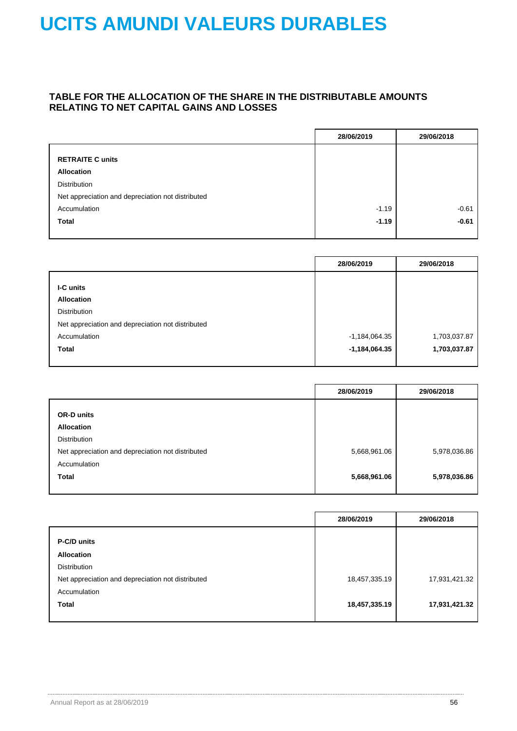# UCITS AMUNDI VALEURS DURABLES

## TABLE FOR THE ALLOCATION OF THE SHARE IN THE DISTRIBUTABLE AMOUNTS RELATING TO NET CAPITAL GAINS AND LOSSES

| | 28/06/2019 | 29/06/2018 |
|---|---|---|
| **RETRAITE C units** | | |
| **Allocation** | | |
| Distribution | | |
| Net appreciation and depreciation not distributed | | |
| Accumulation | -1.19 | -0.61 |
| **Total** | **-1.19** | **-0.61** |

| | 28/06/2019 | 29/06/2018 |
|---|---|---|
| **I-C units** | | |
| **Allocation** | | |
| Distribution | | |
| Net appreciation and depreciation not distributed | | |
| Accumulation | -1,184,064.35 | 1,703,037.87 |
| **Total** | **-1,184,064.35** | **1,703,037.87** |

| | 28/06/2019 | 29/06/2018 |
|---|---|---|
| **OR-D units** | | |
| **Allocation** | | |
| Distribution | | |
| Net appreciation and depreciation not distributed | 5,668,961.06 | 5,978,036.86 |
| Accumulation | | |
| **Total** | **5,668,961.06** | **5,978,036.86** |

| | 28/06/2019 | 29/06/2018 |
|---|---|---|
| **P-C/D units** | | |
| **Allocation** | | |
| Distribution | | |
| Net appreciation and depreciation not distributed | 18,457,335.19 | 17,931,421.32 |
| Accumulation | | |
| **Total** | **18,457,335.19** | **17,931,421.32** |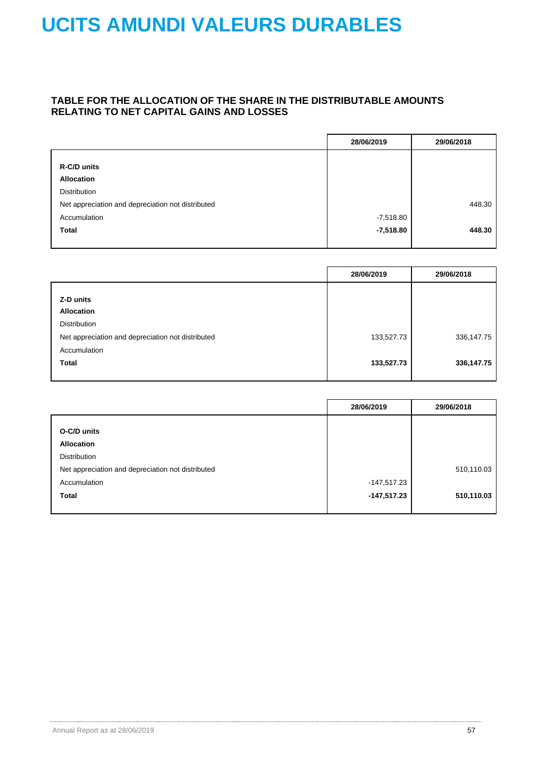# UCITS AMUNDI VALEURS DURABLES

### TABLE FOR THE ALLOCATION OF THE SHARE IN THE DISTRIBUTABLE AMOUNTS RELATING TO NET CAPITAL GAINS AND LOSSES

| | 28/06/2019 | 29/06/2018 |
|---|---|---|
| **R-C/D units** | | |
| **Allocation** | | |
| Distribution | | |
| Net appreciation and depreciation not distributed | | 448.30 |
| Accumulation | -7,518.80 | |
| **Total** | **-7,518.80** | **448.30** |

| | 28/06/2019 | 29/06/2018 |
|---|---|---|
| **Z-D units** | | |
| **Allocation** | | |
| Distribution | | |
| Net appreciation and depreciation not distributed | 133,527.73 | 336,147.75 |
| Accumulation | | |
| **Total** | **133,527.73** | **336,147.75** |

| | 28/06/2019 | 29/06/2018 |
|---|---|---|
| **O-C/D units** | | |
| **Allocation** | | |
| Distribution | | |
| Net appreciation and depreciation not distributed | | 510,110.03 |
| Accumulation | -147,517.23 | |
| **Total** | **-147,517.23** | **510,110.03** |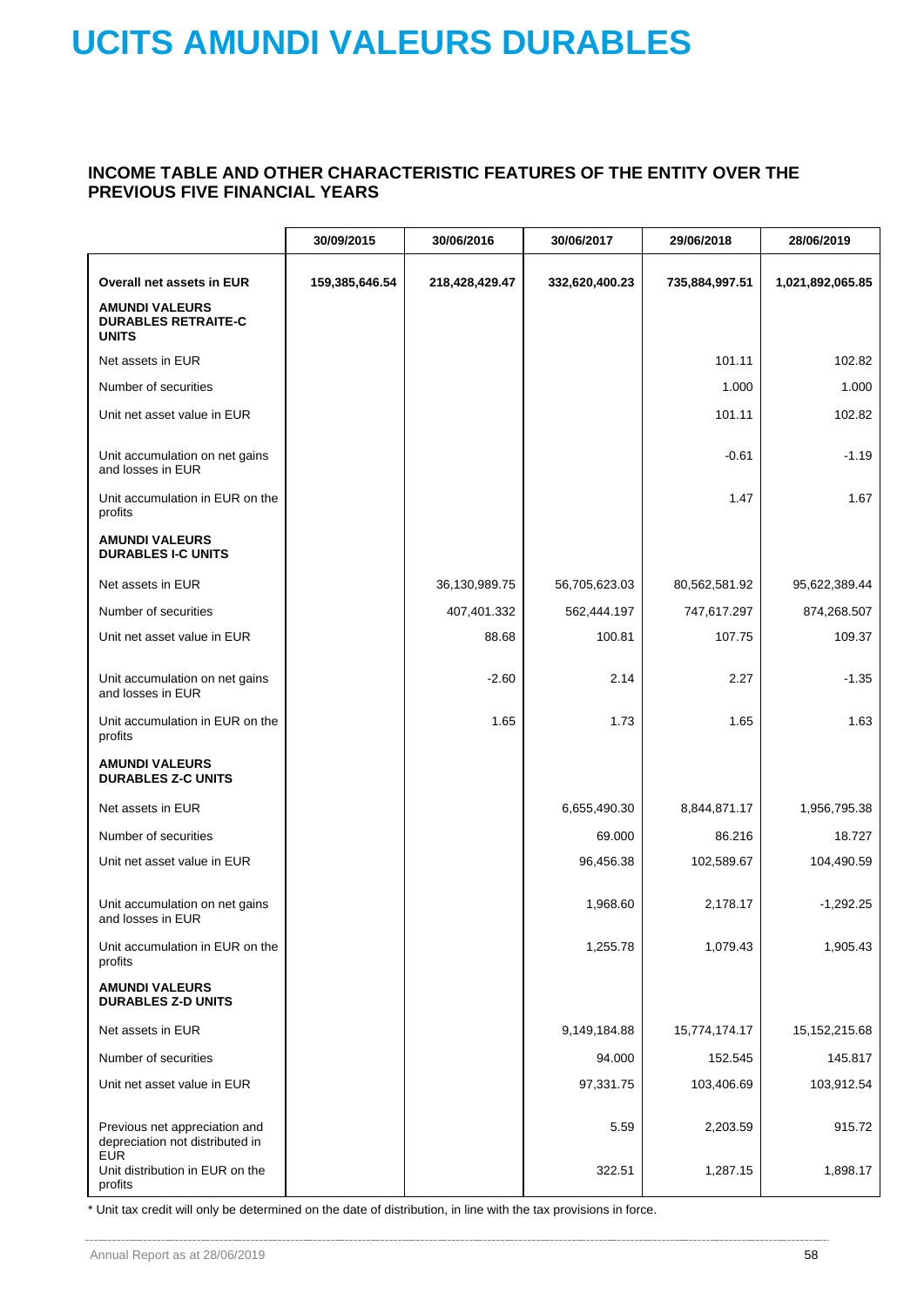# UCITS AMUNDI VALEURS DURABLES

## INCOME TABLE AND OTHER CHARACTERISTIC FEATURES OF THE ENTITY OVER THE PREVIOUS FIVE FINANCIAL YEARS

| | 30/09/2015 | 30/06/2016 | 30/06/2017 | 29/06/2018 | 28/06/2019 |
|---|---|---|---|---|---|
| **Overall net assets in EUR** | **159,385,646.54** | **218,428,429.47** | **332,620,400.23** | **735,884,997.51** | **1,021,892,065.85** |
| **AMUNDI VALEURS DURABLES RETRAITE-C UNITS** | | | | | |
| Net assets in EUR | | | | 101.11 | 102.82 |
| Number of securities | | | | 1.000 | 1.000 |
| Unit net asset value in EUR | | | | 101.11 | 102.82 |
| Unit accumulation on net gains and losses in EUR | | | | -0.61 | -1.19 |
| Unit accumulation in EUR on the profits | | | | 1.47 | 1.67 |
| **AMUNDI VALEURS DURABLES I-C UNITS** | | | | | |
| Net assets in EUR | | 36,130,989.75 | 56,705,623.03 | 80,562,581.92 | 95,622,389.44 |
| Number of securities | | 407,401.332 | 562,444.197 | 747,617.297 | 874,268.507 |
| Unit net asset value in EUR | | 88.68 | 100.81 | 107.75 | 109.37 |
| Unit accumulation on net gains and losses in EUR | | -2.60 | 2.14 | 2.27 | -1.35 |
| Unit accumulation in EUR on the profits | | 1.65 | 1.73 | 1.65 | 1.63 |
| **AMUNDI VALEURS DURABLES Z-C UNITS** | | | | | |
| Net assets in EUR | | | 6,655,490.30 | 8,844,871.17 | 1,956,795.38 |
| Number of securities | | | 69.000 | 86.216 | 18.727 |
| Unit net asset value in EUR | | | 96,456.38 | 102,589.67 | 104,490.59 |
| Unit accumulation on net gains and losses in EUR | | | 1,968.60 | 2,178.17 | -1,292.25 |
| Unit accumulation in EUR on the profits | | | 1,255.78 | 1,079.43 | 1,905.43 |
| **AMUNDI VALEURS DURABLES Z-D UNITS** | | | | | |
| Net assets in EUR | | | 9,149,184.88 | 15,774,174.17 | 15,152,215.68 |
| Number of securities | | | 94.000 | 152.545 | 145.817 |
| Unit net asset value in EUR | | | 97,331.75 | 103,406.69 | 103,912.54 |
| Previous net appreciation and depreciation not distributed in EUR | | | 5.59 | 2,203.59 | 915.72 |
| Unit distribution in EUR on the profits | | | 322.51 | 1,287.15 | 1,898.17 |

* Unit tax credit will only be determined on the date of distribution, in line with the tax provisions in force.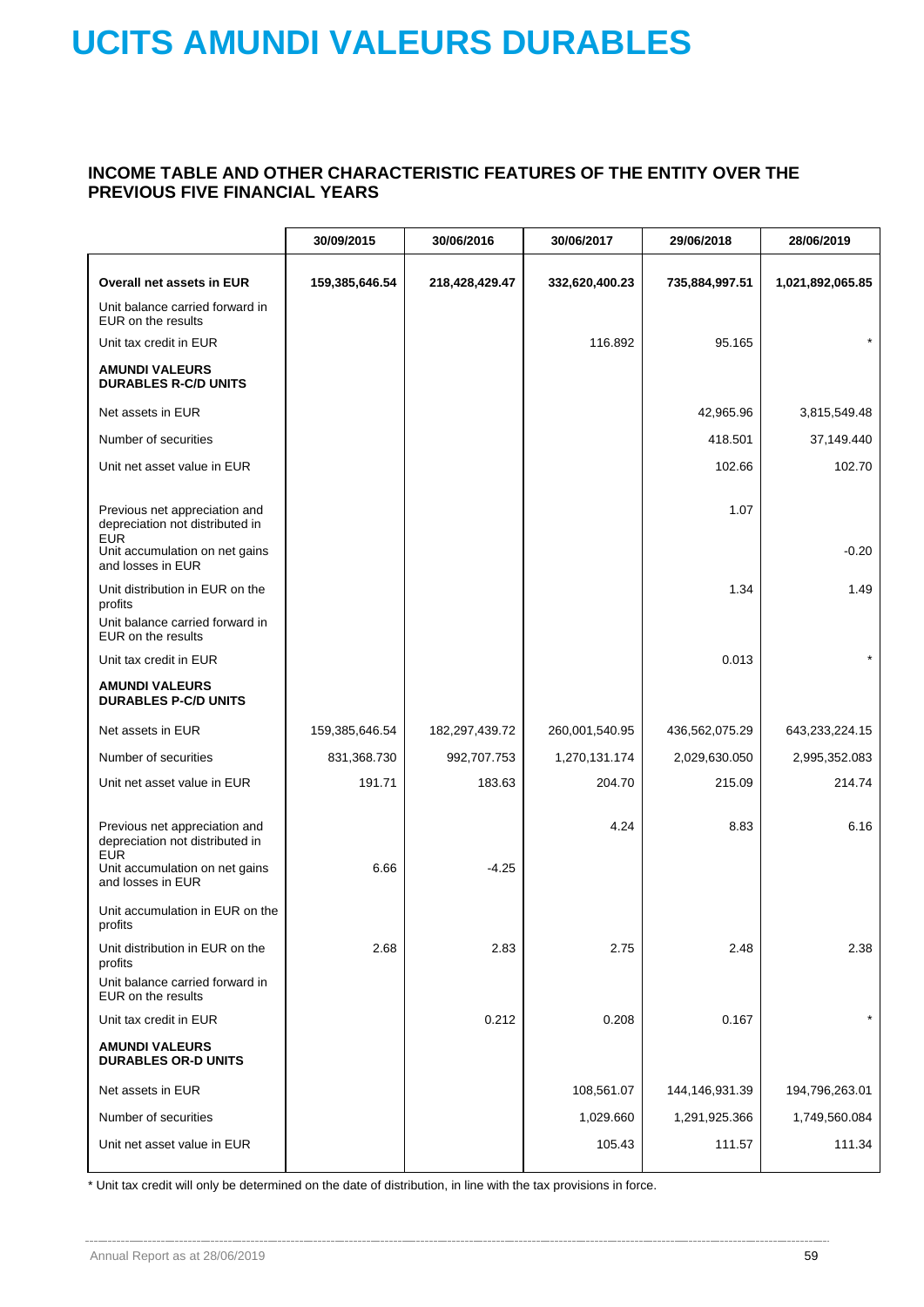# UCITS AMUNDI VALEURS DURABLES

## INCOME TABLE AND OTHER CHARACTERISTIC FEATURES OF THE ENTITY OVER THE PREVIOUS FIVE FINANCIAL YEARS

| | 30/09/2015 | 30/06/2016 | 30/06/2017 | 29/06/2018 | 28/06/2019 |
|---|---|---|---|---|---|
| **Overall net assets in EUR** | **159,385,646.54** | **218,428,429.47** | **332,620,400.23** | **735,884,997.51** | **1,021,892,065.85** |
| Unit balance carried forward in EUR on the results | | | | | |
| Unit tax credit in EUR | | | 116.892 | 95.165 | * |
| **AMUNDI VALEURS DURABLES R-C/D UNITS** | | | | | |
| Net assets in EUR | | | | 42,965.96 | 3,815,549.48 |
| Number of securities | | | | 418.501 | 37,149.440 |
| Unit net asset value in EUR | | | | 102.66 | 102.70 |
| Previous net appreciation and depreciation not distributed in EUR | | | | 1.07 | |
| Unit accumulation on net gains and losses in EUR | | | | | -0.20 |
| Unit distribution in EUR on the profits | | | | 1.34 | 1.49 |
| Unit balance carried forward in EUR on the results | | | | | |
| Unit tax credit in EUR | | | | 0.013 | * |
| **AMUNDI VALEURS DURABLES P-C/D UNITS** | | | | | |
| Net assets in EUR | 159,385,646.54 | 182,297,439.72 | 260,001,540.95 | 436,562,075.29 | 643,233,224.15 |
| Number of securities | 831,368.730 | 992,707.753 | 1,270,131.174 | 2,029,630.050 | 2,995,352.083 |
| Unit net asset value in EUR | 191.71 | 183.63 | 204.70 | 215.09 | 214.74 |
| Previous net appreciation and depreciation not distributed in EUR | | | 4.24 | 8.83 | 6.16 |
| Unit accumulation on net gains and losses in EUR | 6.66 | -4.25 | | | |
| Unit accumulation in EUR on the profits | | | | | |
| Unit distribution in EUR on the profits | 2.68 | 2.83 | 2.75 | 2.48 | 2.38 |
| Unit balance carried forward in EUR on the results | | | | | |
| Unit tax credit in EUR | | 0.212 | 0.208 | 0.167 | * |
| **AMUNDI VALEURS DURABLES OR-D UNITS** | | | | | |
| Net assets in EUR | | | 108,561.07 | 144,146,931.39 | 194,796,263.01 |
| Number of securities | | | 1,029.660 | 1,291,925.366 | 1,749,560.084 |
| Unit net asset value in EUR | | | 105.43 | 111.57 | 111.34 |

* Unit tax credit will only be determined on the date of distribution, in line with the tax provisions in force.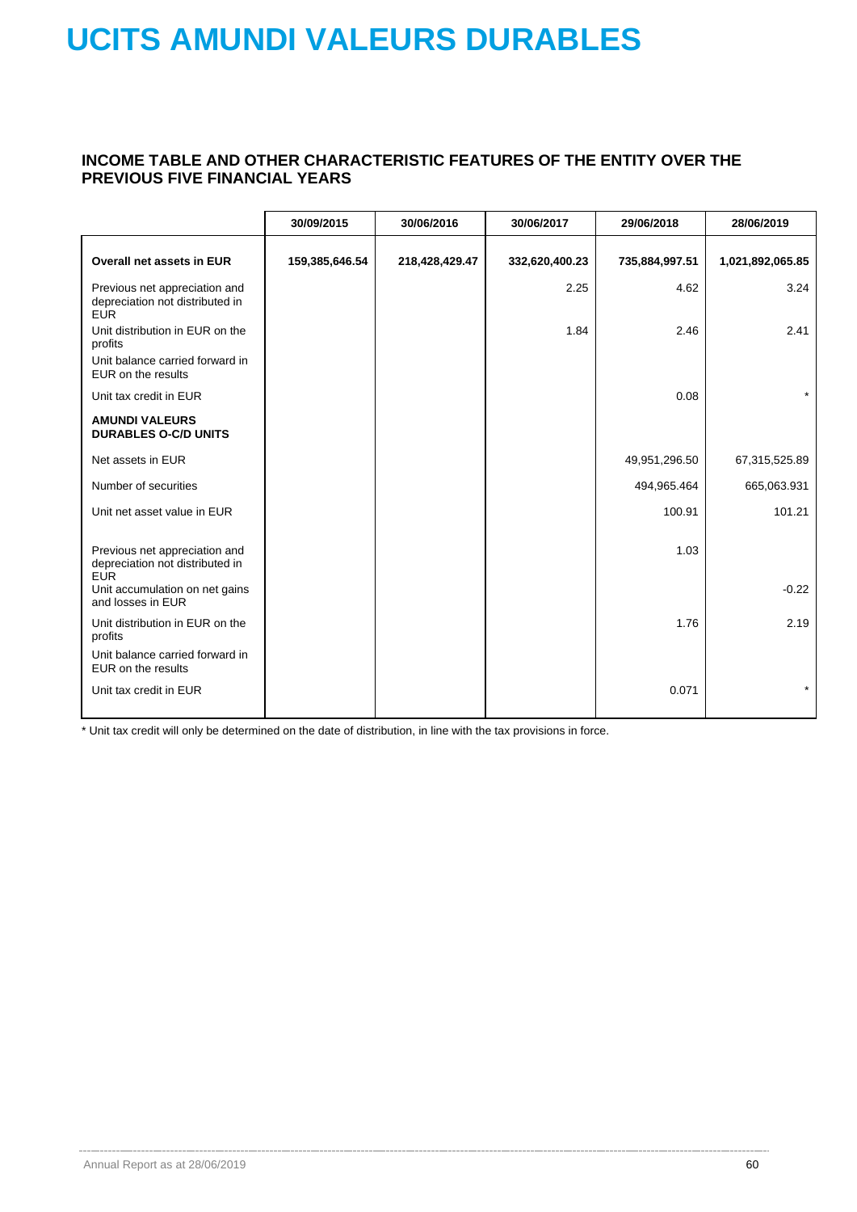# UCITS AMUNDI VALEURS DURABLES

## INCOME TABLE AND OTHER CHARACTERISTIC FEATURES OF THE ENTITY OVER THE PREVIOUS FIVE FINANCIAL YEARS

| | 30/09/2015 | 30/06/2016 | 30/06/2017 | 29/06/2018 | 28/06/2019 |
|---|---|---|---|---|---|
| **Overall net assets in EUR** | **159,385,646.54** | **218,428,429.47** | **332,620,400.23** | **735,884,997.51** | **1,021,892,065.85** |
| Previous net appreciation and depreciation not distributed in EUR | | | 2.25 | 4.62 | 3.24 |
| Unit distribution in EUR on the profits | | | 1.84 | 2.46 | 2.41 |
| Unit balance carried forward in EUR on the results | | | | | |
| Unit tax credit in EUR | | | | 0.08 | * |
| **AMUNDI VALEURS DURABLES O-C/D UNITS** | | | | | |
| Net assets in EUR | | | | 49,951,296.50 | 67,315,525.89 |
| Number of securities | | | | 494,965.464 | 665,063.931 |
| Unit net asset value in EUR | | | | 100.91 | 101.21 |
| Previous net appreciation and depreciation not distributed in EUR | | | | 1.03 | |
| Unit accumulation on net gains and losses in EUR | | | | | -0.22 |
| Unit distribution in EUR on the profits | | | | 1.76 | 2.19 |
| Unit balance carried forward in EUR on the results | | | | | |
| Unit tax credit in EUR | | | | 0.071 | * |

* Unit tax credit will only be determined on the date of distribution, in line with the tax provisions in force.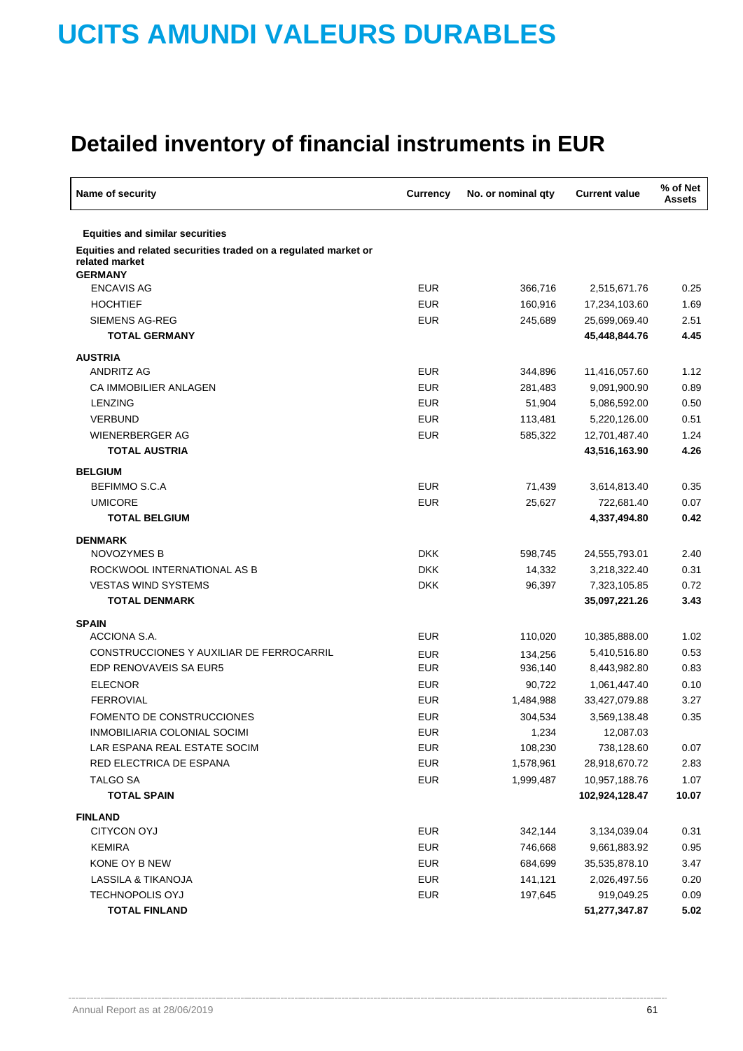# UCITS AMUNDI VALEURS DURABLES

## Detailed inventory of financial instruments in EUR

| Name of security | Currency | No. or nominal qty | Current value | % of Net Assets |
|---|---|---|---|---|
| **Equities and similar securities** | | | | |
| **Equities and related securities traded on a regulated market or related market** | | | | |
| **GERMANY** | | | | |
| ENCAVIS AG | EUR | 366,716 | 2,515,671.76 | 0.25 |
| HOCHTIEF | EUR | 160,916 | 17,234,103.60 | 1.69 |
| SIEMENS AG-REG | EUR | 245,689 | 25,699,069.40 | 2.51 |
| **TOTAL GERMANY** | | | **45,448,844.76** | **4.45** |
| **AUSTRIA** | | | | |
| ANDRITZ AG | EUR | 344,896 | 11,416,057.60 | 1.12 |
| CA IMMOBILIER ANLAGEN | EUR | 281,483 | 9,091,900.90 | 0.89 |
| LENZING | EUR | 51,904 | 5,086,592.00 | 0.50 |
| VERBUND | EUR | 113,481 | 5,220,126.00 | 0.51 |
| WIENERBERGER AG | EUR | 585,322 | 12,701,487.40 | 1.24 |
| **TOTAL AUSTRIA** | | | **43,516,163.90** | **4.26** |
| **BELGIUM** | | | | |
| BEFIMMO S.C.A | EUR | 71,439 | 3,614,813.40 | 0.35 |
| UMICORE | EUR | 25,627 | 722,681.40 | 0.07 |
| **TOTAL BELGIUM** | | | **4,337,494.80** | **0.42** |
| **DENMARK** | | | | |
| NOVOZYMES B | DKK | 598,745 | 24,555,793.01 | 2.40 |
| ROCKWOOL INTERNATIONAL AS B | DKK | 14,332 | 3,218,322.40 | 0.31 |
| VESTAS WIND SYSTEMS | DKK | 96,397 | 7,323,105.85 | 0.72 |
| **TOTAL DENMARK** | | | **35,097,221.26** | **3.43** |
| **SPAIN** | | | | |
| ACCIONA S.A. | EUR | 110,020 | 10,385,888.00 | 1.02 |
| CONSTRUCCIONES Y AUXILIAR DE FERROCARRIL | EUR | 134,256 | 5,410,516.80 | 0.53 |
| EDP RENOVAVEIS SA EUR5 | EUR | 936,140 | 8,443,982.80 | 0.83 |
| ELECNOR | EUR | 90,722 | 1,061,447.40 | 0.10 |
| FERROVIAL | EUR | 1,484,988 | 33,427,079.88 | 3.27 |
| FOMENTO DE CONSTRUCCIONES | EUR | 304,534 | 3,569,138.48 | 0.35 |
| INMOBILIARIA COLONIAL SOCIMI | EUR | 1,234 | 12,087.03 | |
| LAR ESPANA REAL ESTATE SOCIM | EUR | 108,230 | 738,128.60 | 0.07 |
| RED ELECTRICA DE ESPANA | EUR | 1,578,961 | 28,918,670.72 | 2.83 |
| TALGO SA | EUR | 1,999,487 | 10,957,188.76 | 1.07 |
| **TOTAL SPAIN** | | | **102,924,128.47** | **10.07** |
| **FINLAND** | | | | |
| CITYCON OYJ | EUR | 342,144 | 3,134,039.04 | 0.31 |
| KEMIRA | EUR | 746,668 | 9,661,883.92 | 0.95 |
| KONE OY B NEW | EUR | 684,699 | 35,535,878.10 | 3.47 |
| LASSILA & TIKANOJA | EUR | 141,121 | 2,026,497.56 | 0.20 |
| TECHNOPOLIS OYJ | EUR | 197,645 | 919,049.25 | 0.09 |
| **TOTAL FINLAND** | | | **51,277,347.87** | **5.02** |

Annual Report as at 28/06/2019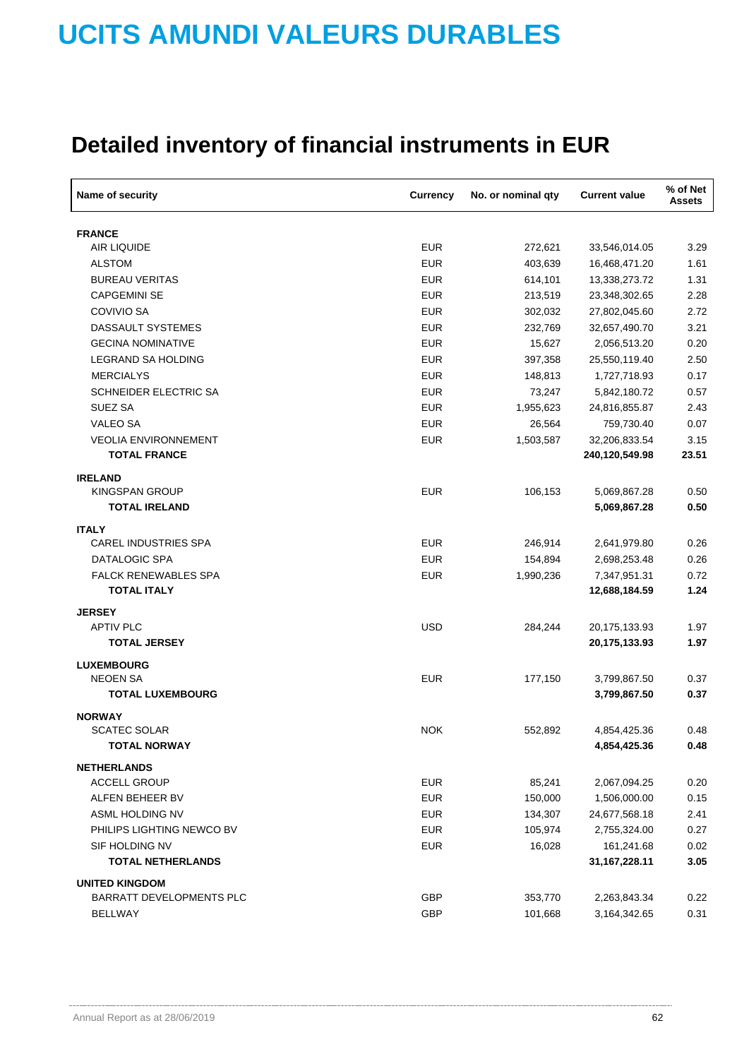# UCITS AMUNDI VALEURS DURABLES

## Detailed inventory of financial instruments in EUR

| Name of security | Currency | No. or nominal qty | Current value | % of Net Assets |
|---|---|---|---|---|
| **FRANCE** | | | | |
| AIR LIQUIDE | EUR | 272,621 | 33,546,014.05 | 3.29 |
| ALSTOM | EUR | 403,639 | 16,468,471.20 | 1.61 |
| BUREAU VERITAS | EUR | 614,101 | 13,338,273.72 | 1.31 |
| CAPGEMINI SE | EUR | 213,519 | 23,348,302.65 | 2.28 |
| COVIVIO SA | EUR | 302,032 | 27,802,045.60 | 2.72 |
| DASSAULT SYSTEMES | EUR | 232,769 | 32,657,490.70 | 3.21 |
| GECINA NOMINATIVE | EUR | 15,627 | 2,056,513.20 | 0.20 |
| LEGRAND SA HOLDING | EUR | 397,358 | 25,550,119.40 | 2.50 |
| MERCIALYS | EUR | 148,813 | 1,727,718.93 | 0.17 |
| SCHNEIDER ELECTRIC SA | EUR | 73,247 | 5,842,180.72 | 0.57 |
| SUEZ SA | EUR | 1,955,623 | 24,816,855.87 | 2.43 |
| VALEO SA | EUR | 26,564 | 759,730.40 | 0.07 |
| VEOLIA ENVIRONNEMENT | EUR | 1,503,587 | 32,206,833.54 | 3.15 |
| **TOTAL FRANCE** | | | **240,120,549.98** | **23.51** |
| **IRELAND** | | | | |
| KINGSPAN GROUP | EUR | 106,153 | 5,069,867.28 | 0.50 |
| **TOTAL IRELAND** | | | **5,069,867.28** | **0.50** |
| **ITALY** | | | | |
| CAREL INDUSTRIES SPA | EUR | 246,914 | 2,641,979.80 | 0.26 |
| DATALOGIC SPA | EUR | 154,894 | 2,698,253.48 | 0.26 |
| FALCK RENEWABLES SPA | EUR | 1,990,236 | 7,347,951.31 | 0.72 |
| **TOTAL ITALY** | | | **12,688,184.59** | **1.24** |
| **JERSEY** | | | | |
| APTIV PLC | USD | 284,244 | 20,175,133.93 | 1.97 |
| **TOTAL JERSEY** | | | **20,175,133.93** | **1.97** |
| **LUXEMBOURG** | | | | |
| NEOEN SA | EUR | 177,150 | 3,799,867.50 | 0.37 |
| **TOTAL LUXEMBOURG** | | | **3,799,867.50** | **0.37** |
| **NORWAY** | | | | |
| SCATEC SOLAR | NOK | 552,892 | 4,854,425.36 | 0.48 |
| **TOTAL NORWAY** | | | **4,854,425.36** | **0.48** |
| **NETHERLANDS** | | | | |
| ACCELL GROUP | EUR | 85,241 | 2,067,094.25 | 0.20 |
| ALFEN BEHEER BV | EUR | 150,000 | 1,506,000.00 | 0.15 |
| ASML HOLDING NV | EUR | 134,307 | 24,677,568.18 | 2.41 |
| PHILIPS LIGHTING NEWCO BV | EUR | 105,974 | 2,755,324.00 | 0.27 |
| SIF HOLDING NV | EUR | 16,028 | 161,241.68 | 0.02 |
| **TOTAL NETHERLANDS** | | | **31,167,228.11** | **3.05** |
| **UNITED KINGDOM** | | | | |
| BARRATT DEVELOPMENTS PLC | GBP | 353,770 | 2,263,843.34 | 0.22 |
| BELLWAY | GBP | 101,668 | 3,164,342.65 | 0.31 |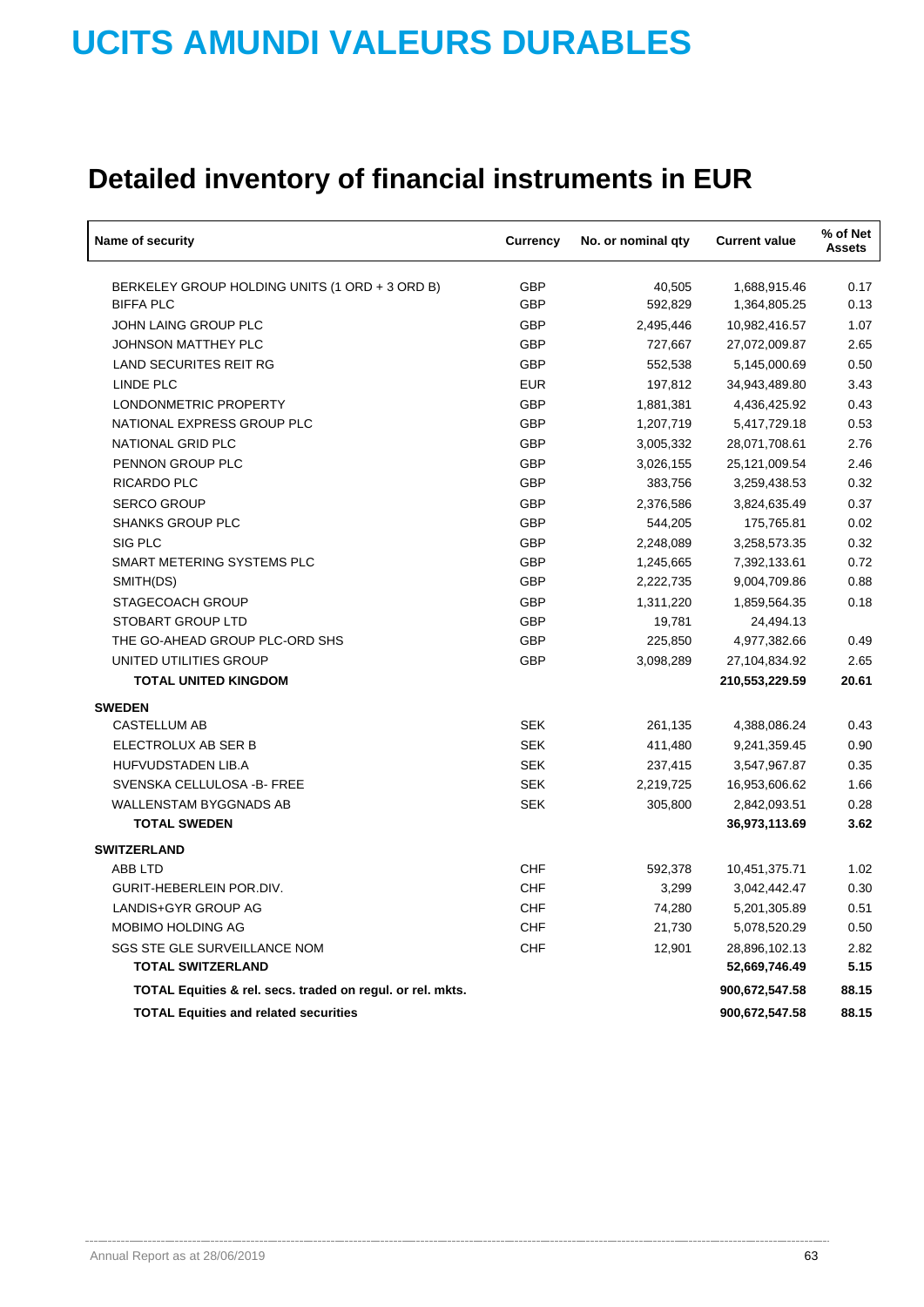# UCITS AMUNDI VALEURS DURABLES

## Detailed inventory of financial instruments in EUR

| Name of security | Currency | No. or nominal qty | Current value | % of Net Assets |
|---|---|---|---|---|
| BERKELEY GROUP HOLDING UNITS (1 ORD + 3 ORD B) | GBP | 40,505 | 1,688,915.46 | 0.17 |
| BIFFA PLC | GBP | 592,829 | 1,364,805.25 | 0.13 |
| JOHN LAING GROUP PLC | GBP | 2,495,446 | 10,982,416.57 | 1.07 |
| JOHNSON MATTHEY PLC | GBP | 727,667 | 27,072,009.87 | 2.65 |
| LAND SECURITES REIT RG | GBP | 552,538 | 5,145,000.69 | 0.50 |
| LINDE PLC | EUR | 197,812 | 34,943,489.80 | 3.43 |
| LONDONMETRIC PROPERTY | GBP | 1,881,381 | 4,436,425.92 | 0.43 |
| NATIONAL EXPRESS GROUP PLC | GBP | 1,207,719 | 5,417,729.18 | 0.53 |
| NATIONAL GRID PLC | GBP | 3,005,332 | 28,071,708.61 | 2.76 |
| PENNON GROUP PLC | GBP | 3,026,155 | 25,121,009.54 | 2.46 |
| RICARDO PLC | GBP | 383,756 | 3,259,438.53 | 0.32 |
| SERCO GROUP | GBP | 2,376,586 | 3,824,635.49 | 0.37 |
| SHANKS GROUP PLC | GBP | 544,205 | 175,765.81 | 0.02 |
| SIG PLC | GBP | 2,248,089 | 3,258,573.35 | 0.32 |
| SMART METERING SYSTEMS PLC | GBP | 1,245,665 | 7,392,133.61 | 0.72 |
| SMITH(DS) | GBP | 2,222,735 | 9,004,709.86 | 0.88 |
| STAGECOACH GROUP | GBP | 1,311,220 | 1,859,564.35 | 0.18 |
| STOBART GROUP LTD | GBP | 19,781 | 24,494.13 | |
| THE GO-AHEAD GROUP PLC-ORD SHS | GBP | 225,850 | 4,977,382.66 | 0.49 |
| UNITED UTILITIES GROUP | GBP | 3,098,289 | 27,104,834.92 | 2.65 |
| **TOTAL UNITED KINGDOM** | | | **210,553,229.59** | **20.61** |
| **SWEDEN** | | | | |
| CASTELLUM AB | SEK | 261,135 | 4,388,086.24 | 0.43 |
| ELECTROLUX AB SER B | SEK | 411,480 | 9,241,359.45 | 0.90 |
| HUFVUDSTADEN LIB.A | SEK | 237,415 | 3,547,967.87 | 0.35 |
| SVENSKA CELLULOSA -B- FREE | SEK | 2,219,725 | 16,953,606.62 | 1.66 |
| WALLENSTAM BYGGNADS AB | SEK | 305,800 | 2,842,093.51 | 0.28 |
| **TOTAL SWEDEN** | | | **36,973,113.69** | **3.62** |
| **SWITZERLAND** | | | | |
| ABB LTD | CHF | 592,378 | 10,451,375.71 | 1.02 |
| GURIT-HEBERLEIN POR.DIV. | CHF | 3,299 | 3,042,442.47 | 0.30 |
| LANDIS+GYR GROUP AG | CHF | 74,280 | 5,201,305.89 | 0.51 |
| MOBIMO HOLDING AG | CHF | 21,730 | 5,078,520.29 | 0.50 |
| SGS STE GLE SURVEILLANCE NOM | CHF | 12,901 | 28,896,102.13 | 2.82 |
| **TOTAL SWITZERLAND** | | | **52,669,746.49** | **5.15** |
| **TOTAL Equities & rel. secs. traded on regul. or rel. mkts.** | | | **900,672,547.58** | **88.15** |
| **TOTAL Equities and related securities** | | | **900,672,547.58** | **88.15** |

Annual Report as at 28/06/2019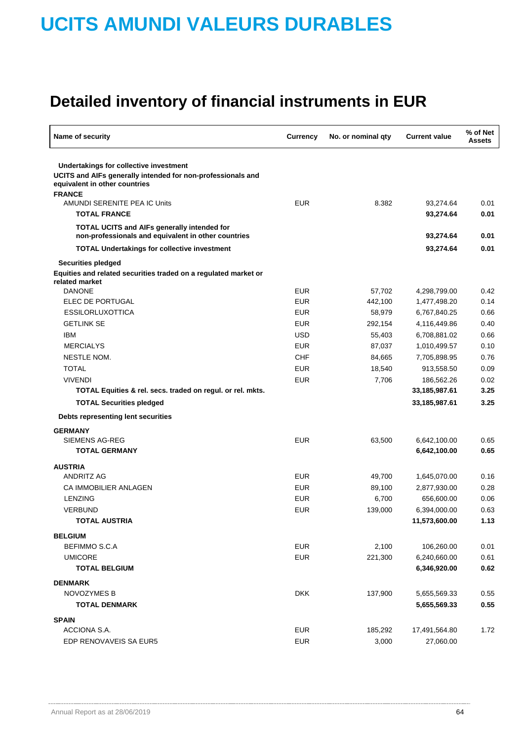# UCITS AMUNDI VALEURS DURABLES

## Detailed inventory of financial instruments in EUR

| Name of security | Currency | No. or nominal qty | Current value | % of Net Assets |
|---|---|---|---|---|
| **Undertakings for collective investment** | | | | |
| **UCITS and AIFs generally intended for non-professionals and equivalent in other countries** | | | | |
| **FRANCE** | | | | |
| AMUNDI SERENITE PEA IC Units | EUR | 8.382 | 93,274.64 | 0.01 |
| **TOTAL FRANCE** | | | **93,274.64** | **0.01** |
| **TOTAL UCITS and AIFs generally intended for non-professionals and equivalent in other countries** | | | **93,274.64** | **0.01** |
| **TOTAL Undertakings for collective investment** | | | **93,274.64** | **0.01** |
| **Securities pledged** | | | | |
| **Equities and related securities traded on a regulated market or related market** | | | | |
| DANONE | EUR | 57,702 | 4,298,799.00 | 0.42 |
| ELEC DE PORTUGAL | EUR | 442,100 | 1,477,498.20 | 0.14 |
| ESSILORLUXOTTICA | EUR | 58,979 | 6,767,840.25 | 0.66 |
| GETLINK SE | EUR | 292,154 | 4,116,449.86 | 0.40 |
| IBM | USD | 55,403 | 6,708,881.02 | 0.66 |
| MERCIALYS | EUR | 87,037 | 1,010,499.57 | 0.10 |
| NESTLE NOM. | CHF | 84,665 | 7,705,898.95 | 0.76 |
| TOTAL | EUR | 18,540 | 913,558.50 | 0.09 |
| VIVENDI | EUR | 7,706 | 186,562.26 | 0.02 |
| **TOTAL Equities & rel. secs. traded on regul. or rel. mkts.** | | | **33,185,987.61** | **3.25** |
| **TOTAL Securities pledged** | | | **33,185,987.61** | **3.25** |
| **Debts representing lent securities** | | | | |
| **GERMANY** | | | | |
| SIEMENS AG-REG | EUR | 63,500 | 6,642,100.00 | 0.65 |
| **TOTAL GERMANY** | | | **6,642,100.00** | **0.65** |
| **AUSTRIA** | | | | |
| ANDRITZ AG | EUR | 49,700 | 1,645,070.00 | 0.16 |
| CA IMMOBILIER ANLAGEN | EUR | 89,100 | 2,877,930.00 | 0.28 |
| LENZING | EUR | 6,700 | 656,600.00 | 0.06 |
| VERBUND | EUR | 139,000 | 6,394,000.00 | 0.63 |
| **TOTAL AUSTRIA** | | | **11,573,600.00** | **1.13** |
| **BELGIUM** | | | | |
| BEFIMMO S.C.A | EUR | 2,100 | 106,260.00 | 0.01 |
| UMICORE | EUR | 221,300 | 6,240,660.00 | 0.61 |
| **TOTAL BELGIUM** | | | **6,346,920.00** | **0.62** |
| **DENMARK** | | | | |
| NOVOZYMES B | DKK | 137,900 | 5,655,569.33 | 0.55 |
| **TOTAL DENMARK** | | | **5,655,569.33** | **0.55** |
| **SPAIN** | | | | |
| ACCIONA S.A. | EUR | 185,292 | 17,491,564.80 | 1.72 |
| EDP RENOVAVEIS SA EUR5 | EUR | 3,000 | 27,060.00 | |

Annual Report as at 28/06/2019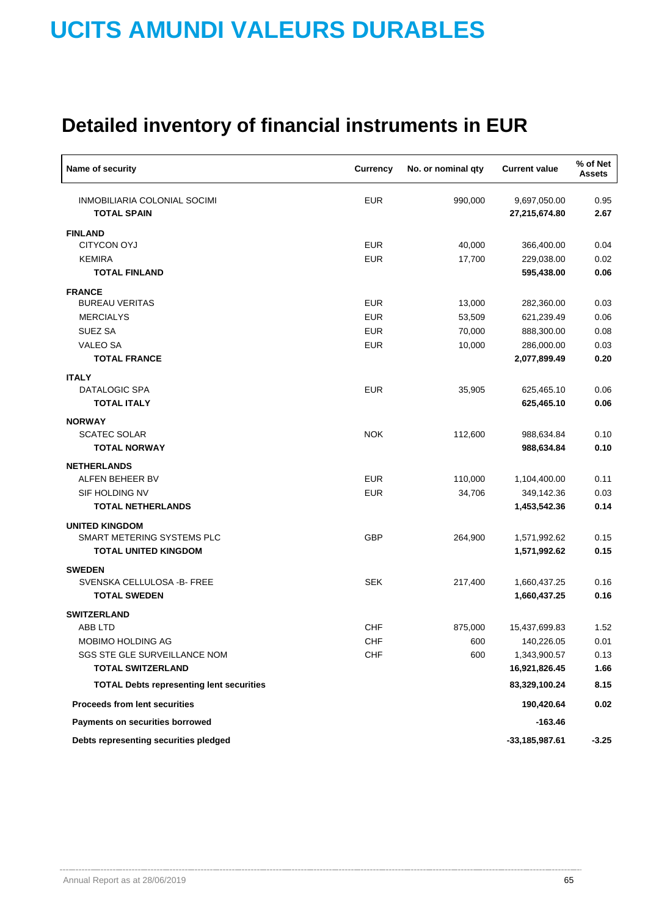# UCITS AMUNDI VALEURS DURABLES

## Detailed inventory of financial instruments in EUR

| Name of security | Currency | No. or nominal qty | Current value | % of Net Assets |
|---|---|---|---|---|
| INMOBILIARIA COLONIAL SOCIMI | EUR | 990,000 | 9,697,050.00 | 0.95 |
| **TOTAL SPAIN** | | | **27,215,674.80** | **2.67** |
| **FINLAND** | | | | |
| CITYCON OYJ | EUR | 40,000 | 366,400.00 | 0.04 |
| KEMIRA | EUR | 17,700 | 229,038.00 | 0.02 |
| **TOTAL FINLAND** | | | **595,438.00** | **0.06** |
| **FRANCE** | | | | |
| BUREAU VERITAS | EUR | 13,000 | 282,360.00 | 0.03 |
| MERCIALYS | EUR | 53,509 | 621,239.49 | 0.06 |
| SUEZ SA | EUR | 70,000 | 888,300.00 | 0.08 |
| VALEO SA | EUR | 10,000 | 286,000.00 | 0.03 |
| **TOTAL FRANCE** | | | **2,077,899.49** | **0.20** |
| **ITALY** | | | | |
| DATALOGIC SPA | EUR | 35,905 | 625,465.10 | 0.06 |
| **TOTAL ITALY** | | | **625,465.10** | **0.06** |
| **NORWAY** | | | | |
| SCATEC SOLAR | NOK | 112,600 | 988,634.84 | 0.10 |
| **TOTAL NORWAY** | | | **988,634.84** | **0.10** |
| **NETHERLANDS** | | | | |
| ALFEN BEHEER BV | EUR | 110,000 | 1,104,400.00 | 0.11 |
| SIF HOLDING NV | EUR | 34,706 | 349,142.36 | 0.03 |
| **TOTAL NETHERLANDS** | | | **1,453,542.36** | **0.14** |
| **UNITED KINGDOM** | | | | |
| SMART METERING SYSTEMS PLC | GBP | 264,900 | 1,571,992.62 | 0.15 |
| **TOTAL UNITED KINGDOM** | | | **1,571,992.62** | **0.15** |
| **SWEDEN** | | | | |
| SVENSKA CELLULOSA -B- FREE | SEK | 217,400 | 1,660,437.25 | 0.16 |
| **TOTAL SWEDEN** | | | **1,660,437.25** | **0.16** |
| **SWITZERLAND** | | | | |
| ABB LTD | CHF | 875,000 | 15,437,699.83 | 1.52 |
| MOBIMO HOLDING AG | CHF | 600 | 140,226.05 | 0.01 |
| SGS STE GLE SURVEILLANCE NOM | CHF | 600 | 1,343,900.57 | 0.13 |
| **TOTAL SWITZERLAND** | | | **16,921,826.45** | **1.66** |
| **TOTAL Debts representing lent securities** | | | **83,329,100.24** | **8.15** |
| **Proceeds from lent securities** | | | **190,420.64** | **0.02** |
| **Payments on securities borrowed** | | | **-163.46** | |
| **Debts representing securities pledged** | | | **-33,185,987.61** | **-3.25** |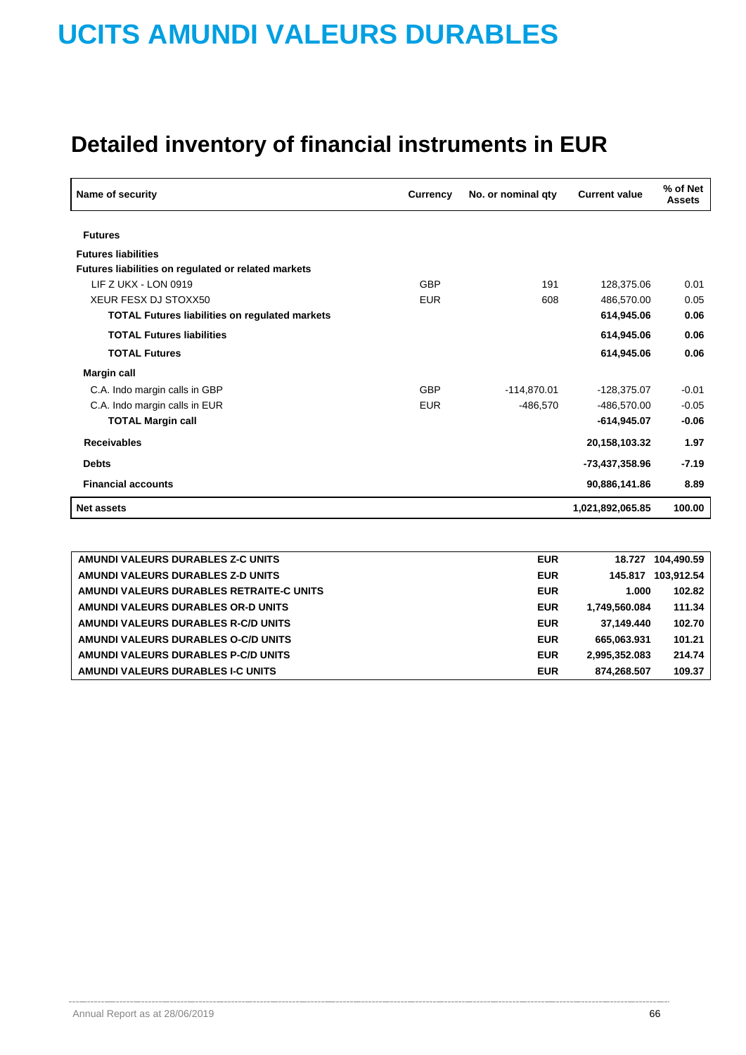# UCITS AMUNDI VALEURS DURABLES

## Detailed inventory of financial instruments in EUR

| Name of security | Currency | No. or nominal qty | Current value | % of Net Assets |
|---|---|---|---|---|
| **Futures** | | | | |
| **Futures liabilities** | | | | |
| **Futures liabilities on regulated or related markets** | | | | |
| LIF Z UKX - LON 0919 | GBP | 191 | 128,375.06 | 0.01 |
| XEUR FESX DJ STOXX50 | EUR | 608 | 486,570.00 | 0.05 |
| **TOTAL Futures liabilities on regulated markets** | | | **614,945.06** | **0.06** |
| **TOTAL Futures liabilities** | | | **614,945.06** | **0.06** |
| **TOTAL Futures** | | | **614,945.06** | **0.06** |
| **Margin call** | | | | |
| C.A. Indo margin calls in GBP | GBP | -114,870.01 | -128,375.07 | -0.01 |
| C.A. Indo margin calls in EUR | EUR | -486,570 | -486,570.00 | -0.05 |
| **TOTAL Margin call** | | | **-614,945.07** | **-0.06** |
| **Receivables** | | | **20,158,103.32** | **1.97** |
| **Debts** | | | **-73,437,358.96** | **-7.19** |
| **Financial accounts** | | | **90,886,141.86** | **8.89** |
| **Net assets** | | | **1,021,892,065.85** | **100.00** |

| | | | |
|---|---|---|---|
| **AMUNDI VALEURS DURABLES Z-C UNITS** | **EUR** | **18.727** | **104,490.59** |
| **AMUNDI VALEURS DURABLES Z-D UNITS** | **EUR** | **145.817** | **103,912.54** |
| **AMUNDI VALEURS DURABLES RETRAITE-C UNITS** | **EUR** | **1.000** | **102.82** |
| **AMUNDI VALEURS DURABLES OR-D UNITS** | **EUR** | **1,749,560.084** | **111.34** |
| **AMUNDI VALEURS DURABLES R-C/D UNITS** | **EUR** | **37,149.440** | **102.70** |
| **AMUNDI VALEURS DURABLES O-C/D UNITS** | **EUR** | **665,063.931** | **101.21** |
| **AMUNDI VALEURS DURABLES P-C/D UNITS** | **EUR** | **2,995,352.083** | **214.74** |
| **AMUNDI VALEURS DURABLES I-C UNITS** | **EUR** | **874,268.507** | **109.37** |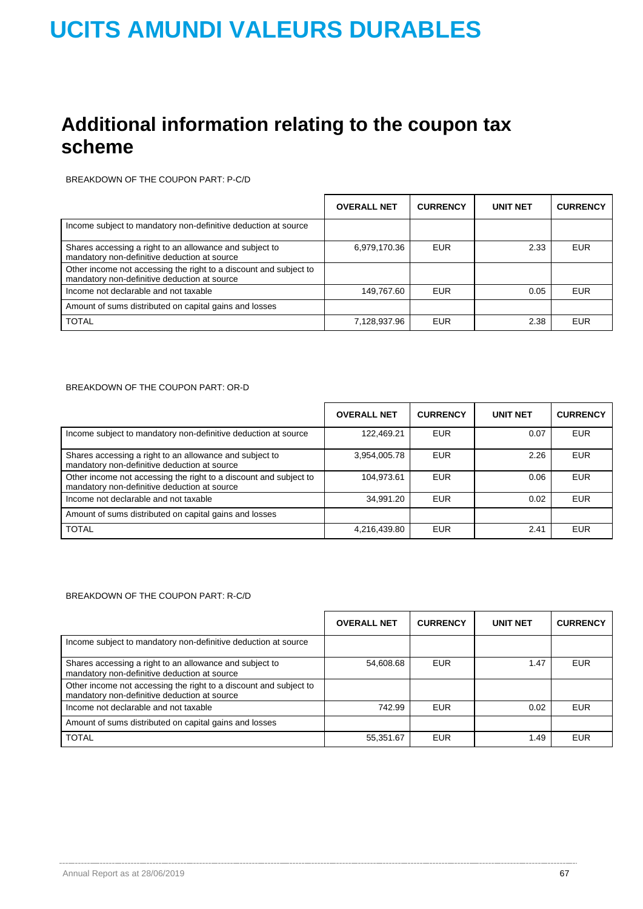# UCITS AMUNDI VALEURS DURABLES

## Additional information relating to the coupon tax scheme

BREAKDOWN OF THE COUPON PART: P-C/D

| | OVERALL NET | CURRENCY | UNIT NET | CURRENCY |
|---|---|---|---|---|
| Income subject to mandatory non-definitive deduction at source | | | | |
| Shares accessing a right to an allowance and subject to mandatory non-definitive deduction at source | 6,979,170.36 | EUR | 2.33 | EUR |
| Other income not accessing the right to a discount and subject to mandatory non-definitive deduction at source | | | | |
| Income not declarable and not taxable | 149,767.60 | EUR | 0.05 | EUR |
| Amount of sums distributed on capital gains and losses | | | | |
| TOTAL | 7,128,937.96 | EUR | 2.38 | EUR |

BREAKDOWN OF THE COUPON PART: OR-D

| | OVERALL NET | CURRENCY | UNIT NET | CURRENCY |
|---|---|---|---|---|
| Income subject to mandatory non-definitive deduction at source | 122,469.21 | EUR | 0.07 | EUR |
| Shares accessing a right to an allowance and subject to mandatory non-definitive deduction at source | 3,954,005.78 | EUR | 2.26 | EUR |
| Other income not accessing the right to a discount and subject to mandatory non-definitive deduction at source | 104,973.61 | EUR | 0.06 | EUR |
| Income not declarable and not taxable | 34,991.20 | EUR | 0.02 | EUR |
| Amount of sums distributed on capital gains and losses | | | | |
| TOTAL | 4,216,439.80 | EUR | 2.41 | EUR |

BREAKDOWN OF THE COUPON PART: R-C/D

| | OVERALL NET | CURRENCY | UNIT NET | CURRENCY |
|---|---|---|---|---|
| Income subject to mandatory non-definitive deduction at source | | | | |
| Shares accessing a right to an allowance and subject to mandatory non-definitive deduction at source | 54,608.68 | EUR | 1.47 | EUR |
| Other income not accessing the right to a discount and subject to mandatory non-definitive deduction at source | | | | |
| Income not declarable and not taxable | 742.99 | EUR | 0.02 | EUR |
| Amount of sums distributed on capital gains and losses | | | | |
| TOTAL | 55,351.67 | EUR | 1.49 | EUR |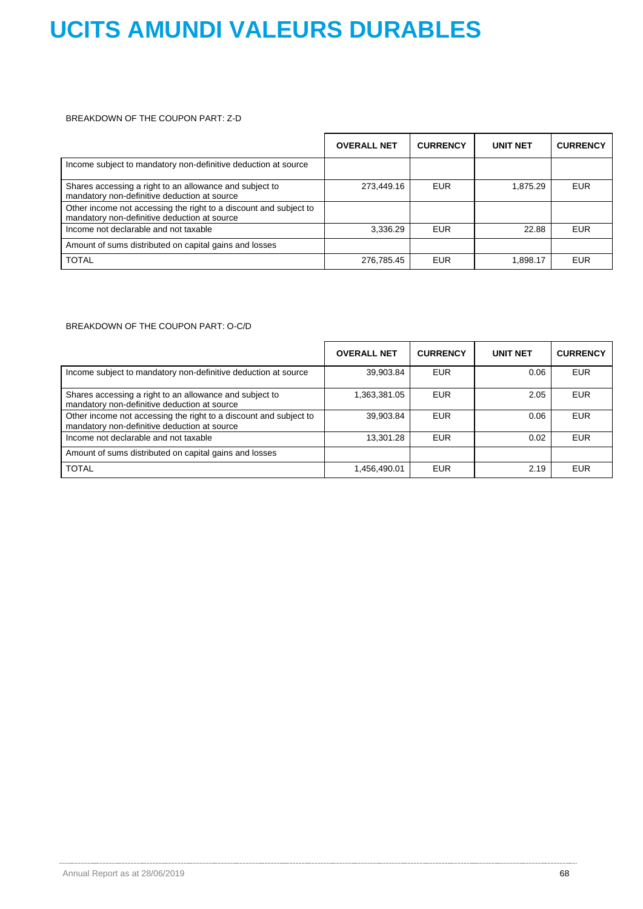# UCITS AMUNDI VALEURS DURABLES

BREAKDOWN OF THE COUPON PART: Z-D

| | OVERALL NET | CURRENCY | UNIT NET | CURRENCY |
|---|---|---|---|---|
| Income subject to mandatory non-definitive deduction at source | | | | |
| Shares accessing a right to an allowance and subject to mandatory non-definitive deduction at source | 273,449.16 | EUR | 1,875.29 | EUR |
| Other income not accessing the right to a discount and subject to mandatory non-definitive deduction at source | | | | |
| Income not declarable and not taxable | 3,336.29 | EUR | 22.88 | EUR |
| Amount of sums distributed on capital gains and losses | | | | |
| TOTAL | 276,785.45 | EUR | 1,898.17 | EUR |

BREAKDOWN OF THE COUPON PART: O-C/D

| | OVERALL NET | CURRENCY | UNIT NET | CURRENCY |
|---|---|---|---|---|
| Income subject to mandatory non-definitive deduction at source | 39,903.84 | EUR | 0.06 | EUR |
| Shares accessing a right to an allowance and subject to mandatory non-definitive deduction at source | 1,363,381.05 | EUR | 2.05 | EUR |
| Other income not accessing the right to a discount and subject to mandatory non-definitive deduction at source | 39,903.84 | EUR | 0.06 | EUR |
| Income not declarable and not taxable | 13,301.28 | EUR | 0.02 | EUR |
| Amount of sums distributed on capital gains and losses | | | | |
| TOTAL | 1,456,490.01 | EUR | 2.19 | EUR |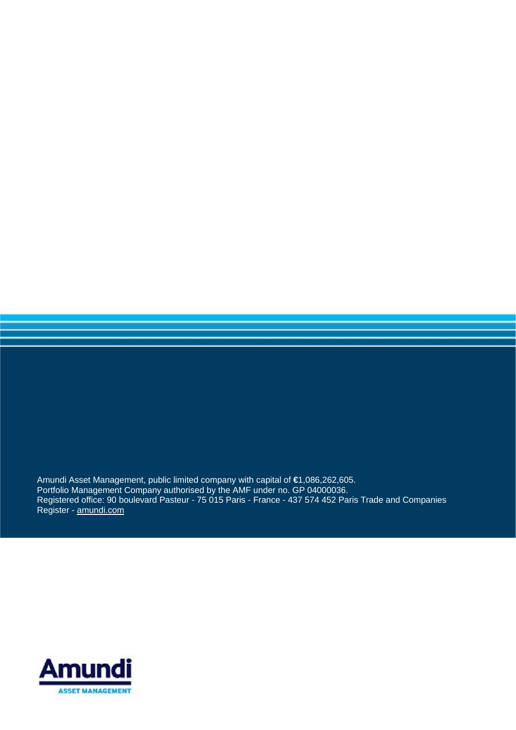Amundi Asset Management, public limited company with capital of €1,086,262,605.
Portfolio Management Company authorised by the AMF under no. GP 04000036.
Registered office: 90 boulevard Pasteur - 75 015 Paris - France - 437 574 452 Paris Trade and Companies Register - amundi.com

Amundi
ASSET MANAGEMENT